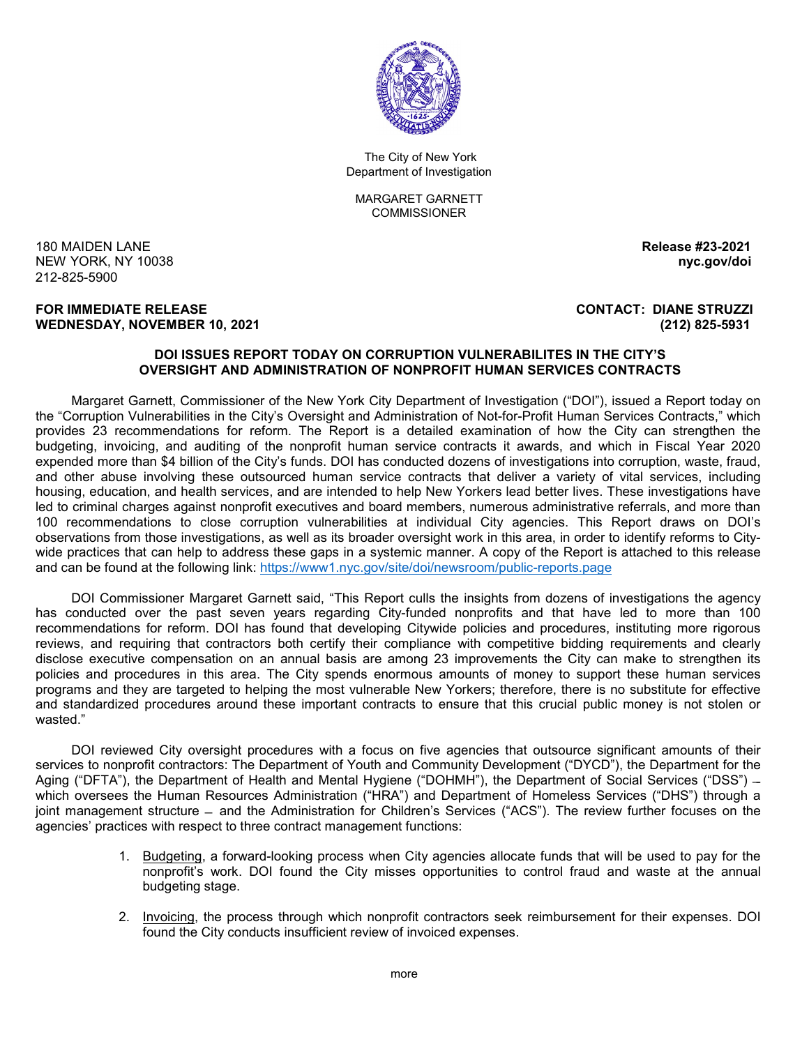The City of New York
Department of Investigation

MARGARET GARNETT
COMMISSIONER

180 MAIDEN LANE
NEW YORK, NY 10038
212-825-5900

**Release #23-2021**
**nyc.gov/doi**

**FOR IMMEDIATE RELEASE**
**WEDNESDAY, NOVEMBER 10, 2021**

**CONTACT: DIANE STRUZZI**
**(212) 825-5931**

**DOI ISSUES REPORT TODAY ON CORRUPTION VULNERABILITES IN THE CITY'S OVERSIGHT AND ADMINISTRATION OF NONPROFIT HUMAN SERVICES CONTRACTS**

Margaret Garnett, Commissioner of the New York City Department of Investigation ("DOI"), issued a Report today on the "Corruption Vulnerabilities in the City's Oversight and Administration of Not-for-Profit Human Services Contracts," which provides 23 recommendations for reform. The Report is a detailed examination of how the City can strengthen the budgeting, invoicing, and auditing of the nonprofit human service contracts it awards, and which in Fiscal Year 2020 expended more than $4 billion of the City's funds. DOI has conducted dozens of investigations into corruption, waste, fraud, and other abuse involving these outsourced human service contracts that deliver a variety of vital services, including housing, education, and health services, and are intended to help New Yorkers lead better lives. These investigations have led to criminal charges against nonprofit executives and board members, numerous administrative referrals, and more than 100 recommendations to close corruption vulnerabilities at individual City agencies. This Report draws on DOI's observations from those investigations, as well as its broader oversight work in this area, in order to identify reforms to City-wide practices that can help to address these gaps in a systemic manner. A copy of the Report is attached to this release and can be found at the following link: https://www1.nyc.gov/site/doi/newsroom/public-reports.page

DOI Commissioner Margaret Garnett said, "This Report culls the insights from dozens of investigations the agency has conducted over the past seven years regarding City-funded nonprofits and that have led to more than 100 recommendations for reform. DOI has found that developing Citywide policies and procedures, instituting more rigorous reviews, and requiring that contractors both certify their compliance with competitive bidding requirements and clearly disclose executive compensation on an annual basis are among 23 improvements the City can make to strengthen its policies and procedures in this area. The City spends enormous amounts of money to support these human services programs and they are targeted to helping the most vulnerable New Yorkers; therefore, there is no substitute for effective and standardized procedures around these important contracts to ensure that this crucial public money is not stolen or wasted."

DOI reviewed City oversight procedures with a focus on five agencies that outsource significant amounts of their services to nonprofit contractors: The Department of Youth and Community Development ("DYCD"), the Department for the Aging ("DFTA"), the Department of Health and Mental Hygiene ("DOHMH"), the Department of Social Services ("DSS") – which oversees the Human Resources Administration ("HRA") and Department of Homeless Services ("DHS") through a joint management structure – and the Administration for Children's Services ("ACS"). The review further focuses on the agencies' practices with respect to three contract management functions:

1. Budgeting, a forward-looking process when City agencies allocate funds that will be used to pay for the nonprofit's work. DOI found the City misses opportunities to control fraud and waste at the annual budgeting stage.

2. Invoicing, the process through which nonprofit contractors seek reimbursement for their expenses. DOI found the City conducts insufficient review of invoiced expenses.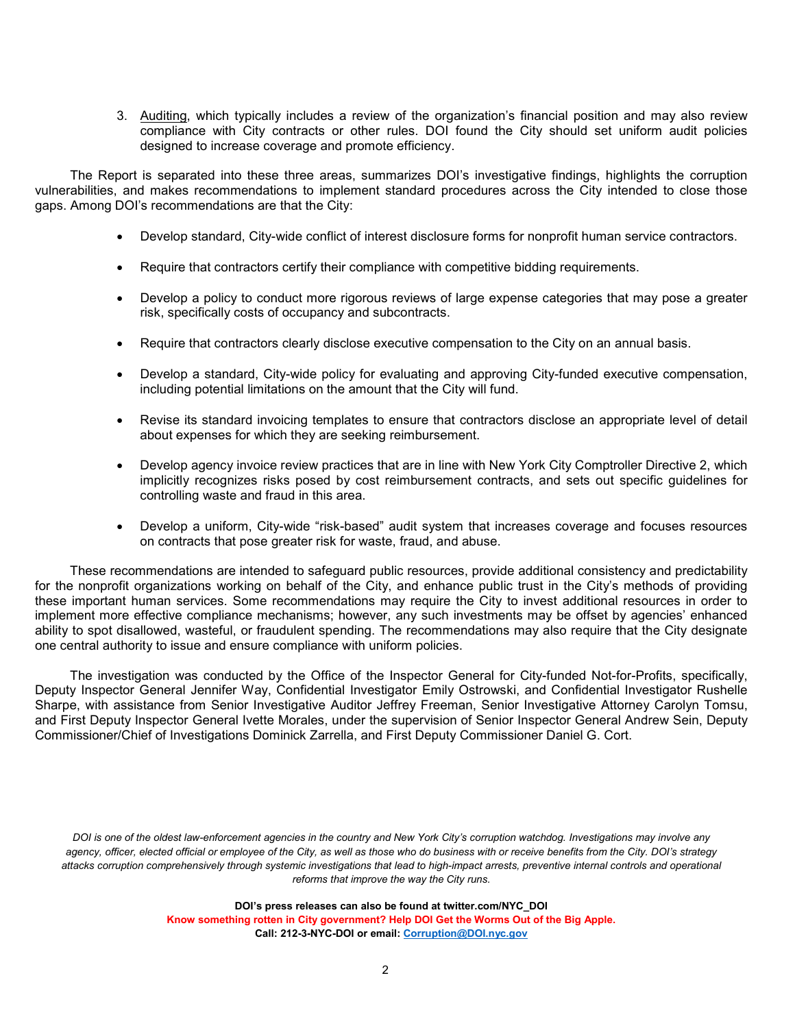3. Auditing, which typically includes a review of the organization's financial position and may also review compliance with City contracts or other rules. DOI found the City should set uniform audit policies designed to increase coverage and promote efficiency.

The Report is separated into these three areas, summarizes DOI's investigative findings, highlights the corruption vulnerabilities, and makes recommendations to implement standard procedures across the City intended to close those gaps. Among DOI's recommendations are that the City:

- Develop standard, City-wide conflict of interest disclosure forms for nonprofit human service contractors.
- Require that contractors certify their compliance with competitive bidding requirements.
- Develop a policy to conduct more rigorous reviews of large expense categories that may pose a greater risk, specifically costs of occupancy and subcontracts.
- Require that contractors clearly disclose executive compensation to the City on an annual basis.
- Develop a standard, City-wide policy for evaluating and approving City-funded executive compensation, including potential limitations on the amount that the City will fund.
- Revise its standard invoicing templates to ensure that contractors disclose an appropriate level of detail about expenses for which they are seeking reimbursement.
- Develop agency invoice review practices that are in line with New York City Comptroller Directive 2, which implicitly recognizes risks posed by cost reimbursement contracts, and sets out specific guidelines for controlling waste and fraud in this area.
- Develop a uniform, City-wide "risk-based" audit system that increases coverage and focuses resources on contracts that pose greater risk for waste, fraud, and abuse.

These recommendations are intended to safeguard public resources, provide additional consistency and predictability for the nonprofit organizations working on behalf of the City, and enhance public trust in the City's methods of providing these important human services. Some recommendations may require the City to invest additional resources in order to implement more effective compliance mechanisms; however, any such investments may be offset by agencies' enhanced ability to spot disallowed, wasteful, or fraudulent spending. The recommendations may also require that the City designate one central authority to issue and ensure compliance with uniform policies.

The investigation was conducted by the Office of the Inspector General for City-funded Not-for-Profits, specifically, Deputy Inspector General Jennifer Way, Confidential Investigator Emily Ostrowski, and Confidential Investigator Rushelle Sharpe, with assistance from Senior Investigative Auditor Jeffrey Freeman, Senior Investigative Attorney Carolyn Tomsu, and First Deputy Inspector General Ivette Morales, under the supervision of Senior Inspector General Andrew Sein, Deputy Commissioner/Chief of Investigations Dominick Zarrella, and First Deputy Commissioner Daniel G. Cort.

*DOI is one of the oldest law-enforcement agencies in the country and New York City's corruption watchdog. Investigations may involve any agency, officer, elected official or employee of the City, as well as those who do business with or receive benefits from the City. DOI's strategy attacks corruption comprehensively through systemic investigations that lead to high-impact arrests, preventive internal controls and operational reforms that improve the way the City runs.*

**DOI's press releases can also be found at twitter.com/NYC_DOI**

**Know something rotten in City government? Help DOI Get the Worms Out of the Big Apple.**

**Call: 212-3-NYC-DOI or email: Corruption@DOI.nyc.gov**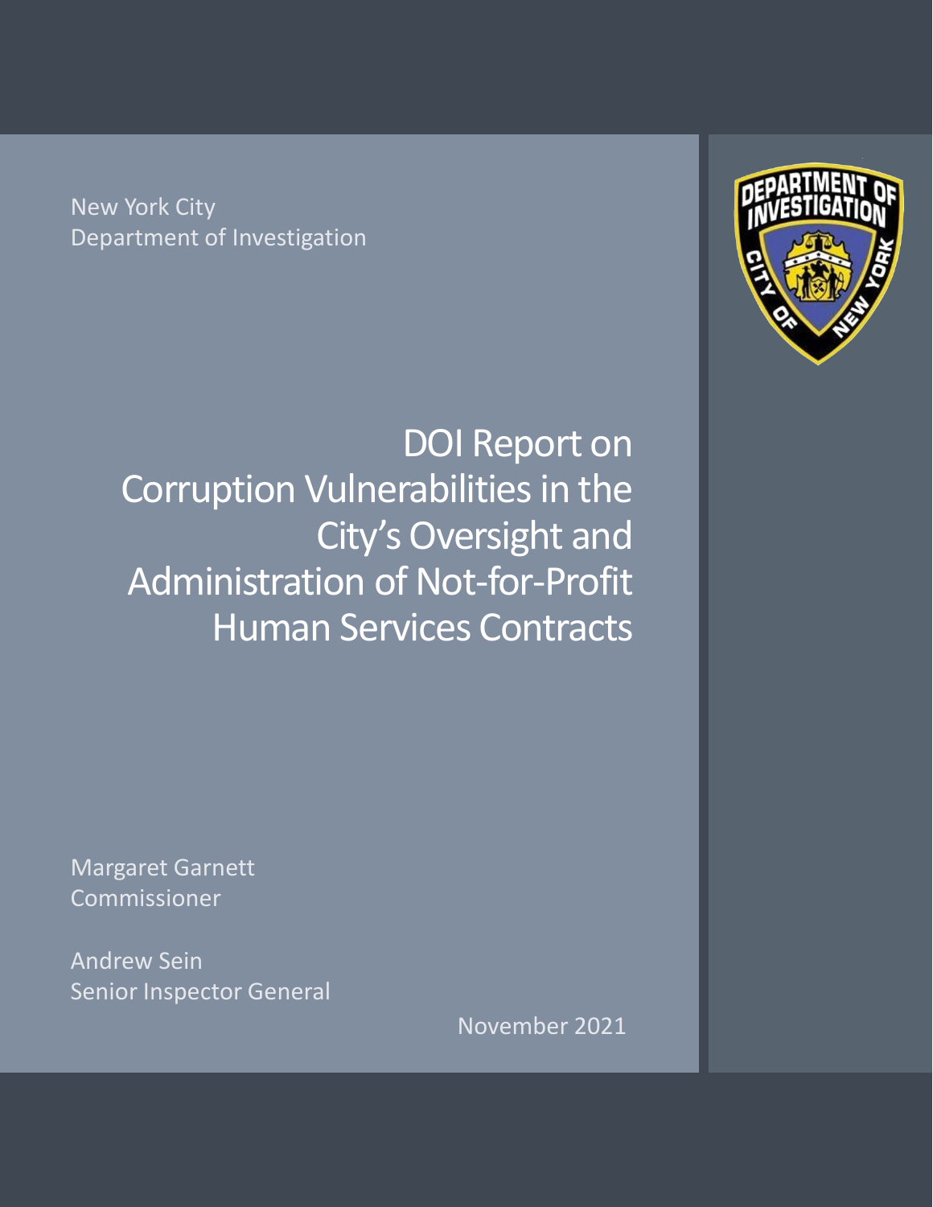New York City
Department of Investigation

# DOI Report on Corruption Vulnerabilities in the City's Oversight and Administration of Not-for-Profit Human Services Contracts

Margaret Garnett
Commissioner

Andrew Sein
Senior Inspector General

November 2021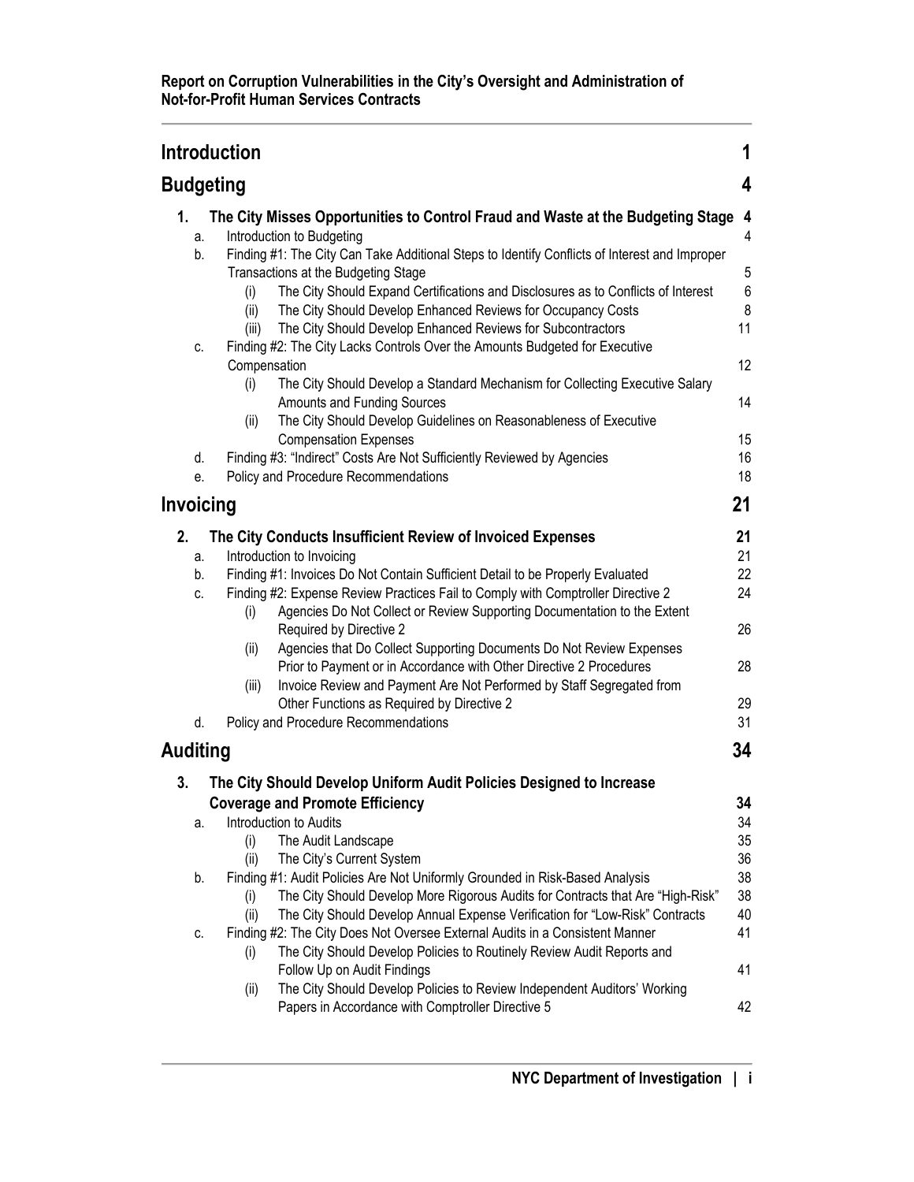**Report on Corruption Vulnerabilities in the City's Oversight and Administration of Not-for-Profit Human Services Contracts**

## Introduction 1

## Budgeting 4

**1. The City Misses Opportunities to Control Fraud and Waste at the Budgeting Stage 4**

- a. Introduction to Budgeting 4
- b. Finding #1: The City Can Take Additional Steps to Identify Conflicts of Interest and Improper Transactions at the Budgeting Stage 5
  - (i) The City Should Expand Certifications and Disclosures as to Conflicts of Interest 6
  - (ii) The City Should Develop Enhanced Reviews for Occupancy Costs 8
  - (iii) The City Should Develop Enhanced Reviews for Subcontractors 11
- c. Finding #2: The City Lacks Controls Over the Amounts Budgeted for Executive Compensation 12
  - (i) The City Should Develop a Standard Mechanism for Collecting Executive Salary Amounts and Funding Sources 14
  - (ii) The City Should Develop Guidelines on Reasonableness of Executive Compensation Expenses 15
- d. Finding #3: "Indirect" Costs Are Not Sufficiently Reviewed by Agencies 16
- e. Policy and Procedure Recommendations 18

## Invoicing 21

**2. The City Conducts Insufficient Review of Invoiced Expenses 21**

- a. Introduction to Invoicing 21
- b. Finding #1: Invoices Do Not Contain Sufficient Detail to be Properly Evaluated 22
- c. Finding #2: Expense Review Practices Fail to Comply with Comptroller Directive 2 24
  - (i) Agencies Do Not Collect or Review Supporting Documentation to the Extent Required by Directive 2 26
  - (ii) Agencies that Do Collect Supporting Documents Do Not Review Expenses Prior to Payment or in Accordance with Other Directive 2 Procedures 28
  - (iii) Invoice Review and Payment Are Not Performed by Staff Segregated from Other Functions as Required by Directive 2 29
- d. Policy and Procedure Recommendations 31

## Auditing 34

**3. The City Should Develop Uniform Audit Policies Designed to Increase Coverage and Promote Efficiency 34**

- a. Introduction to Audits 34
  - (i) The Audit Landscape 35
  - (ii) The City's Current System 36
- b. Finding #1: Audit Policies Are Not Uniformly Grounded in Risk-Based Analysis 38
  - (i) The City Should Develop More Rigorous Audits for Contracts that Are "High-Risk" 38
  - (ii) The City Should Develop Annual Expense Verification for "Low-Risk" Contracts 40
- c. Finding #2: The City Does Not Oversee External Audits in a Consistent Manner 41
  - (i) The City Should Develop Policies to Routinely Review Audit Reports and Follow Up on Audit Findings 41
  - (ii) The City Should Develop Policies to Review Independent Auditors' Working Papers in Accordance with Comptroller Directive 5 42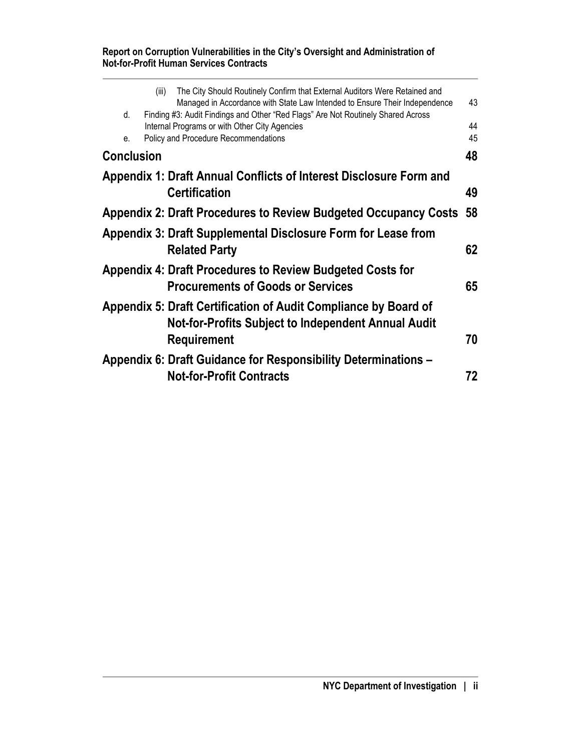(iii) The City Should Routinely Confirm that External Auditors Were Retained and Managed in Accordance with State Law Intended to Ensure Their Independence 43

d. Finding #3: Audit Findings and Other "Red Flags" Are Not Routinely Shared Across Internal Programs or with Other City Agencies 44

e. Policy and Procedure Recommendations 45

**Conclusion** **48**

**Appendix 1: Draft Annual Conflicts of Interest Disclosure Form and Certification** **49**

**Appendix 2: Draft Procedures to Review Budgeted Occupancy Costs** **58**

**Appendix 3: Draft Supplemental Disclosure Form for Lease from Related Party** **62**

**Appendix 4: Draft Procedures to Review Budgeted Costs for Procurements of Goods or Services** **65**

**Appendix 5: Draft Certification of Audit Compliance by Board of Not-for-Profits Subject to Independent Annual Audit Requirement** **70**

**Appendix 6: Draft Guidance for Responsibility Determinations – Not-for-Profit Contracts** **72**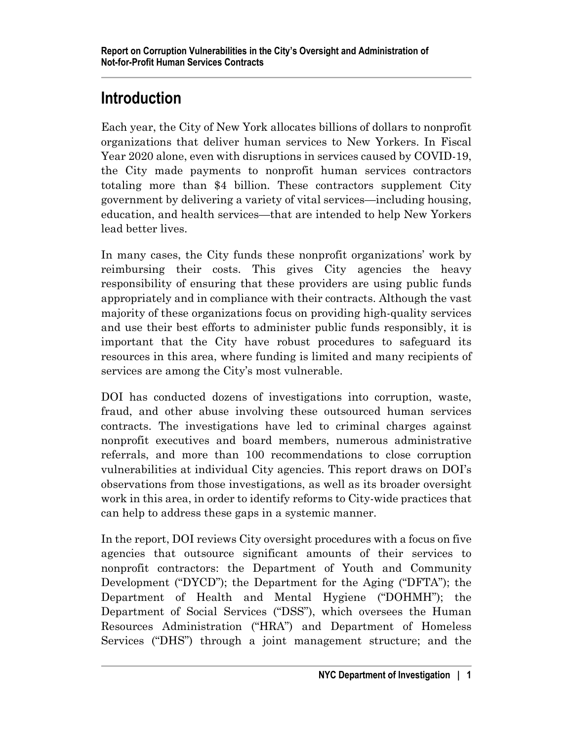# Introduction

Each year, the City of New York allocates billions of dollars to nonprofit organizations that deliver human services to New Yorkers. In Fiscal Year 2020 alone, even with disruptions in services caused by COVID-19, the City made payments to nonprofit human services contractors totaling more than $4 billion. These contractors supplement City government by delivering a variety of vital services—including housing, education, and health services—that are intended to help New Yorkers lead better lives.

In many cases, the City funds these nonprofit organizations' work by reimbursing their costs. This gives City agencies the heavy responsibility of ensuring that these providers are using public funds appropriately and in compliance with their contracts. Although the vast majority of these organizations focus on providing high-quality services and use their best efforts to administer public funds responsibly, it is important that the City have robust procedures to safeguard its resources in this area, where funding is limited and many recipients of services are among the City's most vulnerable.

DOI has conducted dozens of investigations into corruption, waste, fraud, and other abuse involving these outsourced human services contracts. The investigations have led to criminal charges against nonprofit executives and board members, numerous administrative referrals, and more than 100 recommendations to close corruption vulnerabilities at individual City agencies. This report draws on DOI's observations from those investigations, as well as its broader oversight work in this area, in order to identify reforms to City-wide practices that can help to address these gaps in a systemic manner.

In the report, DOI reviews City oversight procedures with a focus on five agencies that outsource significant amounts of their services to nonprofit contractors: the Department of Youth and Community Development ("DYCD"); the Department for the Aging ("DFTA"); the Department of Health and Mental Hygiene ("DOHMH"); the Department of Social Services ("DSS"), which oversees the Human Resources Administration ("HRA") and Department of Homeless Services ("DHS") through a joint management structure; and the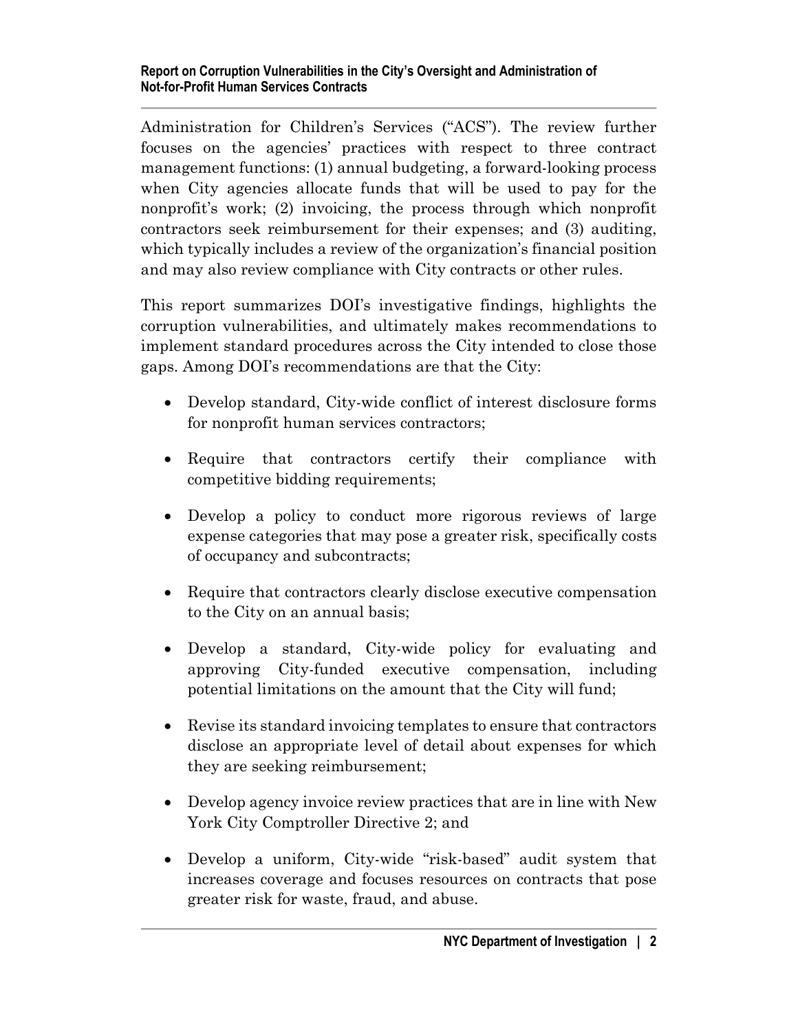Administration for Children's Services ("ACS"). The review further focuses on the agencies' practices with respect to three contract management functions: (1) annual budgeting, a forward-looking process when City agencies allocate funds that will be used to pay for the nonprofit's work; (2) invoicing, the process through which nonprofit contractors seek reimbursement for their expenses; and (3) auditing, which typically includes a review of the organization's financial position and may also review compliance with City contracts or other rules.

This report summarizes DOI's investigative findings, highlights the corruption vulnerabilities, and ultimately makes recommendations to implement standard procedures across the City intended to close those gaps. Among DOI's recommendations are that the City:

- Develop standard, City-wide conflict of interest disclosure forms for nonprofit human services contractors;
- Require that contractors certify their compliance with competitive bidding requirements;
- Develop a policy to conduct more rigorous reviews of large expense categories that may pose a greater risk, specifically costs of occupancy and subcontracts;
- Require that contractors clearly disclose executive compensation to the City on an annual basis;
- Develop a standard, City-wide policy for evaluating and approving City-funded executive compensation, including potential limitations on the amount that the City will fund;
- Revise its standard invoicing templates to ensure that contractors disclose an appropriate level of detail about expenses for which they are seeking reimbursement;
- Develop agency invoice review practices that are in line with New York City Comptroller Directive 2; and
- Develop a uniform, City-wide "risk-based" audit system that increases coverage and focuses resources on contracts that pose greater risk for waste, fraud, and abuse.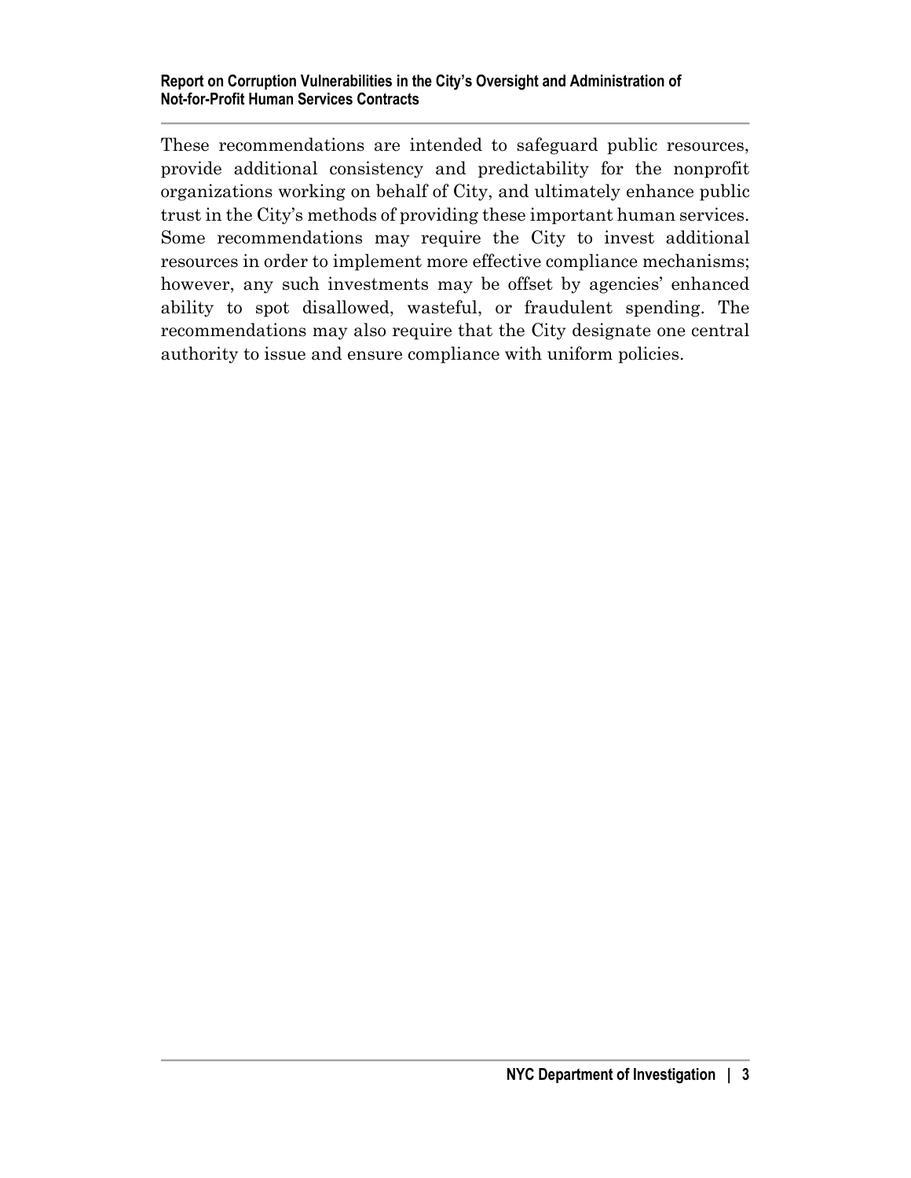These recommendations are intended to safeguard public resources, provide additional consistency and predictability for the nonprofit organizations working on behalf of City, and ultimately enhance public trust in the City's methods of providing these important human services. Some recommendations may require the City to invest additional resources in order to implement more effective compliance mechanisms; however, any such investments may be offset by agencies' enhanced ability to spot disallowed, wasteful, or fraudulent spending. The recommendations may also require that the City designate one central authority to issue and ensure compliance with uniform policies.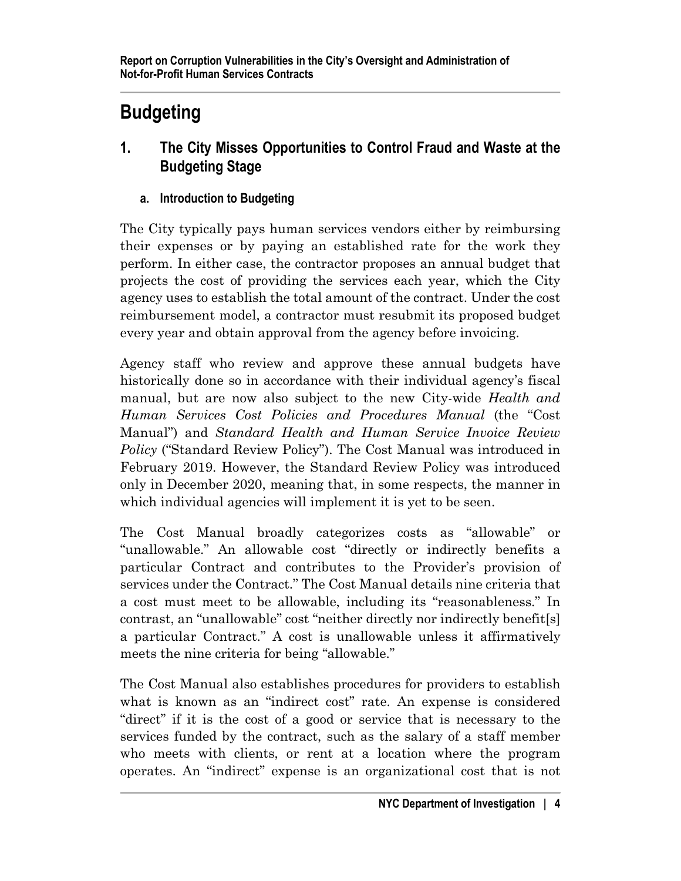# Budgeting

## 1. The City Misses Opportunities to Control Fraud and Waste at the Budgeting Stage

### a. Introduction to Budgeting

The City typically pays human services vendors either by reimbursing their expenses or by paying an established rate for the work they perform. In either case, the contractor proposes an annual budget that projects the cost of providing the services each year, which the City agency uses to establish the total amount of the contract. Under the cost reimbursement model, a contractor must resubmit its proposed budget every year and obtain approval from the agency before invoicing.

Agency staff who review and approve these annual budgets have historically done so in accordance with their individual agency's fiscal manual, but are now also subject to the new City-wide *Health and Human Services Cost Policies and Procedures Manual* (the "Cost Manual") and *Standard Health and Human Service Invoice Review Policy* ("Standard Review Policy"). The Cost Manual was introduced in February 2019. However, the Standard Review Policy was introduced only in December 2020, meaning that, in some respects, the manner in which individual agencies will implement it is yet to be seen.

The Cost Manual broadly categorizes costs as "allowable" or "unallowable." An allowable cost "directly or indirectly benefits a particular Contract and contributes to the Provider's provision of services under the Contract." The Cost Manual details nine criteria that a cost must meet to be allowable, including its "reasonableness." In contrast, an "unallowable" cost "neither directly nor indirectly benefit[s] a particular Contract." A cost is unallowable unless it affirmatively meets the nine criteria for being "allowable."

The Cost Manual also establishes procedures for providers to establish what is known as an "indirect cost" rate. An expense is considered "direct" if it is the cost of a good or service that is necessary to the services funded by the contract, such as the salary of a staff member who meets with clients, or rent at a location where the program operates. An "indirect" expense is an organizational cost that is not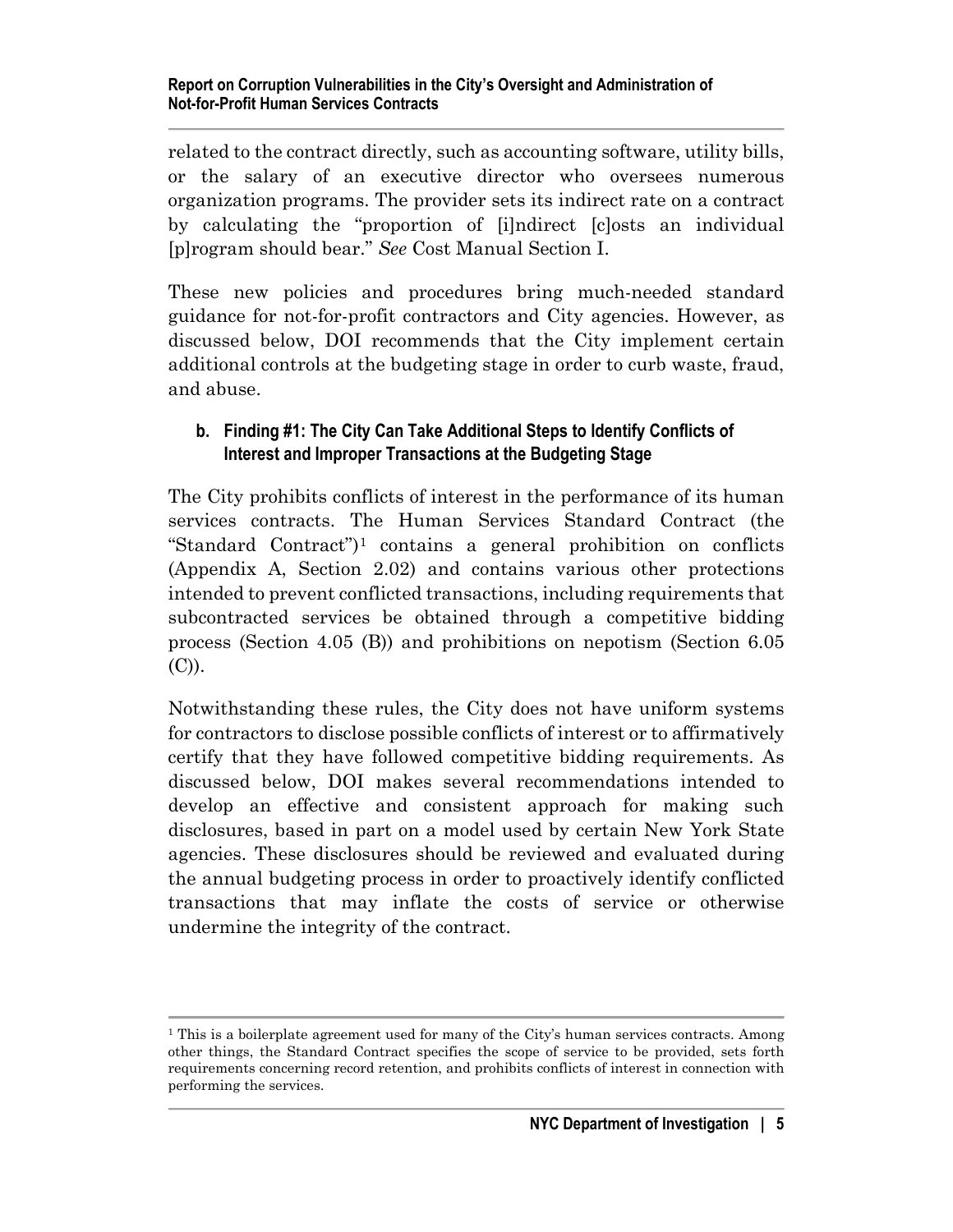related to the contract directly, such as accounting software, utility bills, or the salary of an executive director who oversees numerous organization programs. The provider sets its indirect rate on a contract by calculating the "proportion of [i]ndirect [c]osts an individual [p]rogram should bear." *See* Cost Manual Section I.

These new policies and procedures bring much-needed standard guidance for not-for-profit contractors and City agencies. However, as discussed below, DOI recommends that the City implement certain additional controls at the budgeting stage in order to curb waste, fraud, and abuse.

### b. Finding #1: The City Can Take Additional Steps to Identify Conflicts of Interest and Improper Transactions at the Budgeting Stage

The City prohibits conflicts of interest in the performance of its human services contracts. The Human Services Standard Contract (the "Standard Contract")[1] contains a general prohibition on conflicts (Appendix A, Section 2.02) and contains various other protections intended to prevent conflicted transactions, including requirements that subcontracted services be obtained through a competitive bidding process (Section 4.05 (B)) and prohibitions on nepotism (Section 6.05 (C)).

Notwithstanding these rules, the City does not have uniform systems for contractors to disclose possible conflicts of interest or to affirmatively certify that they have followed competitive bidding requirements. As discussed below, DOI makes several recommendations intended to develop an effective and consistent approach for making such disclosures, based in part on a model used by certain New York State agencies. These disclosures should be reviewed and evaluated during the annual budgeting process in order to proactively identify conflicted transactions that may inflate the costs of service or otherwise undermine the integrity of the contract.

---

[1] This is a boilerplate agreement used for many of the City's human services contracts. Among other things, the Standard Contract specifies the scope of service to be provided, sets forth requirements concerning record retention, and prohibits conflicts of interest in connection with performing the services.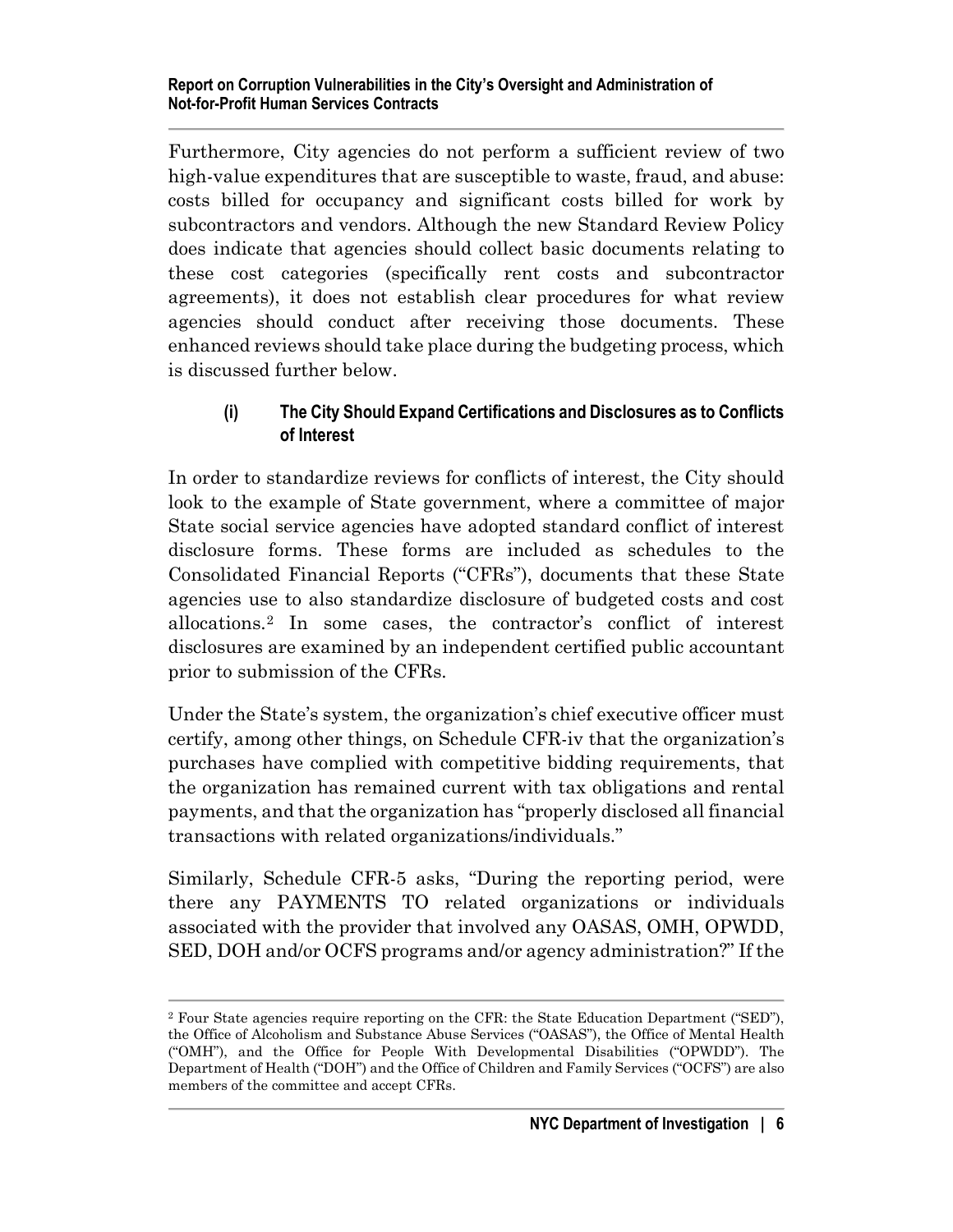Furthermore, City agencies do not perform a sufficient review of two high-value expenditures that are susceptible to waste, fraud, and abuse: costs billed for occupancy and significant costs billed for work by subcontractors and vendors. Although the new Standard Review Policy does indicate that agencies should collect basic documents relating to these cost categories (specifically rent costs and subcontractor agreements), it does not establish clear procedures for what review agencies should conduct after receiving those documents. These enhanced reviews should take place during the budgeting process, which is discussed further below.

#### (i) The City Should Expand Certifications and Disclosures as to Conflicts of Interest

In order to standardize reviews for conflicts of interest, the City should look to the example of State government, where a committee of major State social service agencies have adopted standard conflict of interest disclosure forms. These forms are included as schedules to the Consolidated Financial Reports ("CFRs"), documents that these State agencies use to also standardize disclosure of budgeted costs and cost allocations.[2] In some cases, the contractor's conflict of interest disclosures are examined by an independent certified public accountant prior to submission of the CFRs.

Under the State's system, the organization's chief executive officer must certify, among other things, on Schedule CFR-iv that the organization's purchases have complied with competitive bidding requirements, that the organization has remained current with tax obligations and rental payments, and that the organization has "properly disclosed all financial transactions with related organizations/individuals."

Similarly, Schedule CFR-5 asks, "During the reporting period, were there any PAYMENTS TO related organizations or individuals associated with the provider that involved any OASAS, OMH, OPWDD, SED, DOH and/or OCFS programs and/or agency administration?" If the

---

[2] Four State agencies require reporting on the CFR: the State Education Department ("SED"), the Office of Alcoholism and Substance Abuse Services ("OASAS"), the Office of Mental Health ("OMH"), and the Office for People With Developmental Disabilities ("OPWDD"). The Department of Health ("DOH") and the Office of Children and Family Services ("OCFS") are also members of the committee and accept CFRs.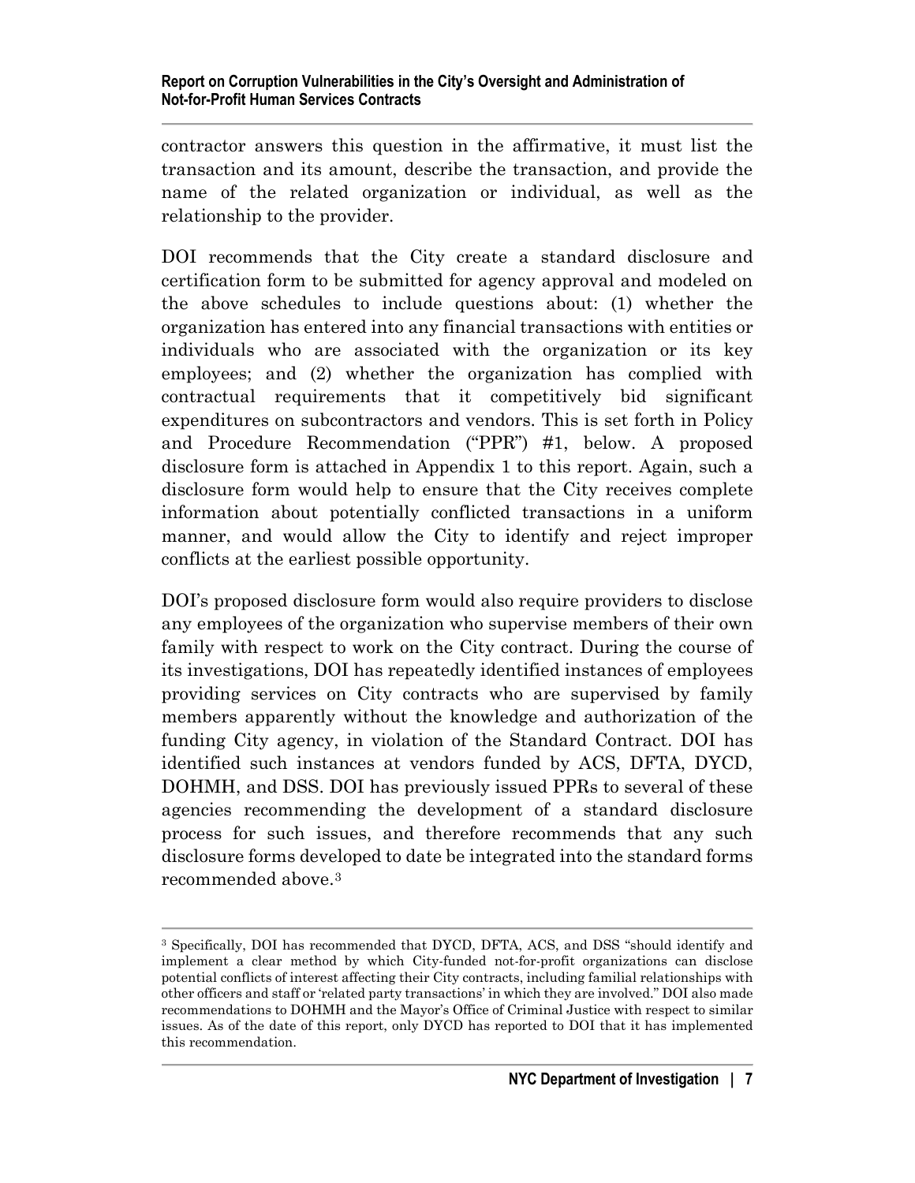contractor answers this question in the affirmative, it must list the transaction and its amount, describe the transaction, and provide the name of the related organization or individual, as well as the relationship to the provider.

DOI recommends that the City create a standard disclosure and certification form to be submitted for agency approval and modeled on the above schedules to include questions about: (1) whether the organization has entered into any financial transactions with entities or individuals who are associated with the organization or its key employees; and (2) whether the organization has complied with contractual requirements that it competitively bid significant expenditures on subcontractors and vendors. This is set forth in Policy and Procedure Recommendation ("PPR") #1, below. A proposed disclosure form is attached in Appendix 1 to this report. Again, such a disclosure form would help to ensure that the City receives complete information about potentially conflicted transactions in a uniform manner, and would allow the City to identify and reject improper conflicts at the earliest possible opportunity.

DOI's proposed disclosure form would also require providers to disclose any employees of the organization who supervise members of their own family with respect to work on the City contract. During the course of its investigations, DOI has repeatedly identified instances of employees providing services on City contracts who are supervised by family members apparently without the knowledge and authorization of the funding City agency, in violation of the Standard Contract. DOI has identified such instances at vendors funded by ACS, DFTA, DYCD, DOHMH, and DSS. DOI has previously issued PPRs to several of these agencies recommending the development of a standard disclosure process for such issues, and therefore recommends that any such disclosure forms developed to date be integrated into the standard forms recommended above.[3]

---

[3] Specifically, DOI has recommended that DYCD, DFTA, ACS, and DSS "should identify and implement a clear method by which City-funded not-for-profit organizations can disclose potential conflicts of interest affecting their City contracts, including familial relationships with other officers and staff or 'related party transactions' in which they are involved." DOI also made recommendations to DOHMH and the Mayor's Office of Criminal Justice with respect to similar issues. As of the date of this report, only DYCD has reported to DOI that it has implemented this recommendation.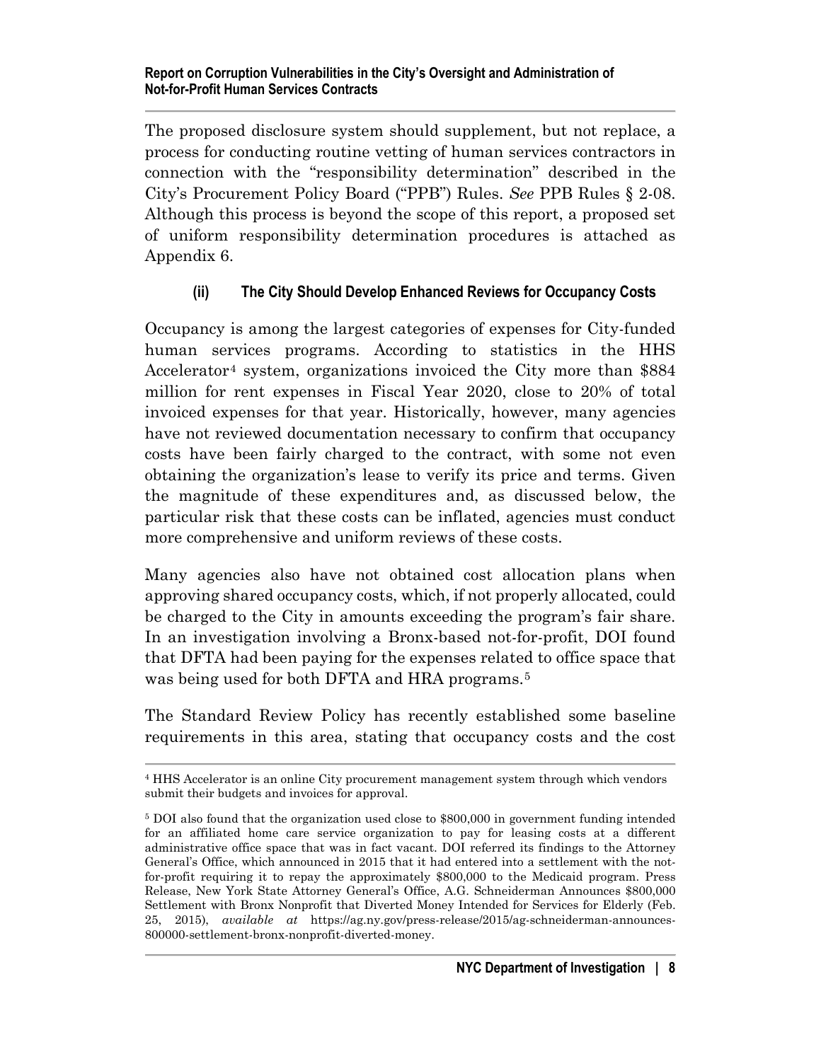The proposed disclosure system should supplement, but not replace, a process for conducting routine vetting of human services contractors in connection with the "responsibility determination" described in the City's Procurement Policy Board ("PPB") Rules. *See* PPB Rules § 2-08. Although this process is beyond the scope of this report, a proposed set of uniform responsibility determination procedures is attached as Appendix 6.

### (ii) The City Should Develop Enhanced Reviews for Occupancy Costs

Occupancy is among the largest categories of expenses for City-funded human services programs. According to statistics in the HHS Accelerator[4] system, organizations invoiced the City more than $884 million for rent expenses in Fiscal Year 2020, close to 20% of total invoiced expenses for that year. Historically, however, many agencies have not reviewed documentation necessary to confirm that occupancy costs have been fairly charged to the contract, with some not even obtaining the organization's lease to verify its price and terms. Given the magnitude of these expenditures and, as discussed below, the particular risk that these costs can be inflated, agencies must conduct more comprehensive and uniform reviews of these costs.

Many agencies also have not obtained cost allocation plans when approving shared occupancy costs, which, if not properly allocated, could be charged to the City in amounts exceeding the program's fair share. In an investigation involving a Bronx-based not-for-profit, DOI found that DFTA had been paying for the expenses related to office space that was being used for both DFTA and HRA programs.[5]

The Standard Review Policy has recently established some baseline requirements in this area, stating that occupancy costs and the cost

---

[4] HHS Accelerator is an online City procurement management system through which vendors submit their budgets and invoices for approval.

[5] DOI also found that the organization used close to $800,000 in government funding intended for an affiliated home care service organization to pay for leasing costs at a different administrative office space that was in fact vacant. DOI referred its findings to the Attorney General's Office, which announced in 2015 that it had entered into a settlement with the not-for-profit requiring it to repay the approximately $800,000 to the Medicaid program. Press Release, New York State Attorney General's Office, A.G. Schneiderman Announces $800,000 Settlement with Bronx Nonprofit that Diverted Money Intended for Services for Elderly (Feb. 25, 2015), *available at* https://ag.ny.gov/press-release/2015/ag-schneiderman-announces-800000-settlement-bronx-nonprofit-diverted-money.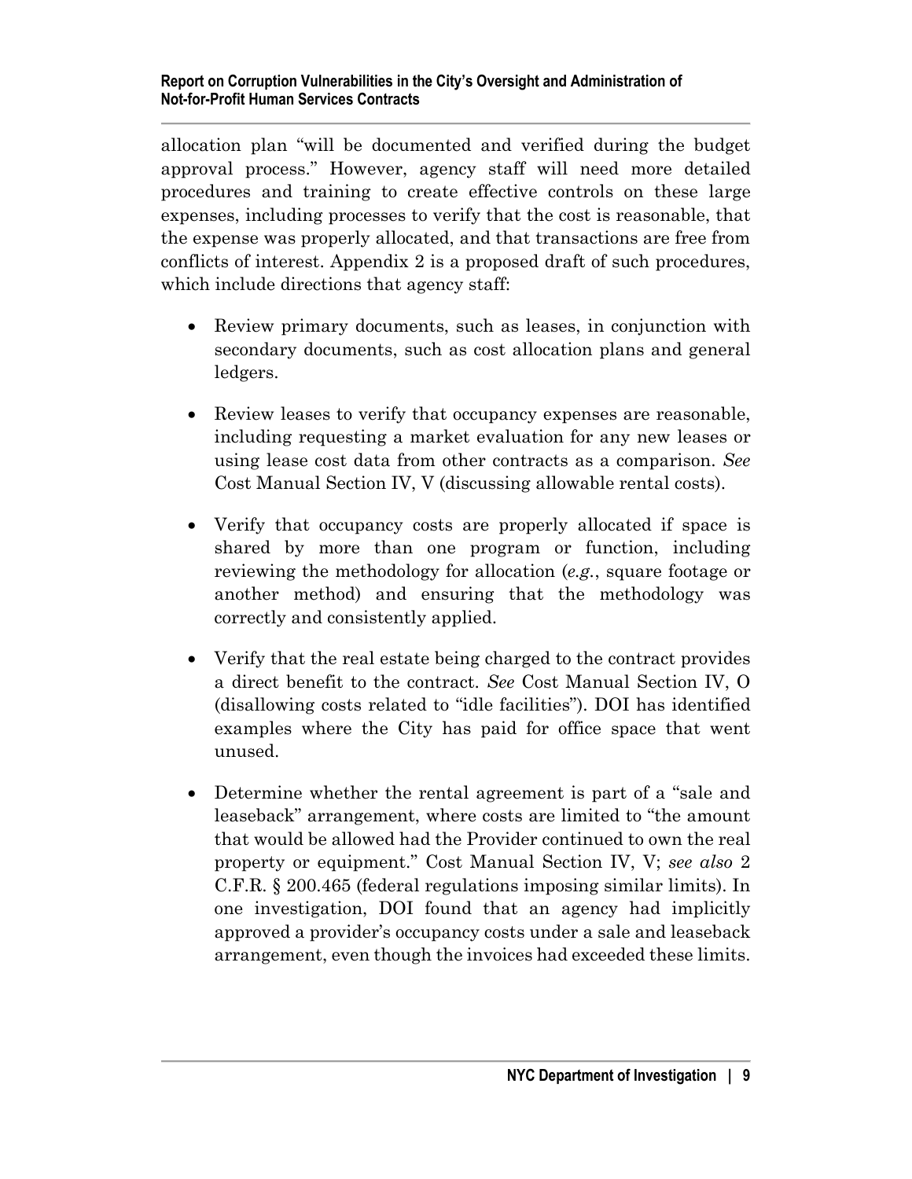allocation plan "will be documented and verified during the budget approval process." However, agency staff will need more detailed procedures and training to create effective controls on these large expenses, including processes to verify that the cost is reasonable, that the expense was properly allocated, and that transactions are free from conflicts of interest. Appendix 2 is a proposed draft of such procedures, which include directions that agency staff:

- Review primary documents, such as leases, in conjunction with secondary documents, such as cost allocation plans and general ledgers.
- Review leases to verify that occupancy expenses are reasonable, including requesting a market evaluation for any new leases or using lease cost data from other contracts as a comparison. *See* Cost Manual Section IV, V (discussing allowable rental costs).
- Verify that occupancy costs are properly allocated if space is shared by more than one program or function, including reviewing the methodology for allocation (*e.g.*, square footage or another method) and ensuring that the methodology was correctly and consistently applied.
- Verify that the real estate being charged to the contract provides a direct benefit to the contract. *See* Cost Manual Section IV, O (disallowing costs related to "idle facilities"). DOI has identified examples where the City has paid for office space that went unused.
- Determine whether the rental agreement is part of a "sale and leaseback" arrangement, where costs are limited to "the amount that would be allowed had the Provider continued to own the real property or equipment." Cost Manual Section IV, V; *see also* 2 C.F.R. § 200.465 (federal regulations imposing similar limits). In one investigation, DOI found that an agency had implicitly approved a provider's occupancy costs under a sale and leaseback arrangement, even though the invoices had exceeded these limits.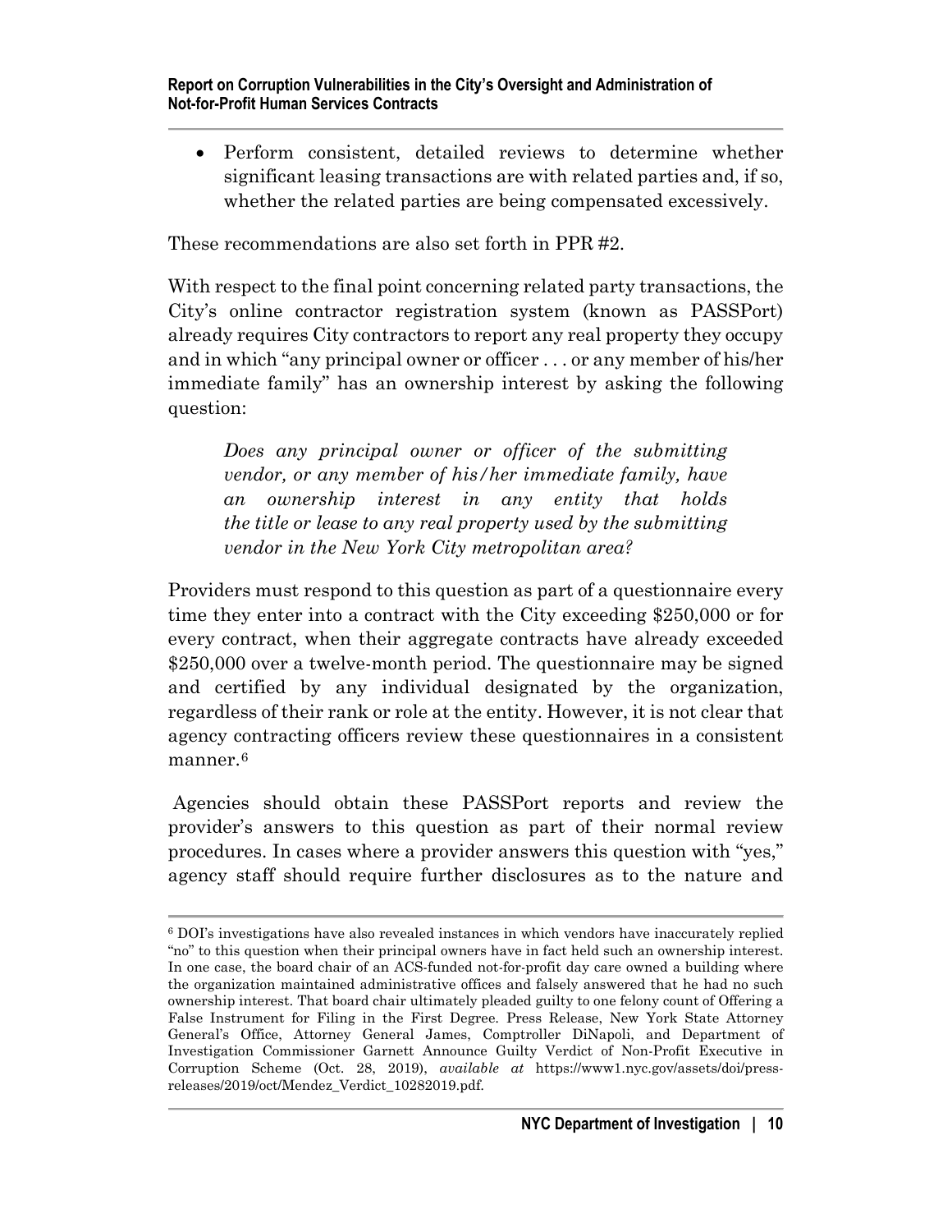- Perform consistent, detailed reviews to determine whether significant leasing transactions are with related parties and, if so, whether the related parties are being compensated excessively.

These recommendations are also set forth in PPR #2.

With respect to the final point concerning related party transactions, the City's online contractor registration system (known as PASSPort) already requires City contractors to report any real property they occupy and in which "any principal owner or officer . . . or any member of his/her immediate family" has an ownership interest by asking the following question:

> *Does any principal owner or officer of the submitting vendor, or any member of his/her immediate family, have an ownership interest in any entity that holds the title or lease to any real property used by the submitting vendor in the New York City metropolitan area?*

Providers must respond to this question as part of a questionnaire every time they enter into a contract with the City exceeding $250,000 or for every contract, when their aggregate contracts have already exceeded $250,000 over a twelve-month period. The questionnaire may be signed and certified by any individual designated by the organization, regardless of their rank or role at the entity. However, it is not clear that agency contracting officers review these questionnaires in a consistent manner.[6]

Agencies should obtain these PASSPort reports and review the provider's answers to this question as part of their normal review procedures. In cases where a provider answers this question with "yes," agency staff should require further disclosures as to the nature and

---

[6] DOI's investigations have also revealed instances in which vendors have inaccurately replied "no" to this question when their principal owners have in fact held such an ownership interest. In one case, the board chair of an ACS-funded not-for-profit day care owned a building where the organization maintained administrative offices and falsely answered that he had no such ownership interest. That board chair ultimately pleaded guilty to one felony count of Offering a False Instrument for Filing in the First Degree. Press Release, New York State Attorney General's Office, Attorney General James, Comptroller DiNapoli, and Department of Investigation Commissioner Garnett Announce Guilty Verdict of Non-Profit Executive in Corruption Scheme (Oct. 28, 2019), *available at* https://www1.nyc.gov/assets/doi/press-releases/2019/oct/Mendez_Verdict_10282019.pdf.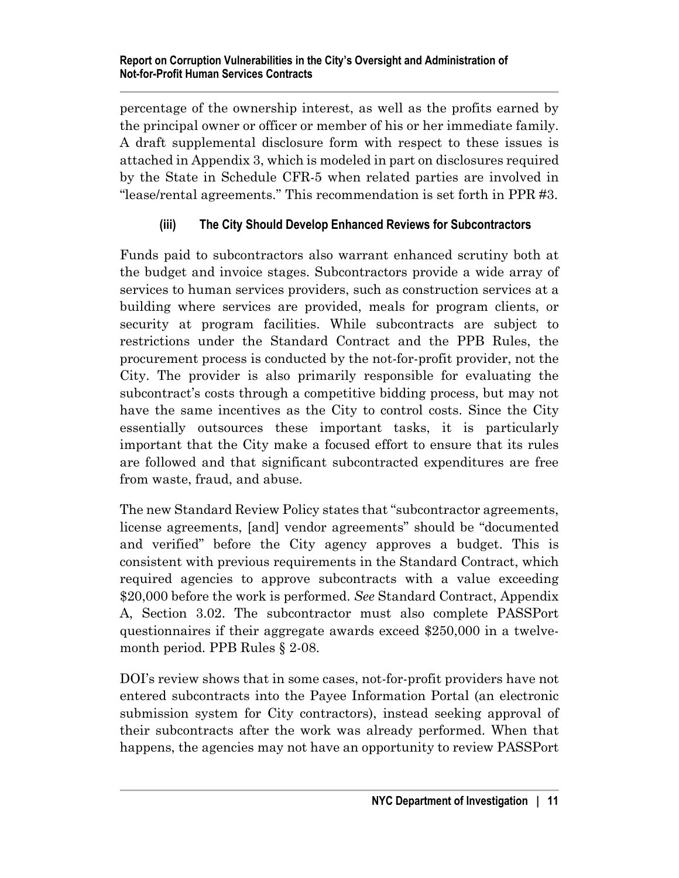percentage of the ownership interest, as well as the profits earned by the principal owner or officer or member of his or her immediate family. A draft supplemental disclosure form with respect to these issues is attached in Appendix 3, which is modeled in part on disclosures required by the State in Schedule CFR-5 when related parties are involved in "lease/rental agreements." This recommendation is set forth in PPR #3.

### (iii) The City Should Develop Enhanced Reviews for Subcontractors

Funds paid to subcontractors also warrant enhanced scrutiny both at the budget and invoice stages. Subcontractors provide a wide array of services to human services providers, such as construction services at a building where services are provided, meals for program clients, or security at program facilities. While subcontracts are subject to restrictions under the Standard Contract and the PPB Rules, the procurement process is conducted by the not-for-profit provider, not the City. The provider is also primarily responsible for evaluating the subcontract's costs through a competitive bidding process, but may not have the same incentives as the City to control costs. Since the City essentially outsources these important tasks, it is particularly important that the City make a focused effort to ensure that its rules are followed and that significant subcontracted expenditures are free from waste, fraud, and abuse.

The new Standard Review Policy states that "subcontractor agreements, license agreements, [and] vendor agreements" should be "documented and verified" before the City agency approves a budget. This is consistent with previous requirements in the Standard Contract, which required agencies to approve subcontracts with a value exceeding $20,000 before the work is performed. *See* Standard Contract, Appendix A, Section 3.02. The subcontractor must also complete PASSPort questionnaires if their aggregate awards exceed $250,000 in a twelve-month period. PPB Rules § 2-08.

DOI's review shows that in some cases, not-for-profit providers have not entered subcontracts into the Payee Information Portal (an electronic submission system for City contractors), instead seeking approval of their subcontracts after the work was already performed. When that happens, the agencies may not have an opportunity to review PASSPort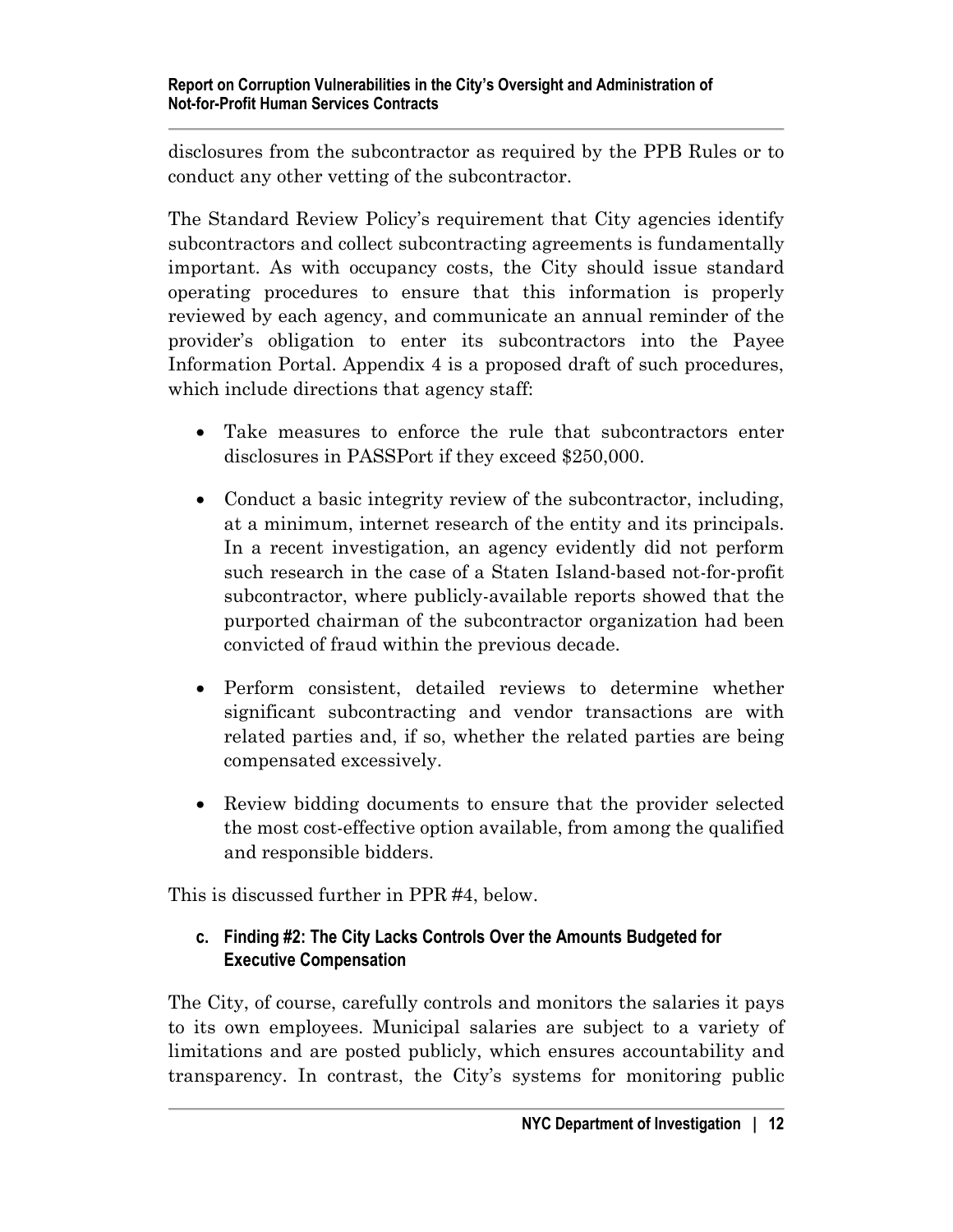disclosures from the subcontractor as required by the PPB Rules or to conduct any other vetting of the subcontractor.

The Standard Review Policy's requirement that City agencies identify subcontractors and collect subcontracting agreements is fundamentally important. As with occupancy costs, the City should issue standard operating procedures to ensure that this information is properly reviewed by each agency, and communicate an annual reminder of the provider's obligation to enter its subcontractors into the Payee Information Portal. Appendix 4 is a proposed draft of such procedures, which include directions that agency staff:

- Take measures to enforce the rule that subcontractors enter disclosures in PASSPort if they exceed $250,000.
- Conduct a basic integrity review of the subcontractor, including, at a minimum, internet research of the entity and its principals. In a recent investigation, an agency evidently did not perform such research in the case of a Staten Island-based not-for-profit subcontractor, where publicly-available reports showed that the purported chairman of the subcontractor organization had been convicted of fraud within the previous decade.
- Perform consistent, detailed reviews to determine whether significant subcontracting and vendor transactions are with related parties and, if so, whether the related parties are being compensated excessively.
- Review bidding documents to ensure that the provider selected the most cost-effective option available, from among the qualified and responsible bidders.

This is discussed further in PPR #4, below.

### c. Finding #2: The City Lacks Controls Over the Amounts Budgeted for Executive Compensation

The City, of course, carefully controls and monitors the salaries it pays to its own employees. Municipal salaries are subject to a variety of limitations and are posted publicly, which ensures accountability and transparency. In contrast, the City's systems for monitoring public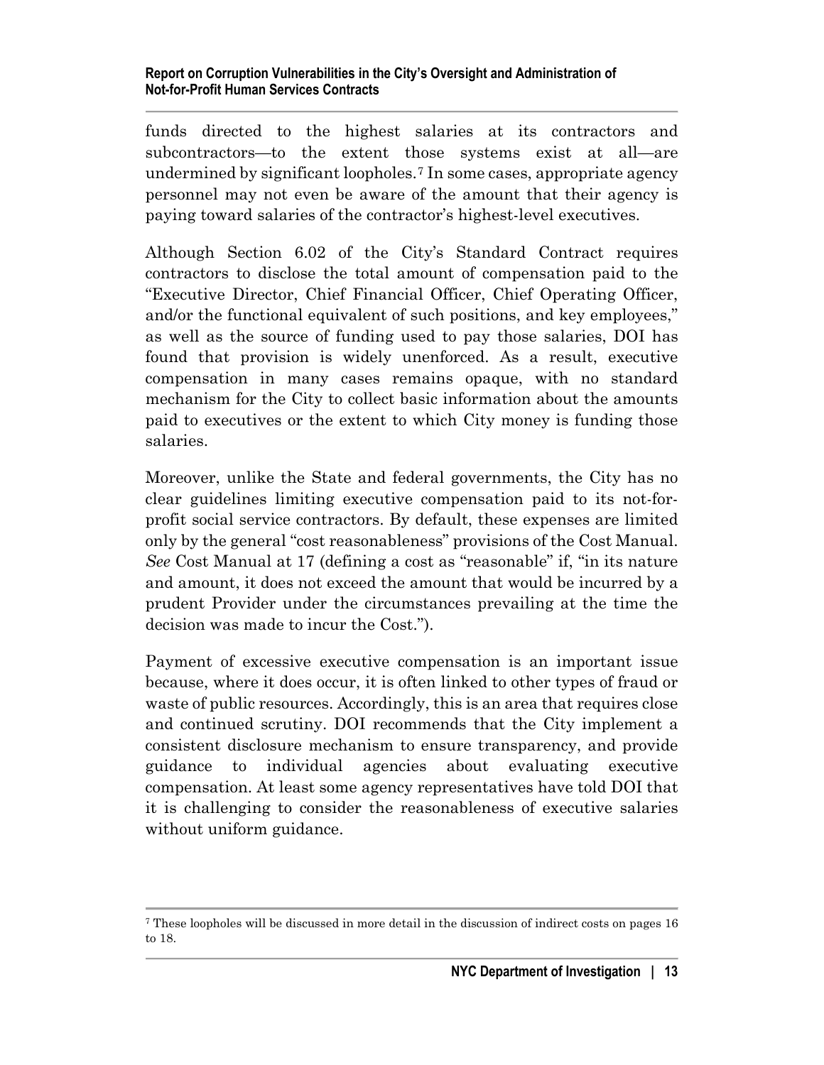funds directed to the highest salaries at its contractors and subcontractors—to the extent those systems exist at all—are undermined by significant loopholes.[7] In some cases, appropriate agency personnel may not even be aware of the amount that their agency is paying toward salaries of the contractor's highest-level executives.

Although Section 6.02 of the City's Standard Contract requires contractors to disclose the total amount of compensation paid to the "Executive Director, Chief Financial Officer, Chief Operating Officer, and/or the functional equivalent of such positions, and key employees," as well as the source of funding used to pay those salaries, DOI has found that provision is widely unenforced. As a result, executive compensation in many cases remains opaque, with no standard mechanism for the City to collect basic information about the amounts paid to executives or the extent to which City money is funding those salaries.

Moreover, unlike the State and federal governments, the City has no clear guidelines limiting executive compensation paid to its not-for-profit social service contractors. By default, these expenses are limited only by the general "cost reasonableness" provisions of the Cost Manual. *See* Cost Manual at 17 (defining a cost as "reasonable" if, "in its nature and amount, it does not exceed the amount that would be incurred by a prudent Provider under the circumstances prevailing at the time the decision was made to incur the Cost.").

Payment of excessive executive compensation is an important issue because, where it does occur, it is often linked to other types of fraud or waste of public resources. Accordingly, this is an area that requires close and continued scrutiny. DOI recommends that the City implement a consistent disclosure mechanism to ensure transparency, and provide guidance to individual agencies about evaluating executive compensation. At least some agency representatives have told DOI that it is challenging to consider the reasonableness of executive salaries without uniform guidance.

---

[7] These loopholes will be discussed in more detail in the discussion of indirect costs on pages 16 to 18.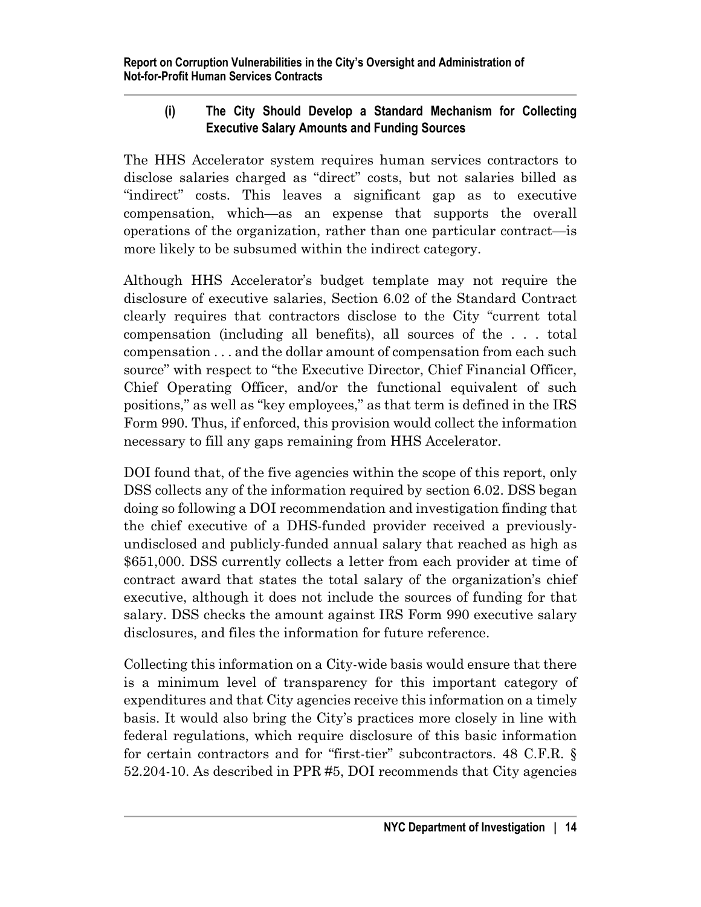#### (i) The City Should Develop a Standard Mechanism for Collecting Executive Salary Amounts and Funding Sources

The HHS Accelerator system requires human services contractors to disclose salaries charged as "direct" costs, but not salaries billed as "indirect" costs. This leaves a significant gap as to executive compensation, which—as an expense that supports the overall operations of the organization, rather than one particular contract—is more likely to be subsumed within the indirect category.

Although HHS Accelerator's budget template may not require the disclosure of executive salaries, Section 6.02 of the Standard Contract clearly requires that contractors disclose to the City "current total compensation (including all benefits), all sources of the . . . total compensation . . . and the dollar amount of compensation from each such source" with respect to "the Executive Director, Chief Financial Officer, Chief Operating Officer, and/or the functional equivalent of such positions," as well as "key employees," as that term is defined in the IRS Form 990. Thus, if enforced, this provision would collect the information necessary to fill any gaps remaining from HHS Accelerator.

DOI found that, of the five agencies within the scope of this report, only DSS collects any of the information required by section 6.02. DSS began doing so following a DOI recommendation and investigation finding that the chief executive of a DHS-funded provider received a previously-undisclosed and publicly-funded annual salary that reached as high as $651,000. DSS currently collects a letter from each provider at time of contract award that states the total salary of the organization's chief executive, although it does not include the sources of funding for that salary. DSS checks the amount against IRS Form 990 executive salary disclosures, and files the information for future reference.

Collecting this information on a City-wide basis would ensure that there is a minimum level of transparency for this important category of expenditures and that City agencies receive this information on a timely basis. It would also bring the City's practices more closely in line with federal regulations, which require disclosure of this basic information for certain contractors and for "first-tier" subcontractors. 48 C.F.R. § 52.204-10. As described in PPR #5, DOI recommends that City agencies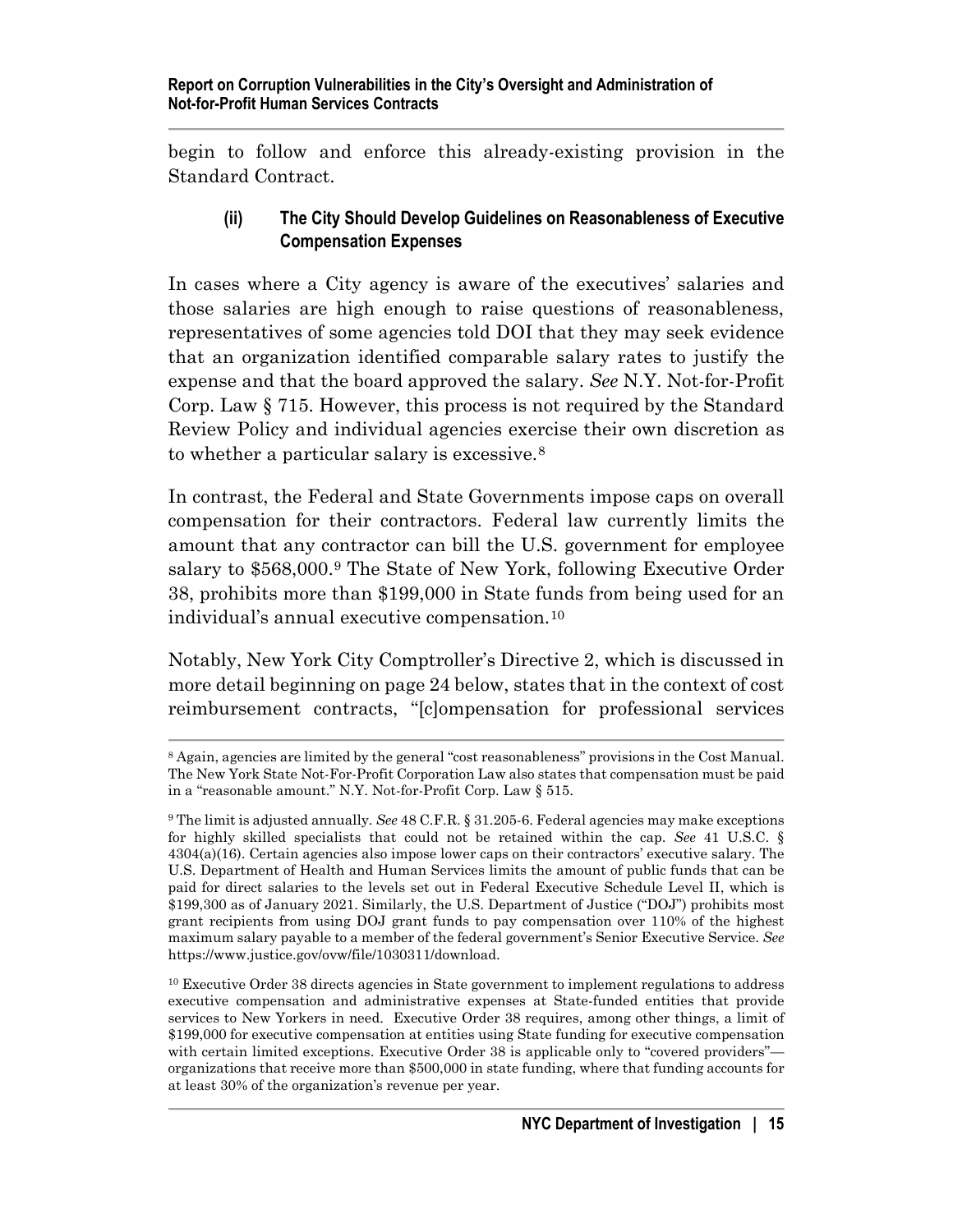begin to follow and enforce this already-existing provision in the Standard Contract.

#### (ii) The City Should Develop Guidelines on Reasonableness of Executive Compensation Expenses

In cases where a City agency is aware of the executives' salaries and those salaries are high enough to raise questions of reasonableness, representatives of some agencies told DOI that they may seek evidence that an organization identified comparable salary rates to justify the expense and that the board approved the salary. *See* N.Y. Not-for-Profit Corp. Law § 715. However, this process is not required by the Standard Review Policy and individual agencies exercise their own discretion as to whether a particular salary is excessive.[8]

In contrast, the Federal and State Governments impose caps on overall compensation for their contractors. Federal law currently limits the amount that any contractor can bill the U.S. government for employee salary to $568,000.[9] The State of New York, following Executive Order 38, prohibits more than $199,000 in State funds from being used for an individual's annual executive compensation.[10]

Notably, New York City Comptroller's Directive 2, which is discussed in more detail beginning on page 24 below, states that in the context of cost reimbursement contracts, "[c]ompensation for professional services

---

[8] Again, agencies are limited by the general "cost reasonableness" provisions in the Cost Manual. The New York State Not-For-Profit Corporation Law also states that compensation must be paid in a "reasonable amount." N.Y. Not-for-Profit Corp. Law § 515.

[9] The limit is adjusted annually. *See* 48 C.F.R. § 31.205-6. Federal agencies may make exceptions for highly skilled specialists that could not be retained within the cap. *See* 41 U.S.C. § 4304(a)(16). Certain agencies also impose lower caps on their contractors' executive salary. The U.S. Department of Health and Human Services limits the amount of public funds that can be paid for direct salaries to the levels set out in Federal Executive Schedule Level II, which is $199,300 as of January 2021. Similarly, the U.S. Department of Justice ("DOJ") prohibits most grant recipients from using DOJ grant funds to pay compensation over 110% of the highest maximum salary payable to a member of the federal government's Senior Executive Service. *See* https://www.justice.gov/ovw/file/1030311/download.

[10] Executive Order 38 directs agencies in State government to implement regulations to address executive compensation and administrative expenses at State-funded entities that provide services to New Yorkers in need. Executive Order 38 requires, among other things, a limit of $199,000 for executive compensation at entities using State funding for executive compensation with certain limited exceptions. Executive Order 38 is applicable only to "covered providers"—organizations that receive more than $500,000 in state funding, where that funding accounts for at least 30% of the organization's revenue per year.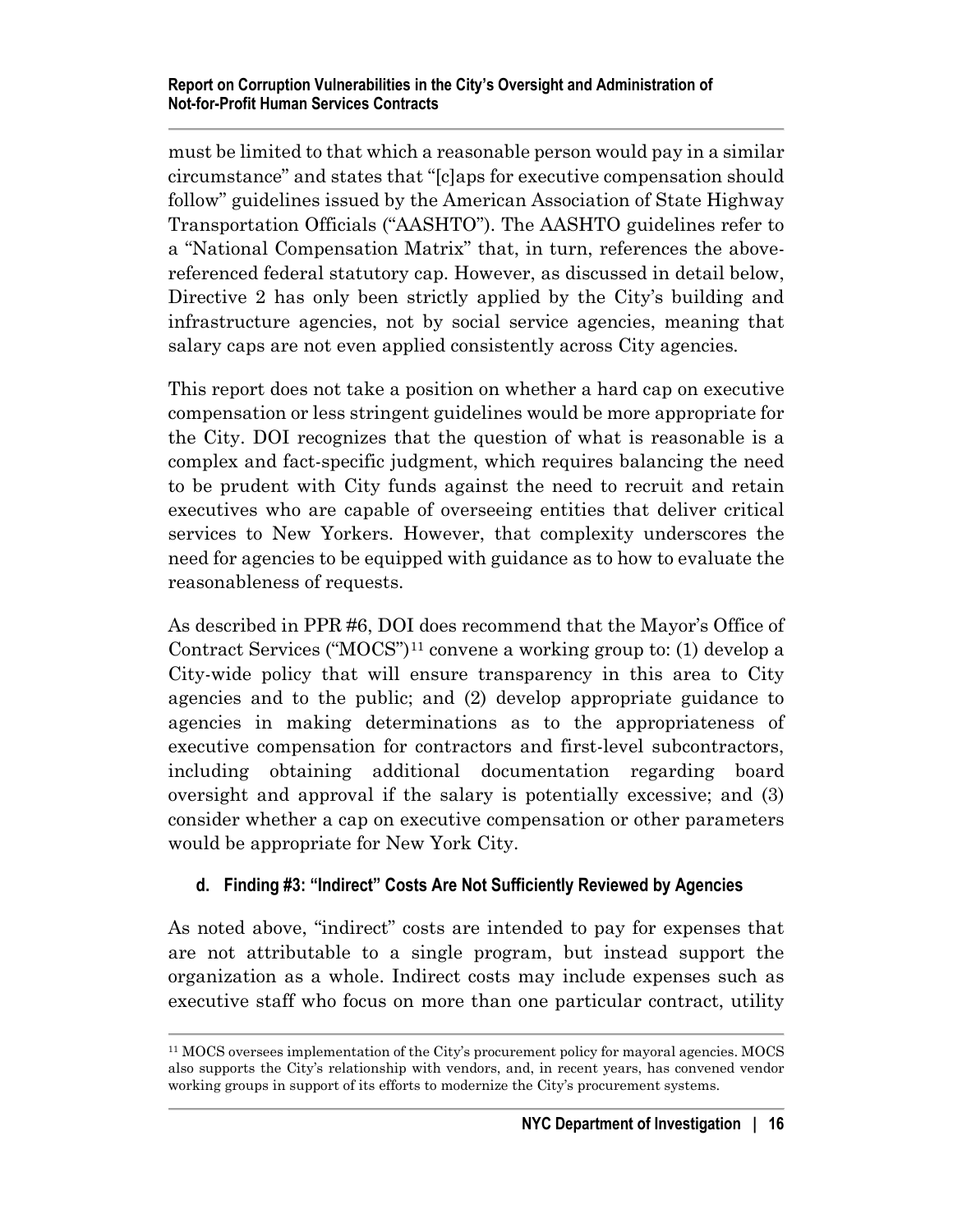must be limited to that which a reasonable person would pay in a similar circumstance" and states that "[c]aps for executive compensation should follow" guidelines issued by the American Association of State Highway Transportation Officials ("AASHTO"). The AASHTO guidelines refer to a "National Compensation Matrix" that, in turn, references the above-referenced federal statutory cap. However, as discussed in detail below, Directive 2 has only been strictly applied by the City's building and infrastructure agencies, not by social service agencies, meaning that salary caps are not even applied consistently across City agencies.

This report does not take a position on whether a hard cap on executive compensation or less stringent guidelines would be more appropriate for the City. DOI recognizes that the question of what is reasonable is a complex and fact-specific judgment, which requires balancing the need to be prudent with City funds against the need to recruit and retain executives who are capable of overseeing entities that deliver critical services to New Yorkers. However, that complexity underscores the need for agencies to be equipped with guidance as to how to evaluate the reasonableness of requests.

As described in PPR #6, DOI does recommend that the Mayor's Office of Contract Services ("MOCS")[11] convene a working group to: (1) develop a City-wide policy that will ensure transparency in this area to City agencies and to the public; and (2) develop appropriate guidance to agencies in making determinations as to the appropriateness of executive compensation for contractors and first-level subcontractors, including obtaining additional documentation regarding board oversight and approval if the salary is potentially excessive; and (3) consider whether a cap on executive compensation or other parameters would be appropriate for New York City.

#### d. Finding #3: "Indirect" Costs Are Not Sufficiently Reviewed by Agencies

As noted above, "indirect" costs are intended to pay for expenses that are not attributable to a single program, but instead support the organization as a whole. Indirect costs may include expenses such as executive staff who focus on more than one particular contract, utility

---

[11] MOCS oversees implementation of the City's procurement policy for mayoral agencies. MOCS also supports the City's relationship with vendors, and, in recent years, has convened vendor working groups in support of its efforts to modernize the City's procurement systems.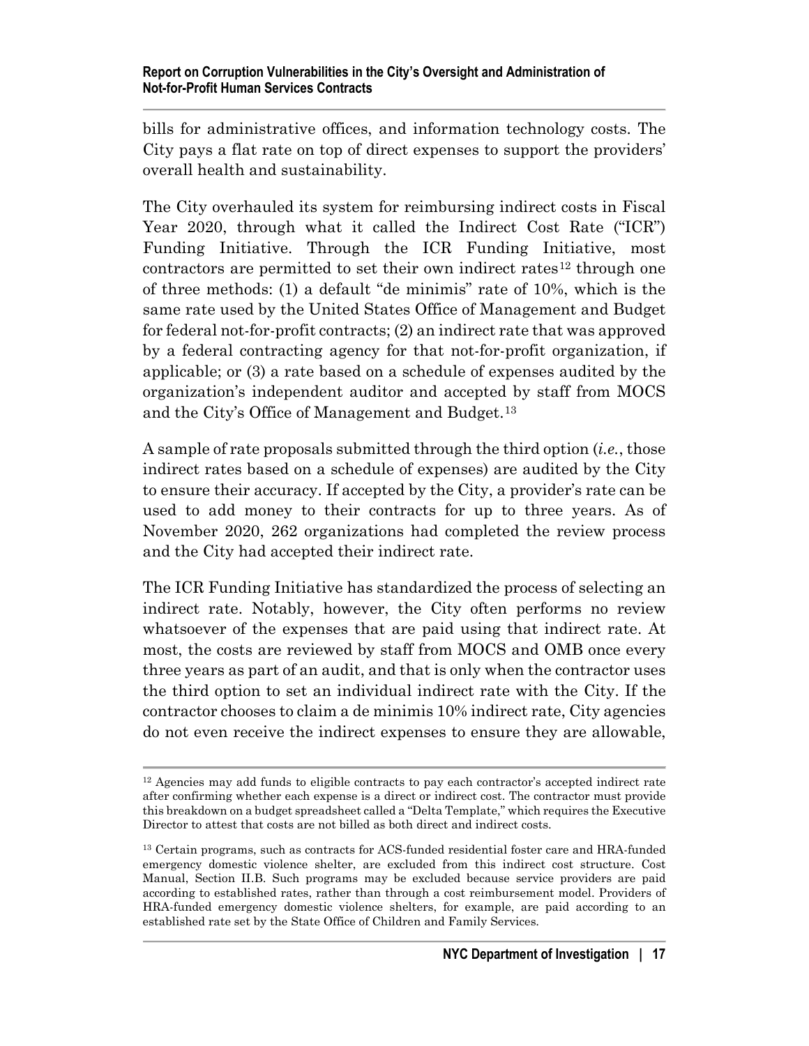bills for administrative offices, and information technology costs. The City pays a flat rate on top of direct expenses to support the providers' overall health and sustainability.

The City overhauled its system for reimbursing indirect costs in Fiscal Year 2020, through what it called the Indirect Cost Rate ("ICR") Funding Initiative. Through the ICR Funding Initiative, most contractors are permitted to set their own indirect rates[12] through one of three methods: (1) a default "de minimis" rate of 10%, which is the same rate used by the United States Office of Management and Budget for federal not-for-profit contracts; (2) an indirect rate that was approved by a federal contracting agency for that not-for-profit organization, if applicable; or (3) a rate based on a schedule of expenses audited by the organization's independent auditor and accepted by staff from MOCS and the City's Office of Management and Budget.[13]

A sample of rate proposals submitted through the third option (*i.e.*, those indirect rates based on a schedule of expenses) are audited by the City to ensure their accuracy. If accepted by the City, a provider's rate can be used to add money to their contracts for up to three years. As of November 2020, 262 organizations had completed the review process and the City had accepted their indirect rate.

The ICR Funding Initiative has standardized the process of selecting an indirect rate. Notably, however, the City often performs no review whatsoever of the expenses that are paid using that indirect rate. At most, the costs are reviewed by staff from MOCS and OMB once every three years as part of an audit, and that is only when the contractor uses the third option to set an individual indirect rate with the City. If the contractor chooses to claim a de minimis 10% indirect rate, City agencies do not even receive the indirect expenses to ensure they are allowable,

---

[12] Agencies may add funds to eligible contracts to pay each contractor's accepted indirect rate after confirming whether each expense is a direct or indirect cost. The contractor must provide this breakdown on a budget spreadsheet called a "Delta Template," which requires the Executive Director to attest that costs are not billed as both direct and indirect costs.

[13] Certain programs, such as contracts for ACS-funded residential foster care and HRA-funded emergency domestic violence shelter, are excluded from this indirect cost structure. Cost Manual, Section II.B. Such programs may be excluded because service providers are paid according to established rates, rather than through a cost reimbursement model. Providers of HRA-funded emergency domestic violence shelters, for example, are paid according to an established rate set by the State Office of Children and Family Services.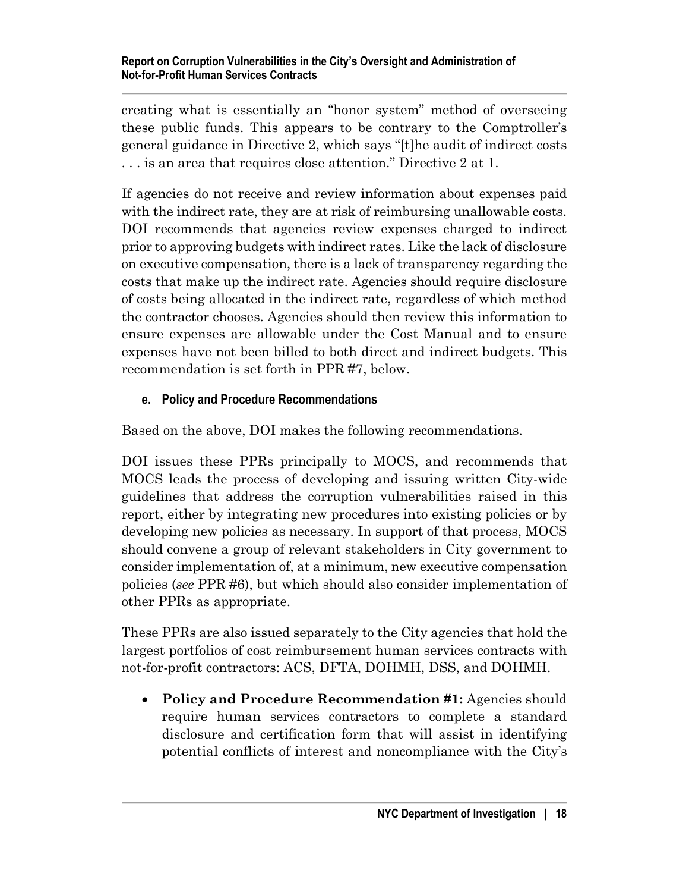creating what is essentially an "honor system" method of overseeing these public funds. This appears to be contrary to the Comptroller's general guidance in Directive 2, which says "[t]he audit of indirect costs . . . is an area that requires close attention." Directive 2 at 1.

If agencies do not receive and review information about expenses paid with the indirect rate, they are at risk of reimbursing unallowable costs. DOI recommends that agencies review expenses charged to indirect prior to approving budgets with indirect rates. Like the lack of disclosure on executive compensation, there is a lack of transparency regarding the costs that make up the indirect rate. Agencies should require disclosure of costs being allocated in the indirect rate, regardless of which method the contractor chooses. Agencies should then review this information to ensure expenses are allowable under the Cost Manual and to ensure expenses have not been billed to both direct and indirect budgets. This recommendation is set forth in PPR #7, below.

#### e. Policy and Procedure Recommendations

Based on the above, DOI makes the following recommendations.

DOI issues these PPRs principally to MOCS, and recommends that MOCS leads the process of developing and issuing written City-wide guidelines that address the corruption vulnerabilities raised in this report, either by integrating new procedures into existing policies or by developing new policies as necessary. In support of that process, MOCS should convene a group of relevant stakeholders in City government to consider implementation of, at a minimum, new executive compensation policies (*see* PPR #6), but which should also consider implementation of other PPRs as appropriate.

These PPRs are also issued separately to the City agencies that hold the largest portfolios of cost reimbursement human services contracts with not-for-profit contractors: ACS, DFTA, DOHMH, DSS, and DOHMH.

- **Policy and Procedure Recommendation #1:** Agencies should require human services contractors to complete a standard disclosure and certification form that will assist in identifying potential conflicts of interest and noncompliance with the City's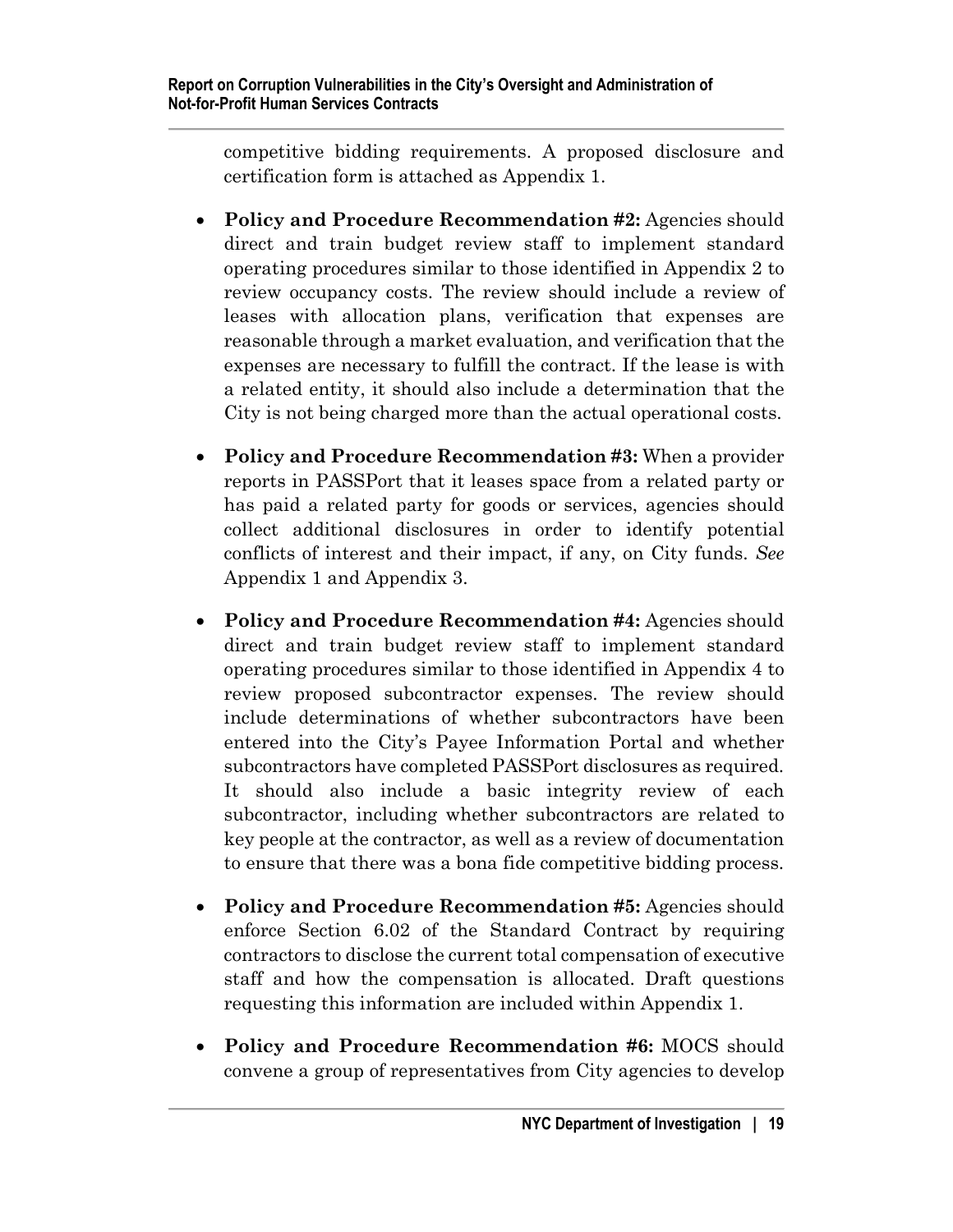competitive bidding requirements. A proposed disclosure and certification form is attached as Appendix 1.

- **Policy and Procedure Recommendation #2:** Agencies should direct and train budget review staff to implement standard operating procedures similar to those identified in Appendix 2 to review occupancy costs. The review should include a review of leases with allocation plans, verification that expenses are reasonable through a market evaluation, and verification that the expenses are necessary to fulfill the contract. If the lease is with a related entity, it should also include a determination that the City is not being charged more than the actual operational costs.

- **Policy and Procedure Recommendation #3:** When a provider reports in PASSPort that it leases space from a related party or has paid a related party for goods or services, agencies should collect additional disclosures in order to identify potential conflicts of interest and their impact, if any, on City funds. *See* Appendix 1 and Appendix 3.

- **Policy and Procedure Recommendation #4:** Agencies should direct and train budget review staff to implement standard operating procedures similar to those identified in Appendix 4 to review proposed subcontractor expenses. The review should include determinations of whether subcontractors have been entered into the City's Payee Information Portal and whether subcontractors have completed PASSPort disclosures as required. It should also include a basic integrity review of each subcontractor, including whether subcontractors are related to key people at the contractor, as well as a review of documentation to ensure that there was a bona fide competitive bidding process.

- **Policy and Procedure Recommendation #5:** Agencies should enforce Section 6.02 of the Standard Contract by requiring contractors to disclose the current total compensation of executive staff and how the compensation is allocated. Draft questions requesting this information are included within Appendix 1.

- **Policy and Procedure Recommendation #6:** MOCS should convene a group of representatives from City agencies to develop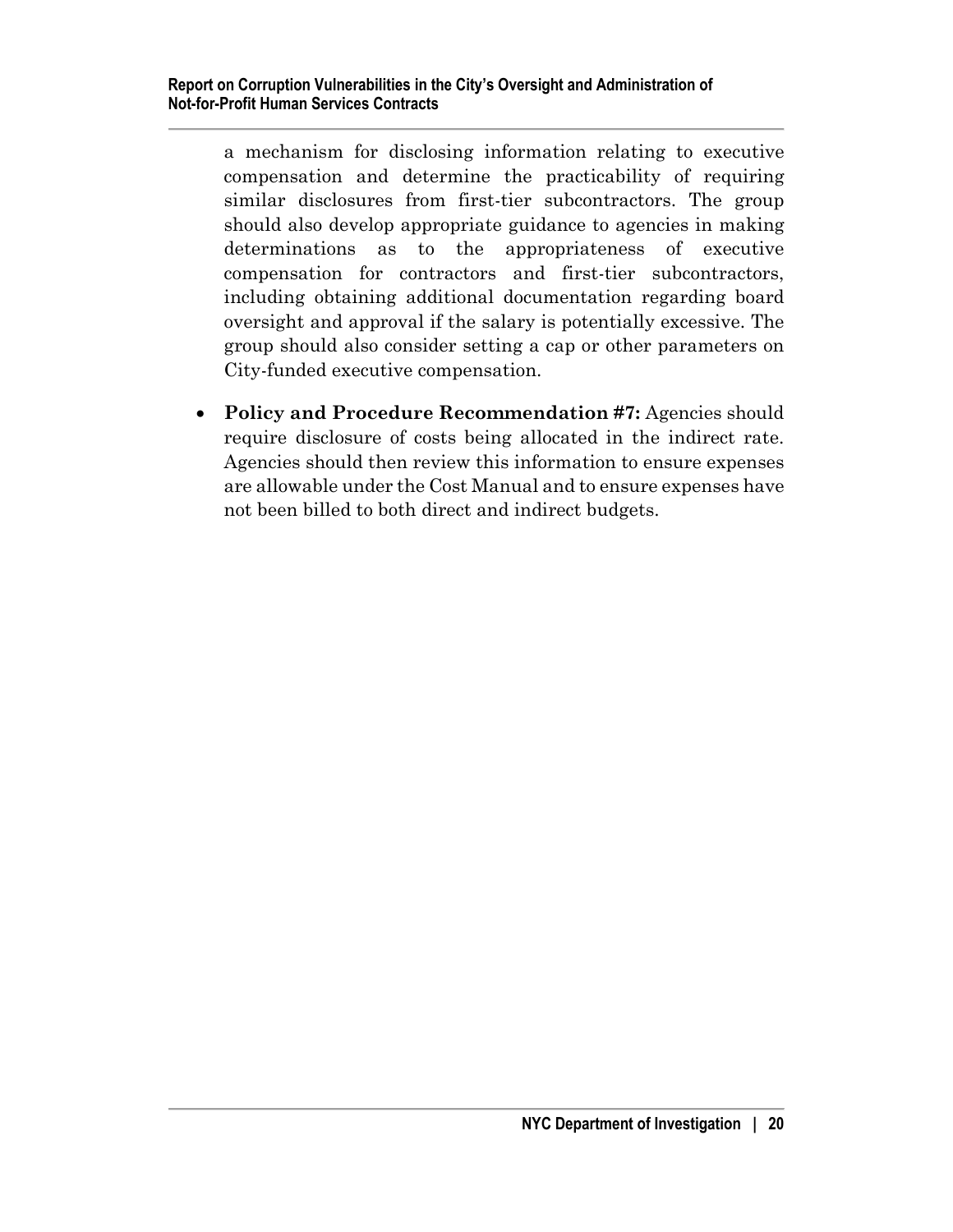a mechanism for disclosing information relating to executive compensation and determine the practicability of requiring similar disclosures from first-tier subcontractors. The group should also develop appropriate guidance to agencies in making determinations as to the appropriateness of executive compensation for contractors and first-tier subcontractors, including obtaining additional documentation regarding board oversight and approval if the salary is potentially excessive. The group should also consider setting a cap or other parameters on City-funded executive compensation.

- **Policy and Procedure Recommendation #7:** Agencies should require disclosure of costs being allocated in the indirect rate. Agencies should then review this information to ensure expenses are allowable under the Cost Manual and to ensure expenses have not been billed to both direct and indirect budgets.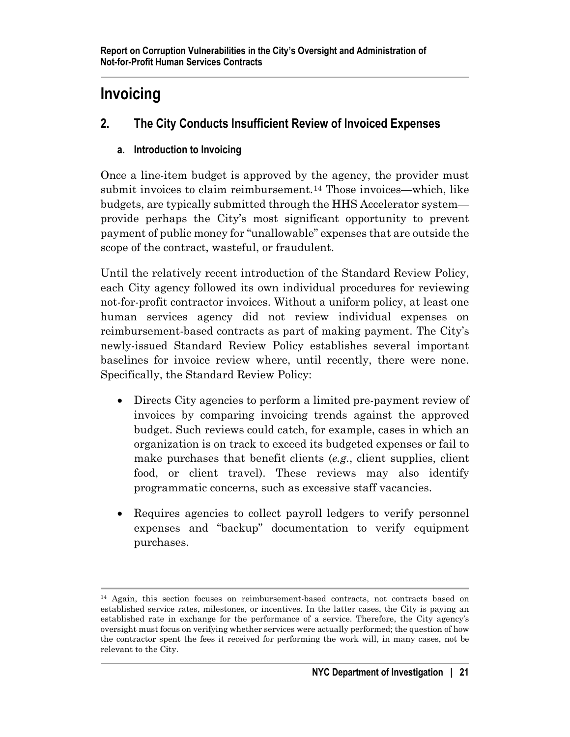# Invoicing

## 2. The City Conducts Insufficient Review of Invoiced Expenses

### a. Introduction to Invoicing

Once a line-item budget is approved by the agency, the provider must submit invoices to claim reimbursement.[14] Those invoices—which, like budgets, are typically submitted through the HHS Accelerator system—provide perhaps the City's most significant opportunity to prevent payment of public money for "unallowable" expenses that are outside the scope of the contract, wasteful, or fraudulent.

Until the relatively recent introduction of the Standard Review Policy, each City agency followed its own individual procedures for reviewing not-for-profit contractor invoices. Without a uniform policy, at least one human services agency did not review individual expenses on reimbursement-based contracts as part of making payment. The City's newly-issued Standard Review Policy establishes several important baselines for invoice review where, until recently, there were none. Specifically, the Standard Review Policy:

- Directs City agencies to perform a limited pre-payment review of invoices by comparing invoicing trends against the approved budget. Such reviews could catch, for example, cases in which an organization is on track to exceed its budgeted expenses or fail to make purchases that benefit clients (*e.g.*, client supplies, client food, or client travel). These reviews may also identify programmatic concerns, such as excessive staff vacancies.

- Requires agencies to collect payroll ledgers to verify personnel expenses and "backup" documentation to verify equipment purchases.

---

[14] Again, this section focuses on reimbursement-based contracts, not contracts based on established service rates, milestones, or incentives. In the latter cases, the City is paying an established rate in exchange for the performance of a service. Therefore, the City agency's oversight must focus on verifying whether services were actually performed; the question of how the contractor spent the fees it received for performing the work will, in many cases, not be relevant to the City.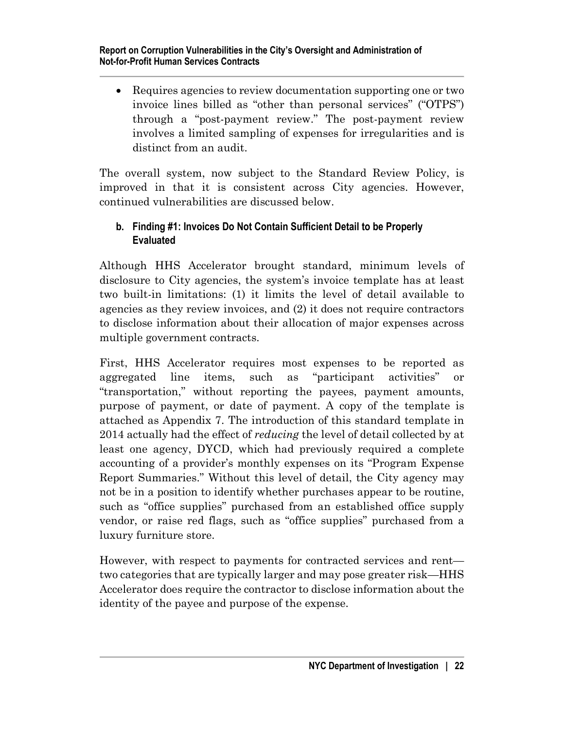- Requires agencies to review documentation supporting one or two invoice lines billed as "other than personal services" ("OTPS") through a "post-payment review." The post-payment review involves a limited sampling of expenses for irregularities and is distinct from an audit.

The overall system, now subject to the Standard Review Policy, is improved in that it is consistent across City agencies. However, continued vulnerabilities are discussed below.

### b. Finding #1: Invoices Do Not Contain Sufficient Detail to be Properly Evaluated

Although HHS Accelerator brought standard, minimum levels of disclosure to City agencies, the system's invoice template has at least two built-in limitations: (1) it limits the level of detail available to agencies as they review invoices, and (2) it does not require contractors to disclose information about their allocation of major expenses across multiple government contracts.

First, HHS Accelerator requires most expenses to be reported as aggregated line items, such as "participant activities" or "transportation," without reporting the payees, payment amounts, purpose of payment, or date of payment. A copy of the template is attached as Appendix 7. The introduction of this standard template in 2014 actually had the effect of *reducing* the level of detail collected by at least one agency, DYCD, which had previously required a complete accounting of a provider's monthly expenses on its "Program Expense Report Summaries." Without this level of detail, the City agency may not be in a position to identify whether purchases appear to be routine, such as "office supplies" purchased from an established office supply vendor, or raise red flags, such as "office supplies" purchased from a luxury furniture store.

However, with respect to payments for contracted services and rent—two categories that are typically larger and may pose greater risk—HHS Accelerator does require the contractor to disclose information about the identity of the payee and purpose of the expense.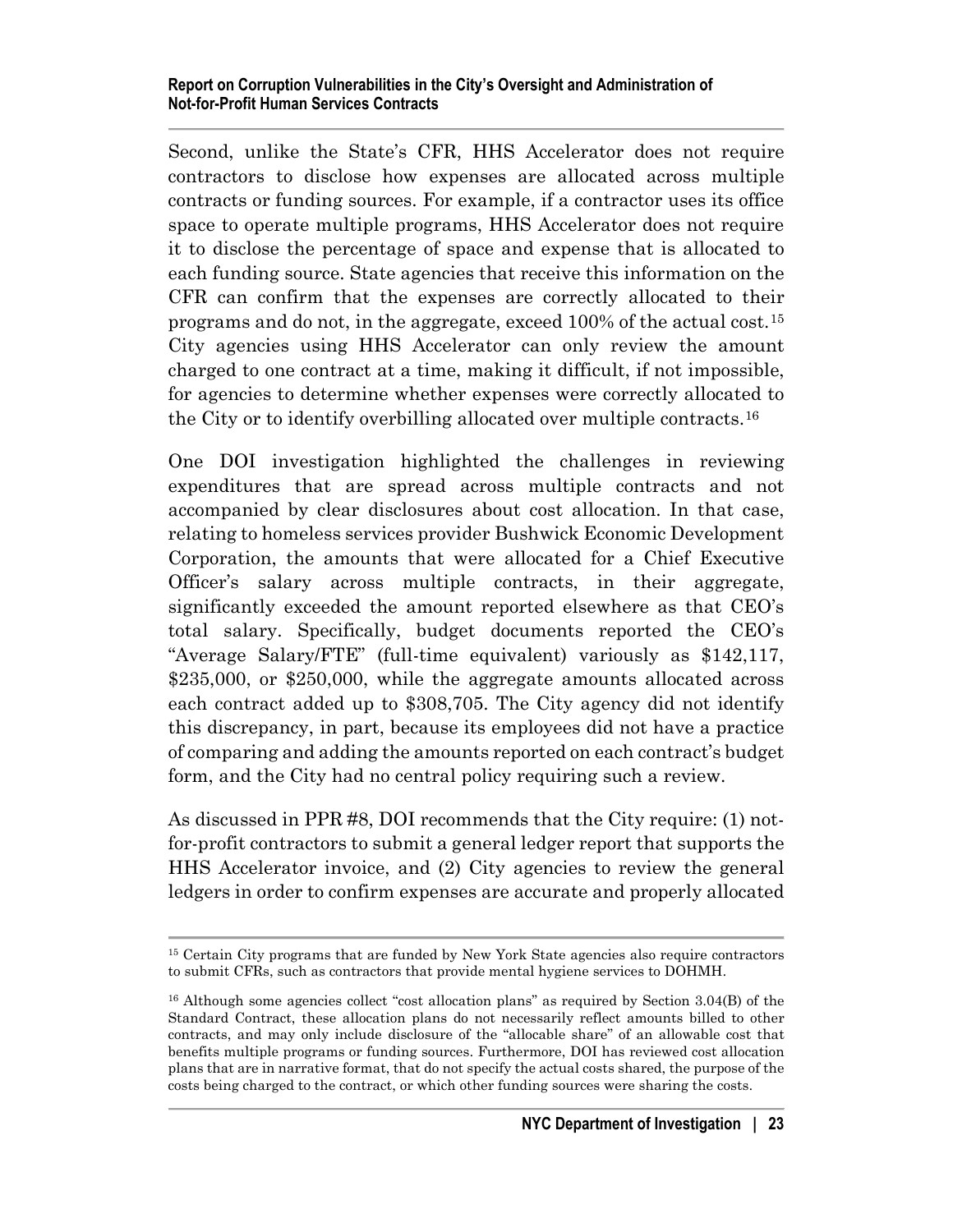Second, unlike the State's CFR, HHS Accelerator does not require contractors to disclose how expenses are allocated across multiple contracts or funding sources. For example, if a contractor uses its office space to operate multiple programs, HHS Accelerator does not require it to disclose the percentage of space and expense that is allocated to each funding source. State agencies that receive this information on the CFR can confirm that the expenses are correctly allocated to their programs and do not, in the aggregate, exceed 100% of the actual cost.[15] City agencies using HHS Accelerator can only review the amount charged to one contract at a time, making it difficult, if not impossible, for agencies to determine whether expenses were correctly allocated to the City or to identify overbilling allocated over multiple contracts.[16]

One DOI investigation highlighted the challenges in reviewing expenditures that are spread across multiple contracts and not accompanied by clear disclosures about cost allocation. In that case, relating to homeless services provider Bushwick Economic Development Corporation, the amounts that were allocated for a Chief Executive Officer's salary across multiple contracts, in their aggregate, significantly exceeded the amount reported elsewhere as that CEO's total salary. Specifically, budget documents reported the CEO's "Average Salary/FTE" (full-time equivalent) variously as $142,117, $235,000, or $250,000, while the aggregate amounts allocated across each contract added up to $308,705. The City agency did not identify this discrepancy, in part, because its employees did not have a practice of comparing and adding the amounts reported on each contract's budget form, and the City had no central policy requiring such a review.

As discussed in PPR #8, DOI recommends that the City require: (1) not-for-profit contractors to submit a general ledger report that supports the HHS Accelerator invoice, and (2) City agencies to review the general ledgers in order to confirm expenses are accurate and properly allocated

---

[15] Certain City programs that are funded by New York State agencies also require contractors to submit CFRs, such as contractors that provide mental hygiene services to DOHMH.

[16] Although some agencies collect "cost allocation plans" as required by Section 3.04(B) of the Standard Contract, these allocation plans do not necessarily reflect amounts billed to other contracts, and may only include disclosure of the "allocable share" of an allowable cost that benefits multiple programs or funding sources. Furthermore, DOI has reviewed cost allocation plans that are in narrative format, that do not specify the actual costs shared, the purpose of the costs being charged to the contract, or which other funding sources were sharing the costs.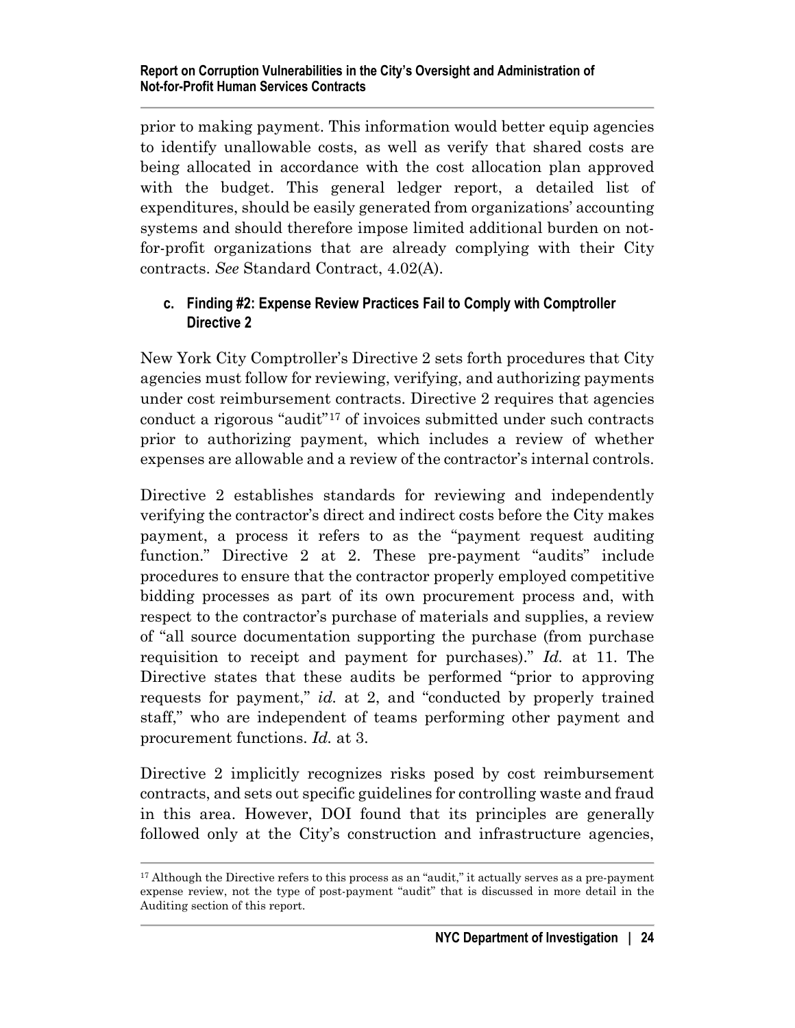prior to making payment. This information would better equip agencies to identify unallowable costs, as well as verify that shared costs are being allocated in accordance with the cost allocation plan approved with the budget. This general ledger report, a detailed list of expenditures, should be easily generated from organizations' accounting systems and should therefore impose limited additional burden on not-for-profit organizations that are already complying with their City contracts. *See* Standard Contract, 4.02(A).

### c. Finding #2: Expense Review Practices Fail to Comply with Comptroller Directive 2

New York City Comptroller's Directive 2 sets forth procedures that City agencies must follow for reviewing, verifying, and authorizing payments under cost reimbursement contracts. Directive 2 requires that agencies conduct a rigorous "audit"[17] of invoices submitted under such contracts prior to authorizing payment, which includes a review of whether expenses are allowable and a review of the contractor's internal controls.

Directive 2 establishes standards for reviewing and independently verifying the contractor's direct and indirect costs before the City makes payment, a process it refers to as the "payment request auditing function." Directive 2 at 2. These pre-payment "audits" include procedures to ensure that the contractor properly employed competitive bidding processes as part of its own procurement process and, with respect to the contractor's purchase of materials and supplies, a review of "all source documentation supporting the purchase (from purchase requisition to receipt and payment for purchases)." *Id.* at 11. The Directive states that these audits be performed "prior to approving requests for payment," *id.* at 2, and "conducted by properly trained staff," who are independent of teams performing other payment and procurement functions. *Id.* at 3.

Directive 2 implicitly recognizes risks posed by cost reimbursement contracts, and sets out specific guidelines for controlling waste and fraud in this area. However, DOI found that its principles are generally followed only at the City's construction and infrastructure agencies,

---

[17] Although the Directive refers to this process as an "audit," it actually serves as a pre-payment expense review, not the type of post-payment "audit" that is discussed in more detail in the Auditing section of this report.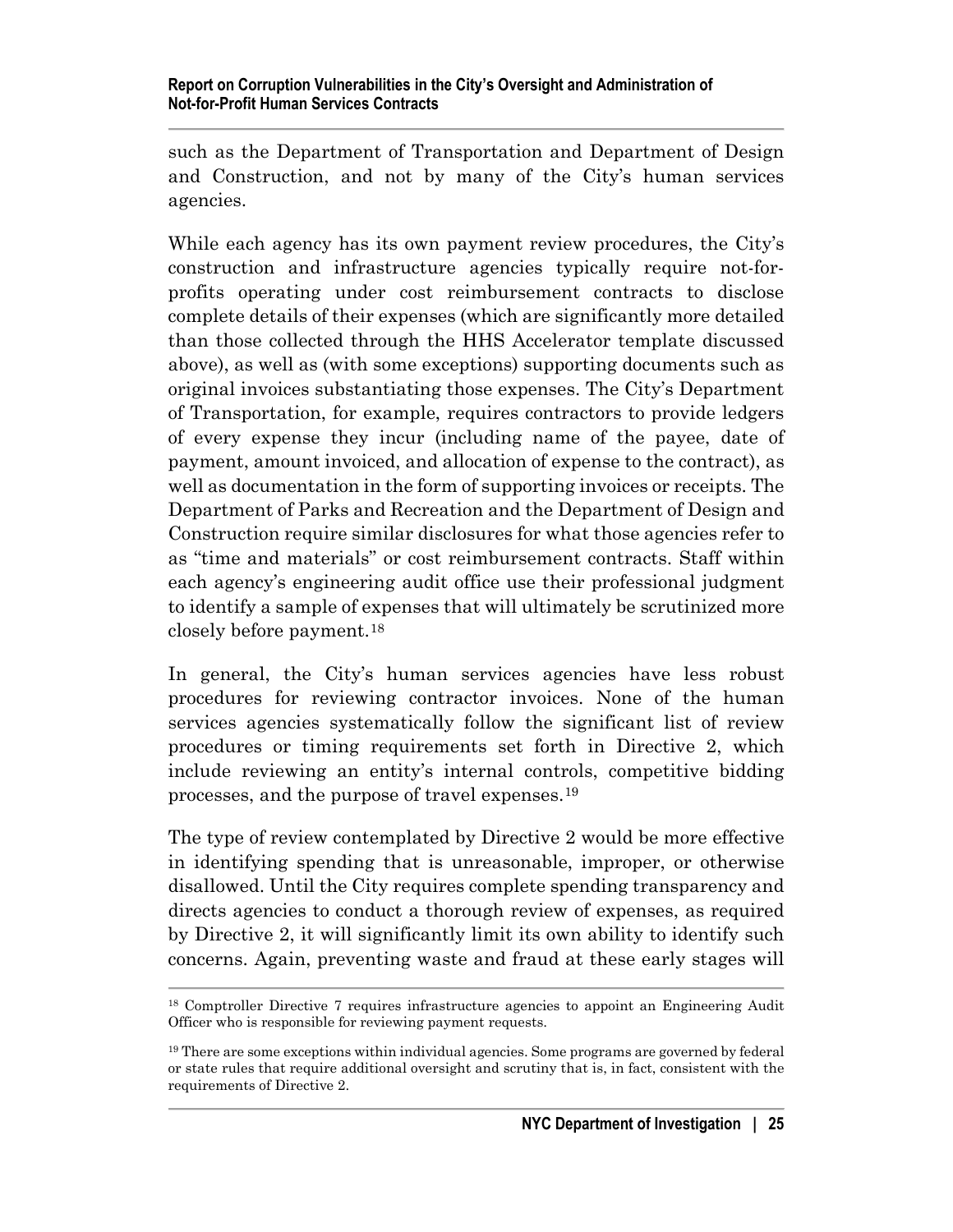such as the Department of Transportation and Department of Design and Construction, and not by many of the City's human services agencies.

While each agency has its own payment review procedures, the City's construction and infrastructure agencies typically require not-for-profits operating under cost reimbursement contracts to disclose complete details of their expenses (which are significantly more detailed than those collected through the HHS Accelerator template discussed above), as well as (with some exceptions) supporting documents such as original invoices substantiating those expenses. The City's Department of Transportation, for example, requires contractors to provide ledgers of every expense they incur (including name of the payee, date of payment, amount invoiced, and allocation of expense to the contract), as well as documentation in the form of supporting invoices or receipts. The Department of Parks and Recreation and the Department of Design and Construction require similar disclosures for what those agencies refer to as "time and materials" or cost reimbursement contracts. Staff within each agency's engineering audit office use their professional judgment to identify a sample of expenses that will ultimately be scrutinized more closely before payment.[18]

In general, the City's human services agencies have less robust procedures for reviewing contractor invoices. None of the human services agencies systematically follow the significant list of review procedures or timing requirements set forth in Directive 2, which include reviewing an entity's internal controls, competitive bidding processes, and the purpose of travel expenses.[19]

The type of review contemplated by Directive 2 would be more effective in identifying spending that is unreasonable, improper, or otherwise disallowed. Until the City requires complete spending transparency and directs agencies to conduct a thorough review of expenses, as required by Directive 2, it will significantly limit its own ability to identify such concerns. Again, preventing waste and fraud at these early stages will

---

[18] Comptroller Directive 7 requires infrastructure agencies to appoint an Engineering Audit Officer who is responsible for reviewing payment requests.

[19] There are some exceptions within individual agencies. Some programs are governed by federal or state rules that require additional oversight and scrutiny that is, in fact, consistent with the requirements of Directive 2.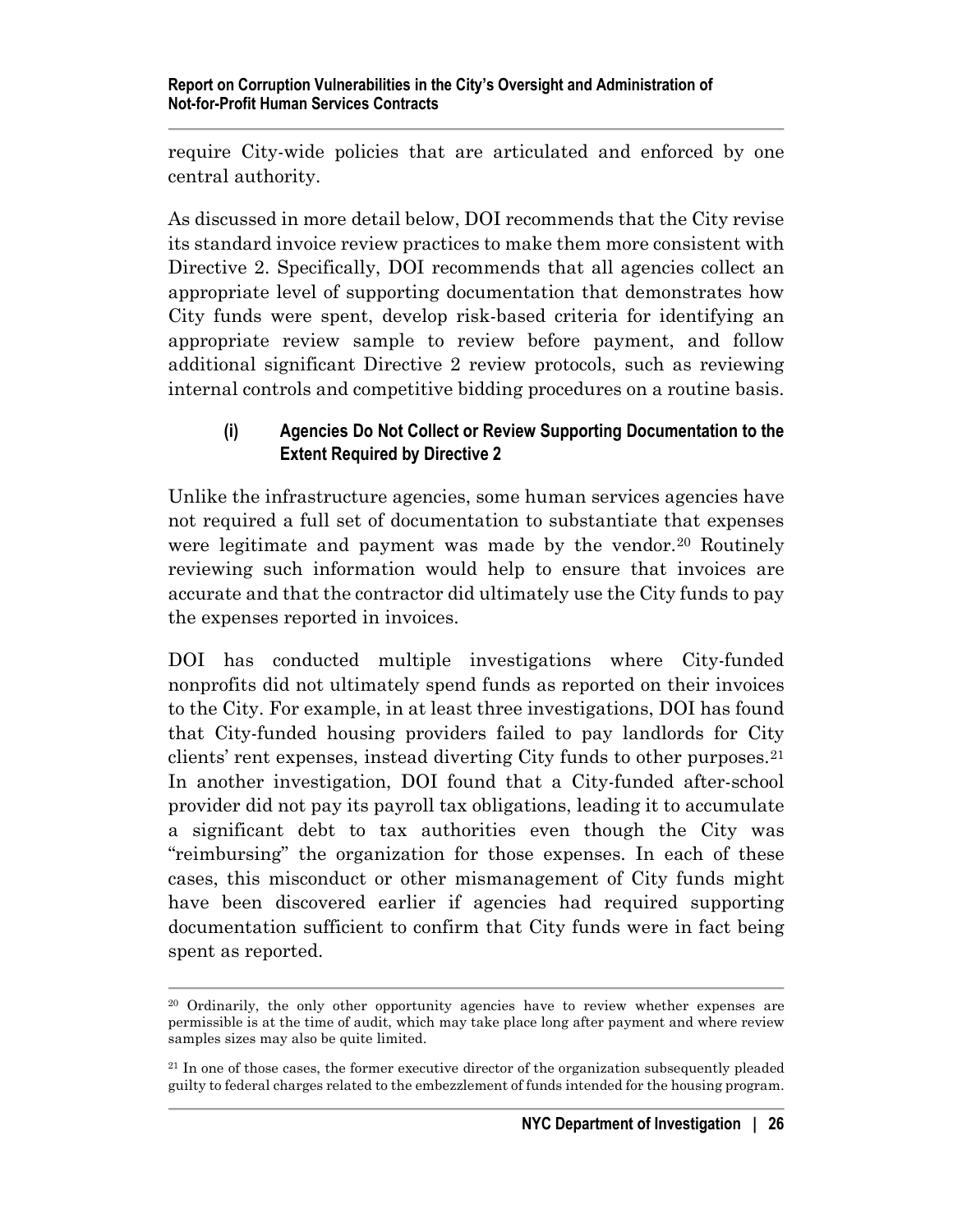require City-wide policies that are articulated and enforced by one central authority.

As discussed in more detail below, DOI recommends that the City revise its standard invoice review practices to make them more consistent with Directive 2. Specifically, DOI recommends that all agencies collect an appropriate level of supporting documentation that demonstrates how City funds were spent, develop risk-based criteria for identifying an appropriate review sample to review before payment, and follow additional significant Directive 2 review protocols, such as reviewing internal controls and competitive bidding procedures on a routine basis.

#### (i) Agencies Do Not Collect or Review Supporting Documentation to the Extent Required by Directive 2

Unlike the infrastructure agencies, some human services agencies have not required a full set of documentation to substantiate that expenses were legitimate and payment was made by the vendor.[20] Routinely reviewing such information would help to ensure that invoices are accurate and that the contractor did ultimately use the City funds to pay the expenses reported in invoices.

DOI has conducted multiple investigations where City-funded nonprofits did not ultimately spend funds as reported on their invoices to the City. For example, in at least three investigations, DOI has found that City-funded housing providers failed to pay landlords for City clients' rent expenses, instead diverting City funds to other purposes.[21] In another investigation, DOI found that a City-funded after-school provider did not pay its payroll tax obligations, leading it to accumulate a significant debt to tax authorities even though the City was "reimbursing" the organization for those expenses. In each of these cases, this misconduct or other mismanagement of City funds might have been discovered earlier if agencies had required supporting documentation sufficient to confirm that City funds were in fact being spent as reported.

---

[20] Ordinarily, the only other opportunity agencies have to review whether expenses are permissible is at the time of audit, which may take place long after payment and where review samples sizes may also be quite limited.

[21] In one of those cases, the former executive director of the organization subsequently pleaded guilty to federal charges related to the embezzlement of funds intended for the housing program.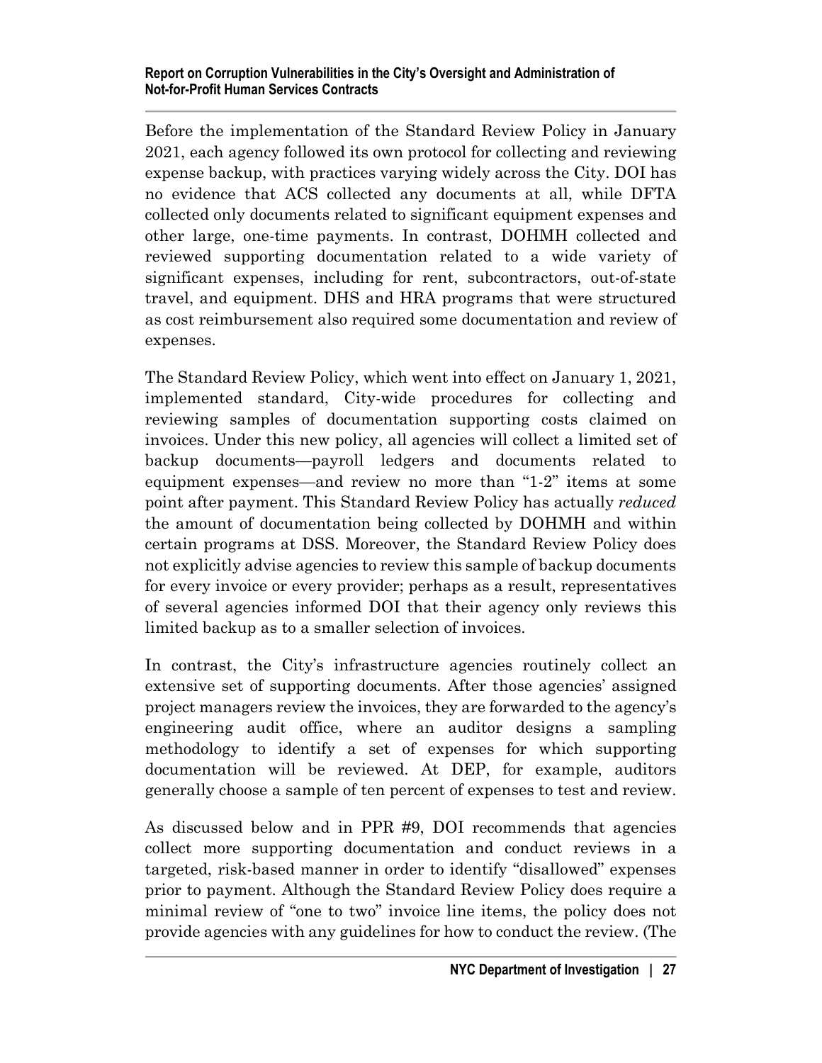Before the implementation of the Standard Review Policy in January 2021, each agency followed its own protocol for collecting and reviewing expense backup, with practices varying widely across the City. DOI has no evidence that ACS collected any documents at all, while DFTA collected only documents related to significant equipment expenses and other large, one-time payments. In contrast, DOHMH collected and reviewed supporting documentation related to a wide variety of significant expenses, including for rent, subcontractors, out-of-state travel, and equipment. DHS and HRA programs that were structured as cost reimbursement also required some documentation and review of expenses.

The Standard Review Policy, which went into effect on January 1, 2021, implemented standard, City-wide procedures for collecting and reviewing samples of documentation supporting costs claimed on invoices. Under this new policy, all agencies will collect a limited set of backup documents—payroll ledgers and documents related to equipment expenses—and review no more than "1-2" items at some point after payment. This Standard Review Policy has actually *reduced* the amount of documentation being collected by DOHMH and within certain programs at DSS. Moreover, the Standard Review Policy does not explicitly advise agencies to review this sample of backup documents for every invoice or every provider; perhaps as a result, representatives of several agencies informed DOI that their agency only reviews this limited backup as to a smaller selection of invoices.

In contrast, the City's infrastructure agencies routinely collect an extensive set of supporting documents. After those agencies' assigned project managers review the invoices, they are forwarded to the agency's engineering audit office, where an auditor designs a sampling methodology to identify a set of expenses for which supporting documentation will be reviewed. At DEP, for example, auditors generally choose a sample of ten percent of expenses to test and review.

As discussed below and in PPR #9, DOI recommends that agencies collect more supporting documentation and conduct reviews in a targeted, risk-based manner in order to identify "disallowed" expenses prior to payment. Although the Standard Review Policy does require a minimal review of "one to two" invoice line items, the policy does not provide agencies with any guidelines for how to conduct the review. (The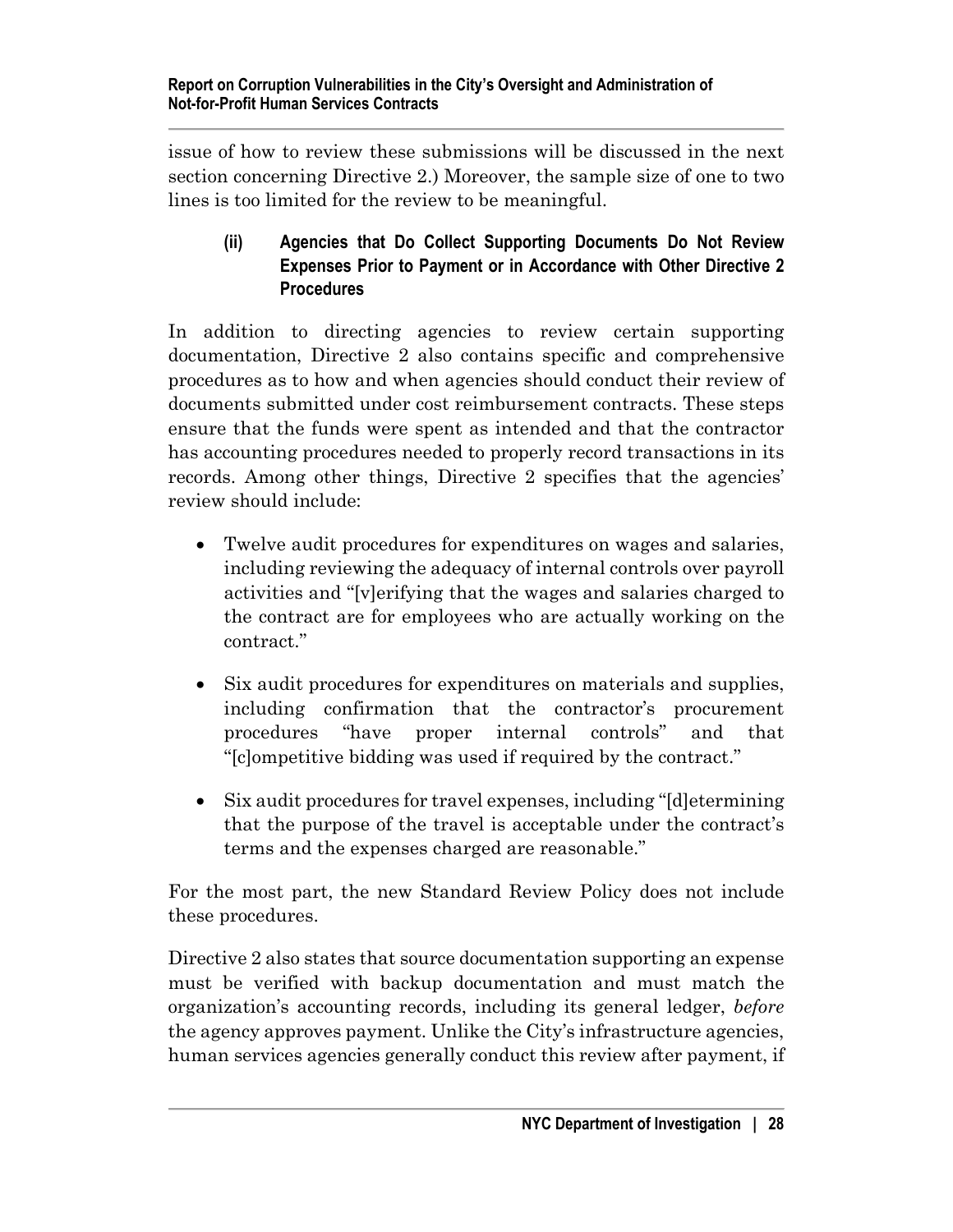issue of how to review these submissions will be discussed in the next section concerning Directive 2.) Moreover, the sample size of one to two lines is too limited for the review to be meaningful.

#### (ii) Agencies that Do Collect Supporting Documents Do Not Review Expenses Prior to Payment or in Accordance with Other Directive 2 Procedures

In addition to directing agencies to review certain supporting documentation, Directive 2 also contains specific and comprehensive procedures as to how and when agencies should conduct their review of documents submitted under cost reimbursement contracts. These steps ensure that the funds were spent as intended and that the contractor has accounting procedures needed to properly record transactions in its records. Among other things, Directive 2 specifies that the agencies' review should include:

- Twelve audit procedures for expenditures on wages and salaries, including reviewing the adequacy of internal controls over payroll activities and "[v]erifying that the wages and salaries charged to the contract are for employees who are actually working on the contract."
- Six audit procedures for expenditures on materials and supplies, including confirmation that the contractor's procurement procedures "have proper internal controls" and that "[c]ompetitive bidding was used if required by the contract."
- Six audit procedures for travel expenses, including "[d]etermining that the purpose of the travel is acceptable under the contract's terms and the expenses charged are reasonable."

For the most part, the new Standard Review Policy does not include these procedures.

Directive 2 also states that source documentation supporting an expense must be verified with backup documentation and must match the organization's accounting records, including its general ledger, *before* the agency approves payment. Unlike the City's infrastructure agencies, human services agencies generally conduct this review after payment, if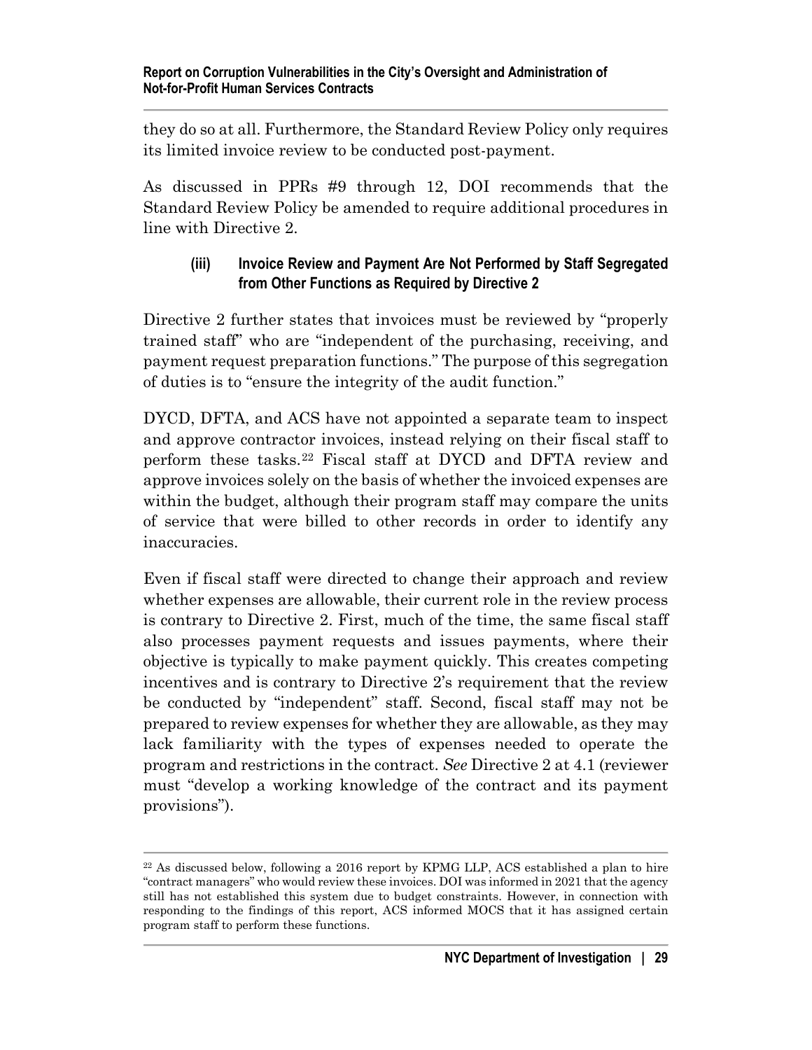they do so at all. Furthermore, the Standard Review Policy only requires its limited invoice review to be conducted post-payment.

As discussed in PPRs #9 through 12, DOI recommends that the Standard Review Policy be amended to require additional procedures in line with Directive 2.

#### (iii) Invoice Review and Payment Are Not Performed by Staff Segregated from Other Functions as Required by Directive 2

Directive 2 further states that invoices must be reviewed by "properly trained staff" who are "independent of the purchasing, receiving, and payment request preparation functions." The purpose of this segregation of duties is to "ensure the integrity of the audit function."

DYCD, DFTA, and ACS have not appointed a separate team to inspect and approve contractor invoices, instead relying on their fiscal staff to perform these tasks.[22] Fiscal staff at DYCD and DFTA review and approve invoices solely on the basis of whether the invoiced expenses are within the budget, although their program staff may compare the units of service that were billed to other records in order to identify any inaccuracies.

Even if fiscal staff were directed to change their approach and review whether expenses are allowable, their current role in the review process is contrary to Directive 2. First, much of the time, the same fiscal staff also processes payment requests and issues payments, where their objective is typically to make payment quickly. This creates competing incentives and is contrary to Directive 2's requirement that the review be conducted by "independent" staff. Second, fiscal staff may not be prepared to review expenses for whether they are allowable, as they may lack familiarity with the types of expenses needed to operate the program and restrictions in the contract. *See* Directive 2 at 4.1 (reviewer must "develop a working knowledge of the contract and its payment provisions").

---

[22] As discussed below, following a 2016 report by KPMG LLP, ACS established a plan to hire "contract managers" who would review these invoices. DOI was informed in 2021 that the agency still has not established this system due to budget constraints. However, in connection with responding to the findings of this report, ACS informed MOCS that it has assigned certain program staff to perform these functions.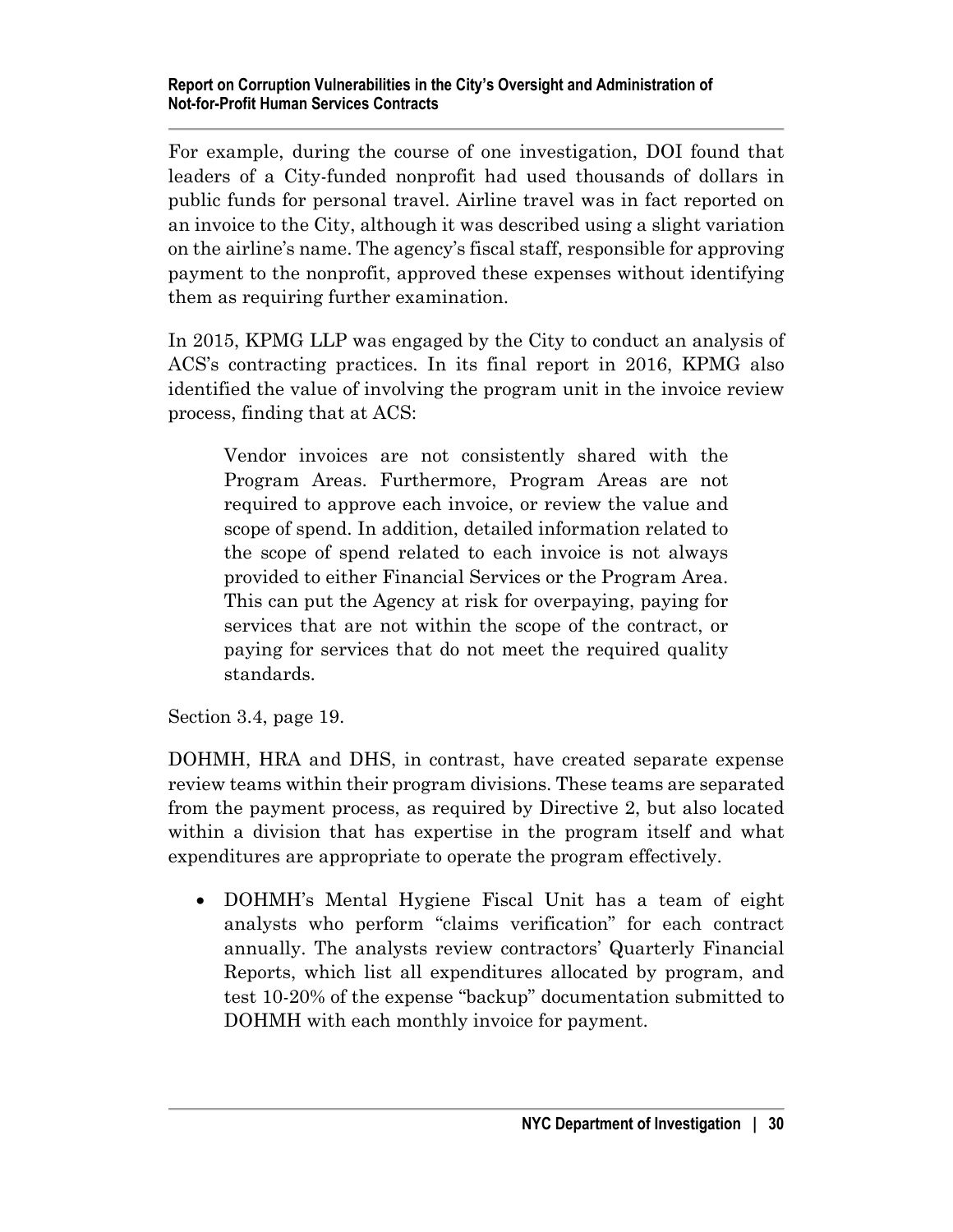For example, during the course of one investigation, DOI found that leaders of a City-funded nonprofit had used thousands of dollars in public funds for personal travel. Airline travel was in fact reported on an invoice to the City, although it was described using a slight variation on the airline's name. The agency's fiscal staff, responsible for approving payment to the nonprofit, approved these expenses without identifying them as requiring further examination.

In 2015, KPMG LLP was engaged by the City to conduct an analysis of ACS's contracting practices. In its final report in 2016, KPMG also identified the value of involving the program unit in the invoice review process, finding that at ACS:

> Vendor invoices are not consistently shared with the Program Areas. Furthermore, Program Areas are not required to approve each invoice, or review the value and scope of spend. In addition, detailed information related to the scope of spend related to each invoice is not always provided to either Financial Services or the Program Area. This can put the Agency at risk for overpaying, paying for services that are not within the scope of the contract, or paying for services that do not meet the required quality standards.

Section 3.4, page 19.

DOHMH, HRA and DHS, in contrast, have created separate expense review teams within their program divisions. These teams are separated from the payment process, as required by Directive 2, but also located within a division that has expertise in the program itself and what expenditures are appropriate to operate the program effectively.

- DOHMH's Mental Hygiene Fiscal Unit has a team of eight analysts who perform "claims verification" for each contract annually. The analysts review contractors' Quarterly Financial Reports, which list all expenditures allocated by program, and test 10-20% of the expense "backup" documentation submitted to DOHMH with each monthly invoice for payment.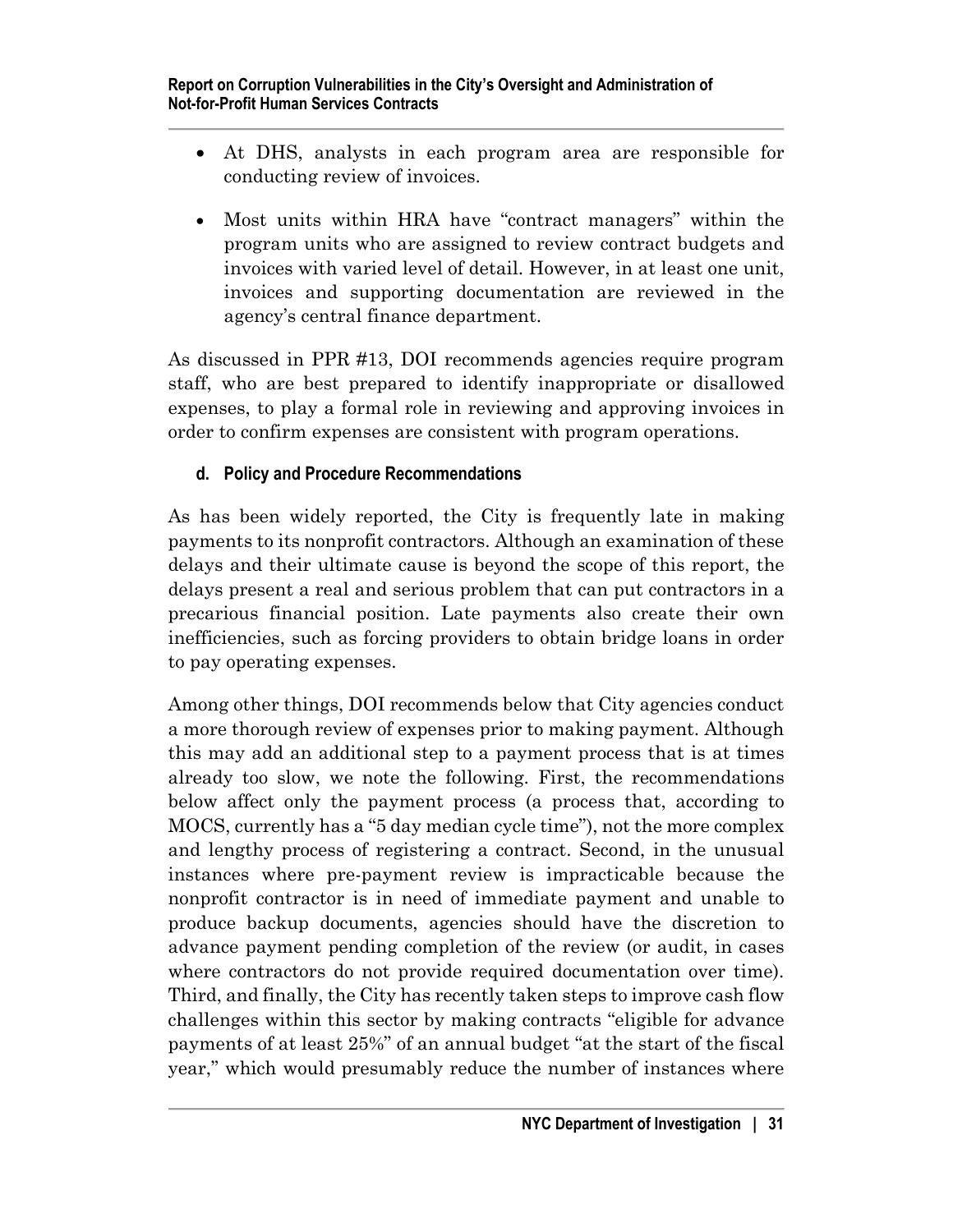- At DHS, analysts in each program area are responsible for conducting review of invoices.

- Most units within HRA have "contract managers" within the program units who are assigned to review contract budgets and invoices with varied level of detail. However, in at least one unit, invoices and supporting documentation are reviewed in the agency's central finance department.

As discussed in PPR #13, DOI recommends agencies require program staff, who are best prepared to identify inappropriate or disallowed expenses, to play a formal role in reviewing and approving invoices in order to confirm expenses are consistent with program operations.

#### d. Policy and Procedure Recommendations

As has been widely reported, the City is frequently late in making payments to its nonprofit contractors. Although an examination of these delays and their ultimate cause is beyond the scope of this report, the delays present a real and serious problem that can put contractors in a precarious financial position. Late payments also create their own inefficiencies, such as forcing providers to obtain bridge loans in order to pay operating expenses.

Among other things, DOI recommends below that City agencies conduct a more thorough review of expenses prior to making payment. Although this may add an additional step to a payment process that is at times already too slow, we note the following. First, the recommendations below affect only the payment process (a process that, according to MOCS, currently has a "5 day median cycle time"), not the more complex and lengthy process of registering a contract. Second, in the unusual instances where pre-payment review is impracticable because the nonprofit contractor is in need of immediate payment and unable to produce backup documents, agencies should have the discretion to advance payment pending completion of the review (or audit, in cases where contractors do not provide required documentation over time). Third, and finally, the City has recently taken steps to improve cash flow challenges within this sector by making contracts "eligible for advance payments of at least 25%" of an annual budget "at the start of the fiscal year," which would presumably reduce the number of instances where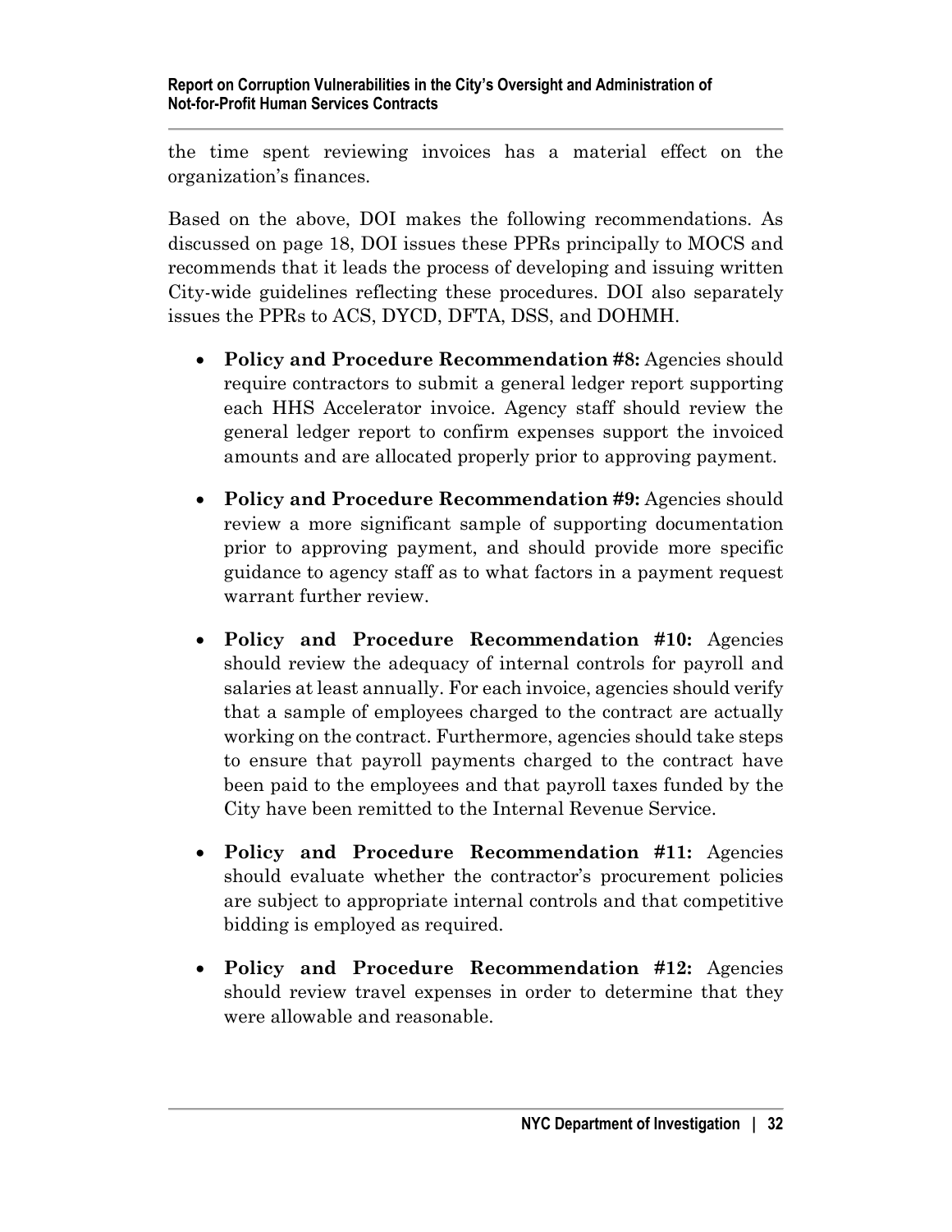the time spent reviewing invoices has a material effect on the organization's finances.

Based on the above, DOI makes the following recommendations. As discussed on page 18, DOI issues these PPRs principally to MOCS and recommends that it leads the process of developing and issuing written City-wide guidelines reflecting these procedures. DOI also separately issues the PPRs to ACS, DYCD, DFTA, DSS, and DOHMH.

- **Policy and Procedure Recommendation #8:** Agencies should require contractors to submit a general ledger report supporting each HHS Accelerator invoice. Agency staff should review the general ledger report to confirm expenses support the invoiced amounts and are allocated properly prior to approving payment.

- **Policy and Procedure Recommendation #9:** Agencies should review a more significant sample of supporting documentation prior to approving payment, and should provide more specific guidance to agency staff as to what factors in a payment request warrant further review.

- **Policy and Procedure Recommendation #10:** Agencies should review the adequacy of internal controls for payroll and salaries at least annually. For each invoice, agencies should verify that a sample of employees charged to the contract are actually working on the contract. Furthermore, agencies should take steps to ensure that payroll payments charged to the contract have been paid to the employees and that payroll taxes funded by the City have been remitted to the Internal Revenue Service.

- **Policy and Procedure Recommendation #11:** Agencies should evaluate whether the contractor's procurement policies are subject to appropriate internal controls and that competitive bidding is employed as required.

- **Policy and Procedure Recommendation #12:** Agencies should review travel expenses in order to determine that they were allowable and reasonable.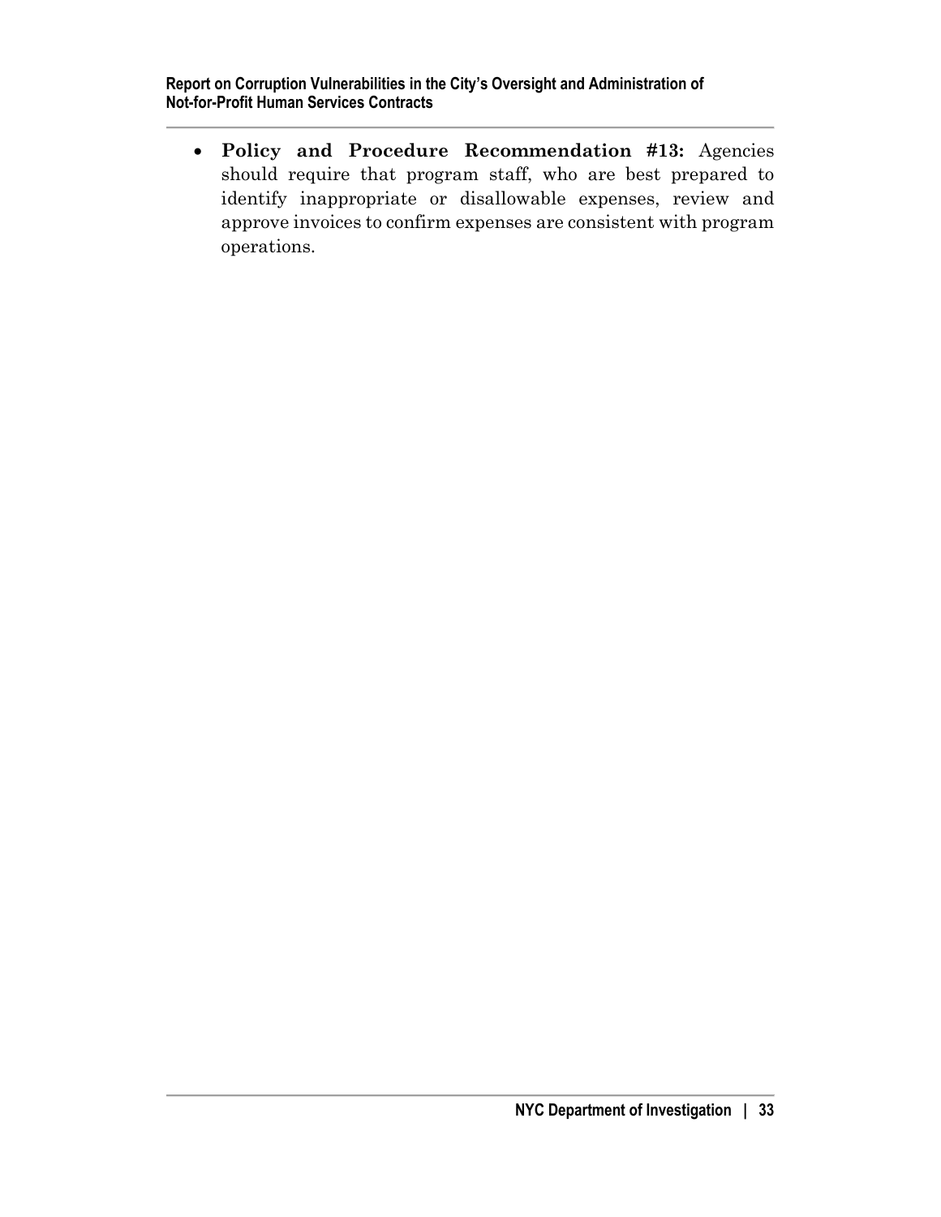- **Policy and Procedure Recommendation #13:** Agencies should require that program staff, who are best prepared to identify inappropriate or disallowable expenses, review and approve invoices to confirm expenses are consistent with program operations.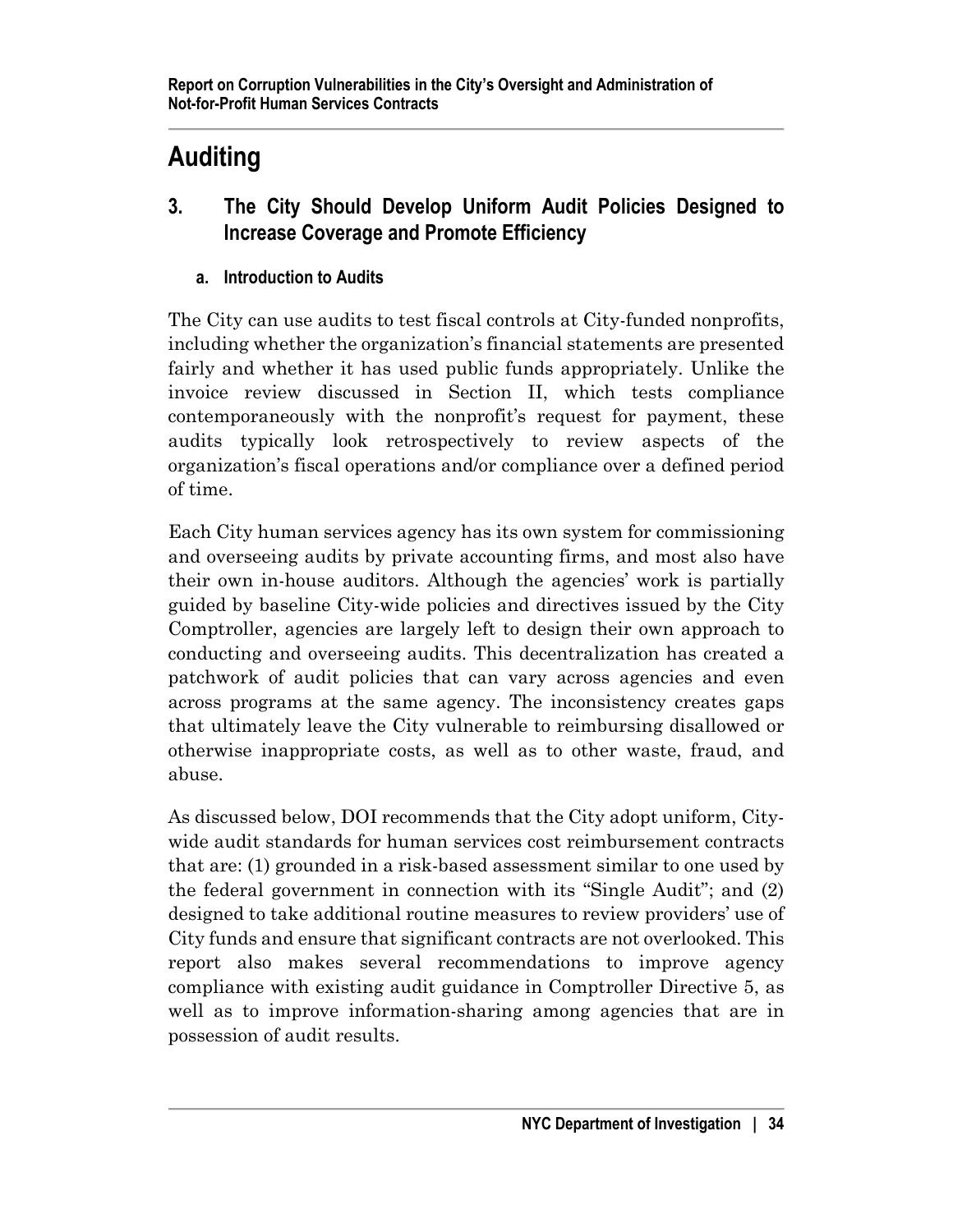# Auditing

## 3. The City Should Develop Uniform Audit Policies Designed to Increase Coverage and Promote Efficiency

### a. Introduction to Audits

The City can use audits to test fiscal controls at City-funded nonprofits, including whether the organization's financial statements are presented fairly and whether it has used public funds appropriately. Unlike the invoice review discussed in Section II, which tests compliance contemporaneously with the nonprofit's request for payment, these audits typically look retrospectively to review aspects of the organization's fiscal operations and/or compliance over a defined period of time.

Each City human services agency has its own system for commissioning and overseeing audits by private accounting firms, and most also have their own in-house auditors. Although the agencies' work is partially guided by baseline City-wide policies and directives issued by the City Comptroller, agencies are largely left to design their own approach to conducting and overseeing audits. This decentralization has created a patchwork of audit policies that can vary across agencies and even across programs at the same agency. The inconsistency creates gaps that ultimately leave the City vulnerable to reimbursing disallowed or otherwise inappropriate costs, as well as to other waste, fraud, and abuse.

As discussed below, DOI recommends that the City adopt uniform, City-wide audit standards for human services cost reimbursement contracts that are: (1) grounded in a risk-based assessment similar to one used by the federal government in connection with its "Single Audit"; and (2) designed to take additional routine measures to review providers' use of City funds and ensure that significant contracts are not overlooked. This report also makes several recommendations to improve agency compliance with existing audit guidance in Comptroller Directive 5, as well as to improve information-sharing among agencies that are in possession of audit results.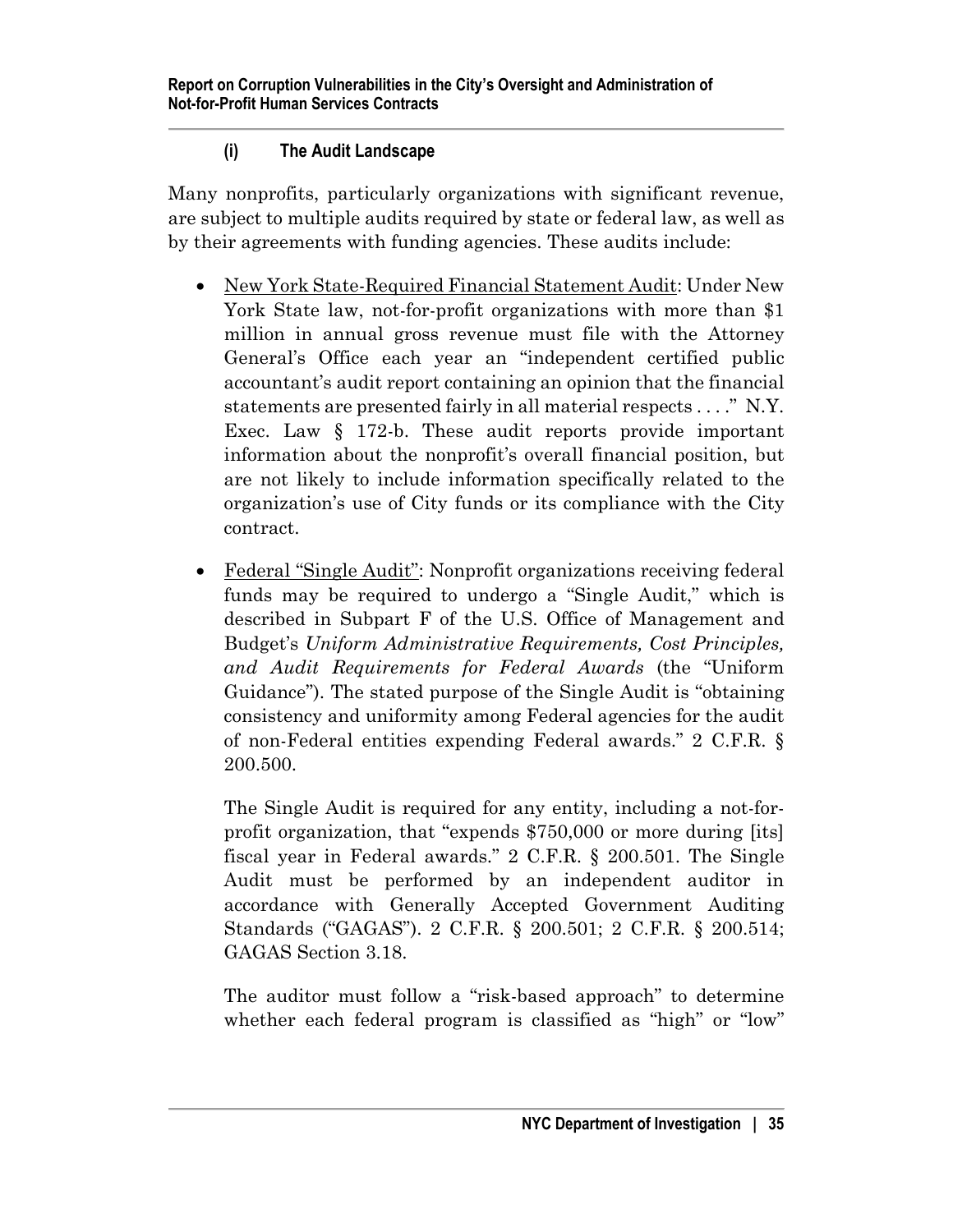#### (i) The Audit Landscape

Many nonprofits, particularly organizations with significant revenue, are subject to multiple audits required by state or federal law, as well as by their agreements with funding agencies. These audits include:

- New York State-Required Financial Statement Audit: Under New York State law, not-for-profit organizations with more than $1 million in annual gross revenue must file with the Attorney General's Office each year an "independent certified public accountant's audit report containing an opinion that the financial statements are presented fairly in all material respects . . . ." N.Y. Exec. Law § 172-b. These audit reports provide important information about the nonprofit's overall financial position, but are not likely to include information specifically related to the organization's use of City funds or its compliance with the City contract.

- Federal "Single Audit": Nonprofit organizations receiving federal funds may be required to undergo a "Single Audit," which is described in Subpart F of the U.S. Office of Management and Budget's *Uniform Administrative Requirements, Cost Principles, and Audit Requirements for Federal Awards* (the "Uniform Guidance"). The stated purpose of the Single Audit is "obtaining consistency and uniformity among Federal agencies for the audit of non-Federal entities expending Federal awards." 2 C.F.R. § 200.500.

  The Single Audit is required for any entity, including a not-for-profit organization, that "expends $750,000 or more during [its] fiscal year in Federal awards." 2 C.F.R. § 200.501. The Single Audit must be performed by an independent auditor in accordance with Generally Accepted Government Auditing Standards ("GAGAS"). 2 C.F.R. § 200.501; 2 C.F.R. § 200.514; GAGAS Section 3.18.

  The auditor must follow a "risk-based approach" to determine whether each federal program is classified as "high" or "low"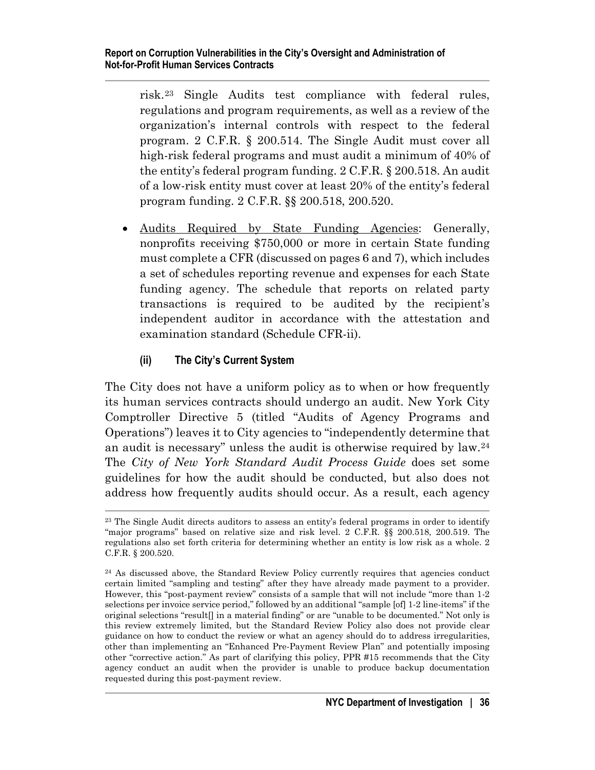risk.[23] Single Audits test compliance with federal rules, regulations and program requirements, as well as a review of the organization's internal controls with respect to the federal program. 2 C.F.R. § 200.514. The Single Audit must cover all high-risk federal programs and must audit a minimum of 40% of the entity's federal program funding. 2 C.F.R. § 200.518. An audit of a low-risk entity must cover at least 20% of the entity's federal program funding. 2 C.F.R. §§ 200.518, 200.520.

- <u>Audits Required by State Funding Agencies</u>: Generally, nonprofits receiving $750,000 or more in certain State funding must complete a CFR (discussed on pages 6 and 7), which includes a set of schedules reporting revenue and expenses for each State funding agency. The schedule that reports on related party transactions is required to be audited by the recipient's independent auditor in accordance with the attestation and examination standard (Schedule CFR-ii).

#### (ii) The City's Current System

The City does not have a uniform policy as to when or how frequently its human services contracts should undergo an audit. New York City Comptroller Directive 5 (titled "Audits of Agency Programs and Operations") leaves it to City agencies to "independently determine that an audit is necessary" unless the audit is otherwise required by law.[24] The *City of New York Standard Audit Process Guide* does set some guidelines for how the audit should be conducted, but also does not address how frequently audits should occur. As a result, each agency

---

[23] The Single Audit directs auditors to assess an entity's federal programs in order to identify "major programs" based on relative size and risk level. 2 C.F.R. §§ 200.518, 200.519. The regulations also set forth criteria for determining whether an entity is low risk as a whole. 2 C.F.R. § 200.520.

[24] As discussed above, the Standard Review Policy currently requires that agencies conduct certain limited "sampling and testing" after they have already made payment to a provider. However, this "post-payment review" consists of a sample that will not include "more than 1-2 selections per invoice service period," followed by an additional "sample [of] 1-2 line-items" if the original selections "result[] in a material finding" or are "unable to be documented." Not only is this review extremely limited, but the Standard Review Policy also does not provide clear guidance on how to conduct the review or what an agency should do to address irregularities, other than implementing an "Enhanced Pre-Payment Review Plan" and potentially imposing other "corrective action." As part of clarifying this policy, PPR #15 recommends that the City agency conduct an audit when the provider is unable to produce backup documentation requested during this post-payment review.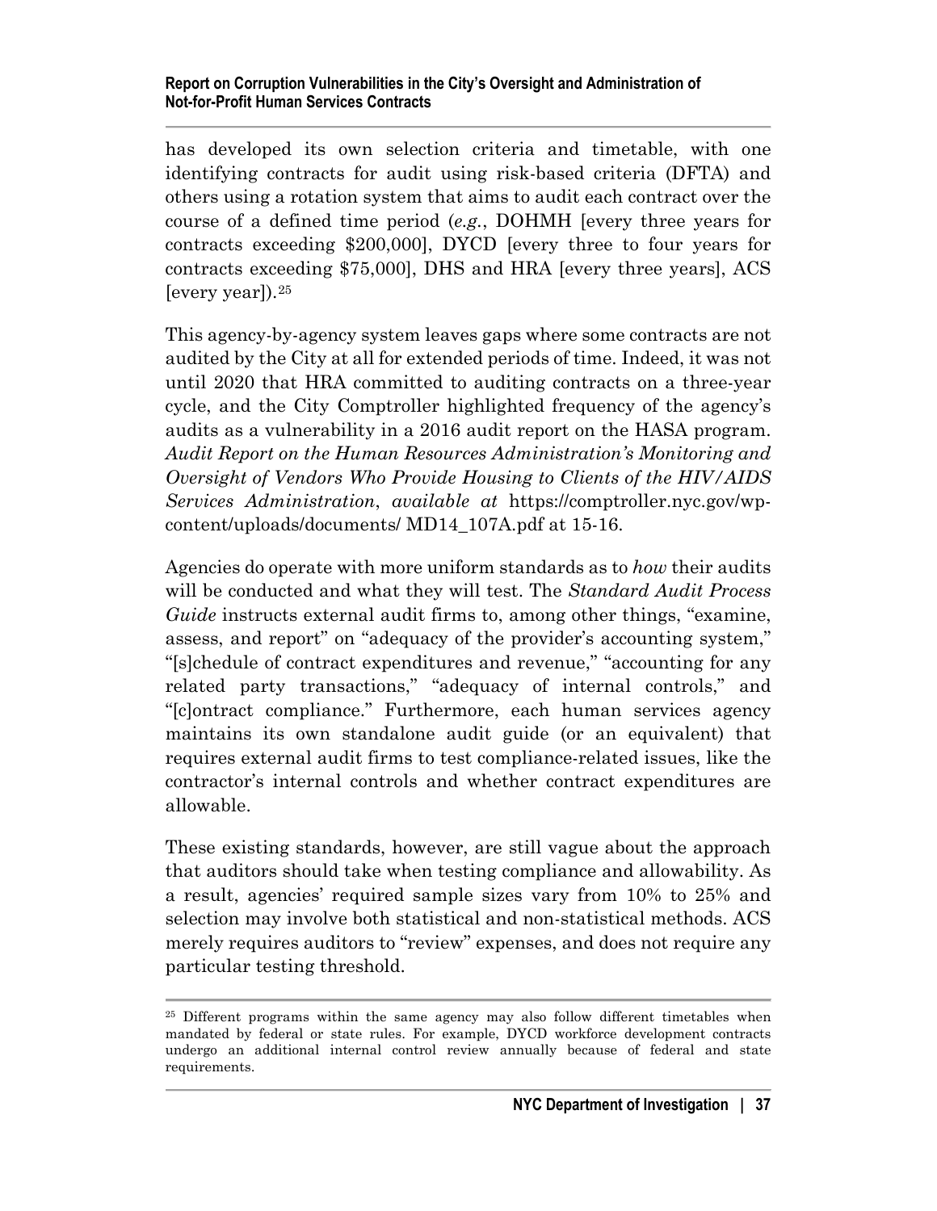has developed its own selection criteria and timetable, with one identifying contracts for audit using risk-based criteria (DFTA) and others using a rotation system that aims to audit each contract over the course of a defined time period (*e.g.*, DOHMH [every three years for contracts exceeding $200,000], DYCD [every three to four years for contracts exceeding $75,000], DHS and HRA [every three years], ACS [every year]).[25]

This agency-by-agency system leaves gaps where some contracts are not audited by the City at all for extended periods of time. Indeed, it was not until 2020 that HRA committed to auditing contracts on a three-year cycle, and the City Comptroller highlighted frequency of the agency's audits as a vulnerability in a 2016 audit report on the HASA program. *Audit Report on the Human Resources Administration's Monitoring and Oversight of Vendors Who Provide Housing to Clients of the HIV/AIDS Services Administration*, *available at* https://comptroller.nyc.gov/wp-content/uploads/documents/ MD14_107A.pdf at 15-16.

Agencies do operate with more uniform standards as to *how* their audits will be conducted and what they will test. The *Standard Audit Process Guide* instructs external audit firms to, among other things, "examine, assess, and report" on "adequacy of the provider's accounting system," "[s]chedule of contract expenditures and revenue," "accounting for any related party transactions," "adequacy of internal controls," and "[c]ontract compliance." Furthermore, each human services agency maintains its own standalone audit guide (or an equivalent) that requires external audit firms to test compliance-related issues, like the contractor's internal controls and whether contract expenditures are allowable.

These existing standards, however, are still vague about the approach that auditors should take when testing compliance and allowability. As a result, agencies' required sample sizes vary from 10% to 25% and selection may involve both statistical and non-statistical methods. ACS merely requires auditors to "review" expenses, and does not require any particular testing threshold.

---

[25] Different programs within the same agency may also follow different timetables when mandated by federal or state rules. For example, DYCD workforce development contracts undergo an additional internal control review annually because of federal and state requirements.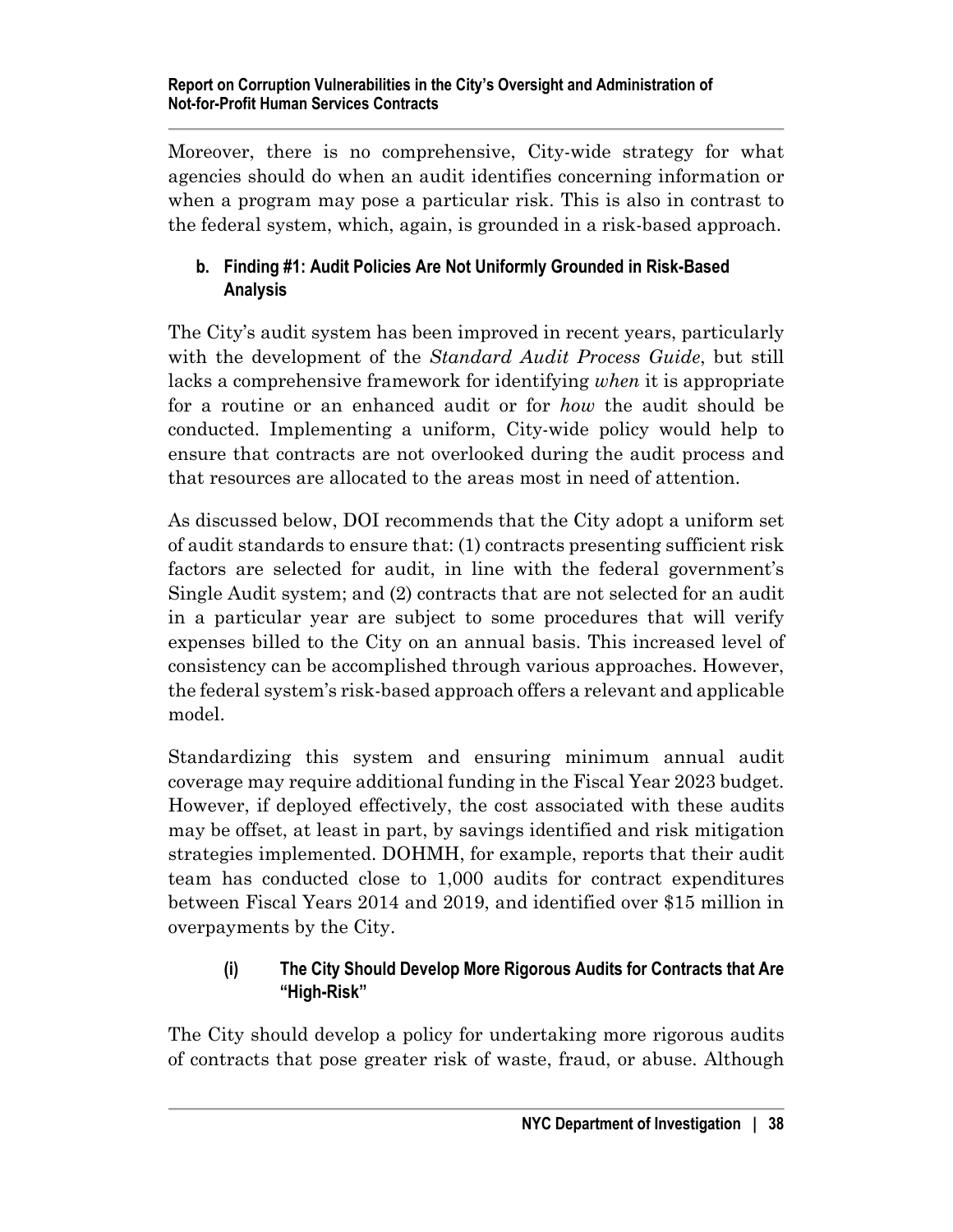Moreover, there is no comprehensive, City-wide strategy for what agencies should do when an audit identifies concerning information or when a program may pose a particular risk. This is also in contrast to the federal system, which, again, is grounded in a risk-based approach.

### b. Finding #1: Audit Policies Are Not Uniformly Grounded in Risk-Based Analysis

The City's audit system has been improved in recent years, particularly with the development of the *Standard Audit Process Guide*, but still lacks a comprehensive framework for identifying *when* it is appropriate for a routine or an enhanced audit or for *how* the audit should be conducted. Implementing a uniform, City-wide policy would help to ensure that contracts are not overlooked during the audit process and that resources are allocated to the areas most in need of attention.

As discussed below, DOI recommends that the City adopt a uniform set of audit standards to ensure that: (1) contracts presenting sufficient risk factors are selected for audit, in line with the federal government's Single Audit system; and (2) contracts that are not selected for an audit in a particular year are subject to some procedures that will verify expenses billed to the City on an annual basis. This increased level of consistency can be accomplished through various approaches. However, the federal system's risk-based approach offers a relevant and applicable model.

Standardizing this system and ensuring minimum annual audit coverage may require additional funding in the Fiscal Year 2023 budget. However, if deployed effectively, the cost associated with these audits may be offset, at least in part, by savings identified and risk mitigation strategies implemented. DOHMH, for example, reports that their audit team has conducted close to 1,000 audits for contract expenditures between Fiscal Years 2014 and 2019, and identified over $15 million in overpayments by the City.

#### (i) The City Should Develop More Rigorous Audits for Contracts that Are "High-Risk"

The City should develop a policy for undertaking more rigorous audits of contracts that pose greater risk of waste, fraud, or abuse. Although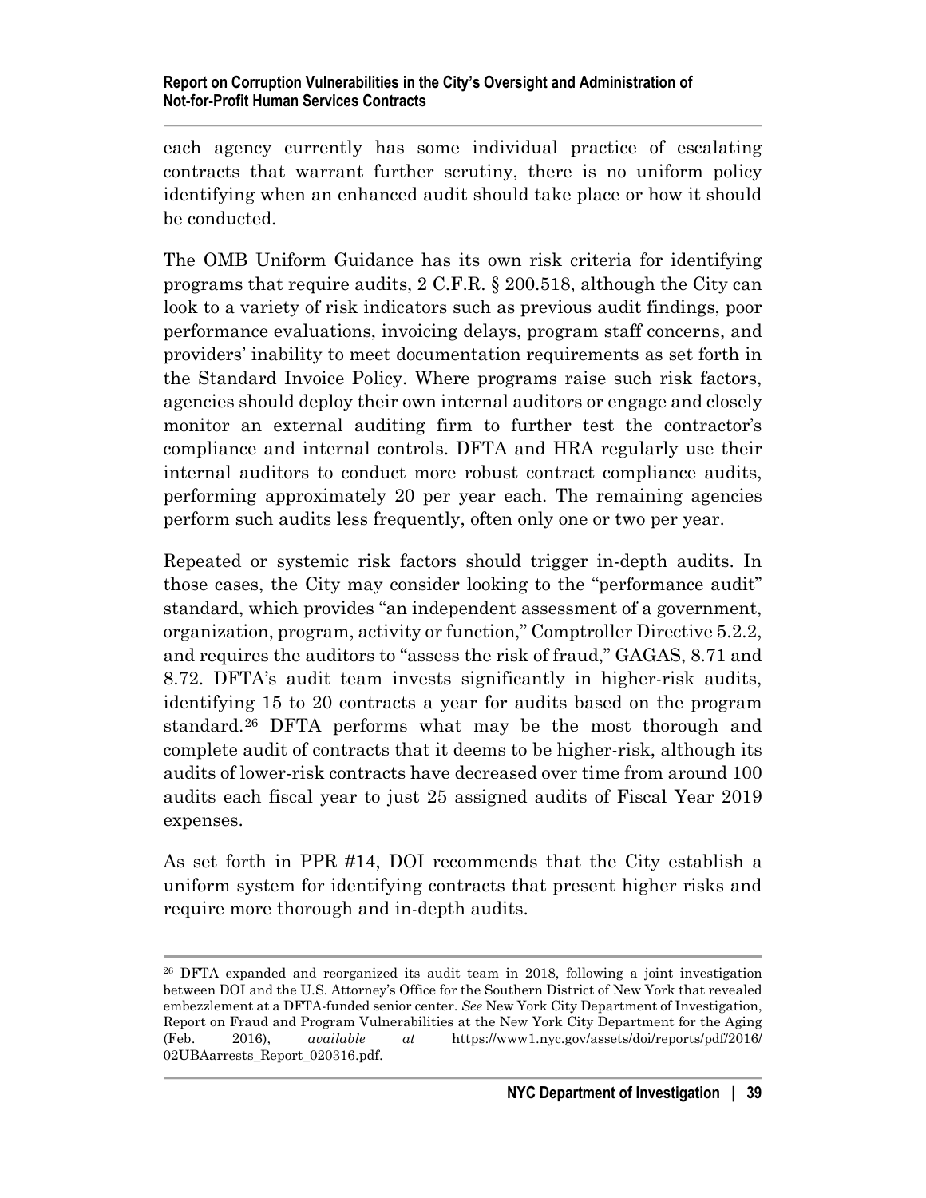each agency currently has some individual practice of escalating contracts that warrant further scrutiny, there is no uniform policy identifying when an enhanced audit should take place or how it should be conducted.

The OMB Uniform Guidance has its own risk criteria for identifying programs that require audits, 2 C.F.R. § 200.518, although the City can look to a variety of risk indicators such as previous audit findings, poor performance evaluations, invoicing delays, program staff concerns, and providers' inability to meet documentation requirements as set forth in the Standard Invoice Policy. Where programs raise such risk factors, agencies should deploy their own internal auditors or engage and closely monitor an external auditing firm to further test the contractor's compliance and internal controls. DFTA and HRA regularly use their internal auditors to conduct more robust contract compliance audits, performing approximately 20 per year each. The remaining agencies perform such audits less frequently, often only one or two per year.

Repeated or systemic risk factors should trigger in-depth audits. In those cases, the City may consider looking to the "performance audit" standard, which provides "an independent assessment of a government, organization, program, activity or function," Comptroller Directive 5.2.2, and requires the auditors to "assess the risk of fraud," GAGAS, 8.71 and 8.72. DFTA's audit team invests significantly in higher-risk audits, identifying 15 to 20 contracts a year for audits based on the program standard.[26] DFTA performs what may be the most thorough and complete audit of contracts that it deems to be higher-risk, although its audits of lower-risk contracts have decreased over time from around 100 audits each fiscal year to just 25 assigned audits of Fiscal Year 2019 expenses.

As set forth in PPR #14, DOI recommends that the City establish a uniform system for identifying contracts that present higher risks and require more thorough and in-depth audits.

---

[26] DFTA expanded and reorganized its audit team in 2018, following a joint investigation between DOI and the U.S. Attorney's Office for the Southern District of New York that revealed embezzlement at a DFTA-funded senior center. *See* New York City Department of Investigation, Report on Fraud and Program Vulnerabilities at the New York City Department for the Aging (Feb. 2016), *available at* https://www1.nyc.gov/assets/doi/reports/pdf/2016/02UBAarrests_Report_020316.pdf.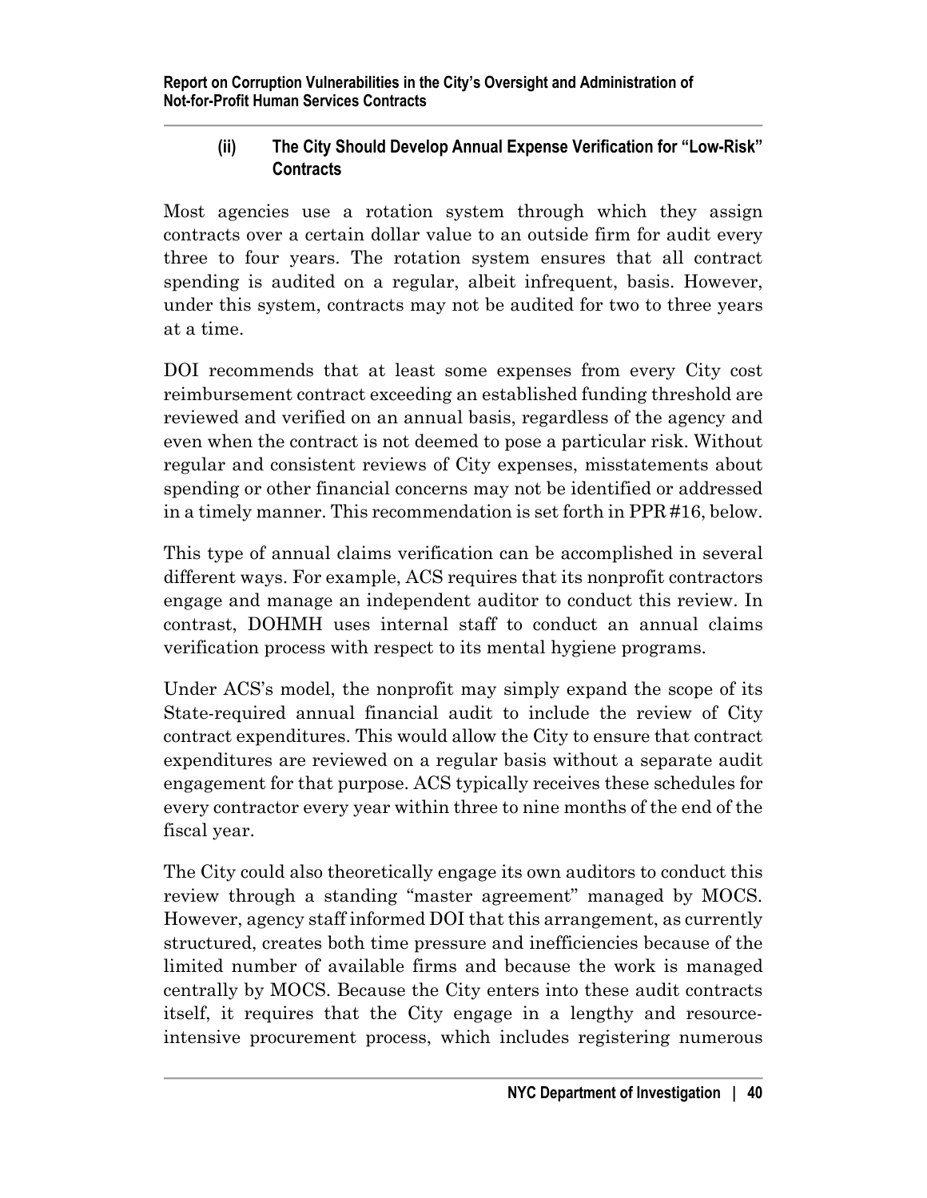### (ii) The City Should Develop Annual Expense Verification for "Low-Risk" Contracts

Most agencies use a rotation system through which they assign contracts over a certain dollar value to an outside firm for audit every three to four years. The rotation system ensures that all contract spending is audited on a regular, albeit infrequent, basis. However, under this system, contracts may not be audited for two to three years at a time.

DOI recommends that at least some expenses from every City cost reimbursement contract exceeding an established funding threshold are reviewed and verified on an annual basis, regardless of the agency and even when the contract is not deemed to pose a particular risk. Without regular and consistent reviews of City expenses, misstatements about spending or other financial concerns may not be identified or addressed in a timely manner. This recommendation is set forth in PPR #16, below.

This type of annual claims verification can be accomplished in several different ways. For example, ACS requires that its nonprofit contractors engage and manage an independent auditor to conduct this review. In contrast, DOHMH uses internal staff to conduct an annual claims verification process with respect to its mental hygiene programs.

Under ACS's model, the nonprofit may simply expand the scope of its State-required annual financial audit to include the review of City contract expenditures. This would allow the City to ensure that contract expenditures are reviewed on a regular basis without a separate audit engagement for that purpose. ACS typically receives these schedules for every contractor every year within three to nine months of the end of the fiscal year.

The City could also theoretically engage its own auditors to conduct this review through a standing "master agreement" managed by MOCS. However, agency staff informed DOI that this arrangement, as currently structured, creates both time pressure and inefficiencies because of the limited number of available firms and because the work is managed centrally by MOCS. Because the City enters into these audit contracts itself, it requires that the City engage in a lengthy and resource-intensive procurement process, which includes registering numerous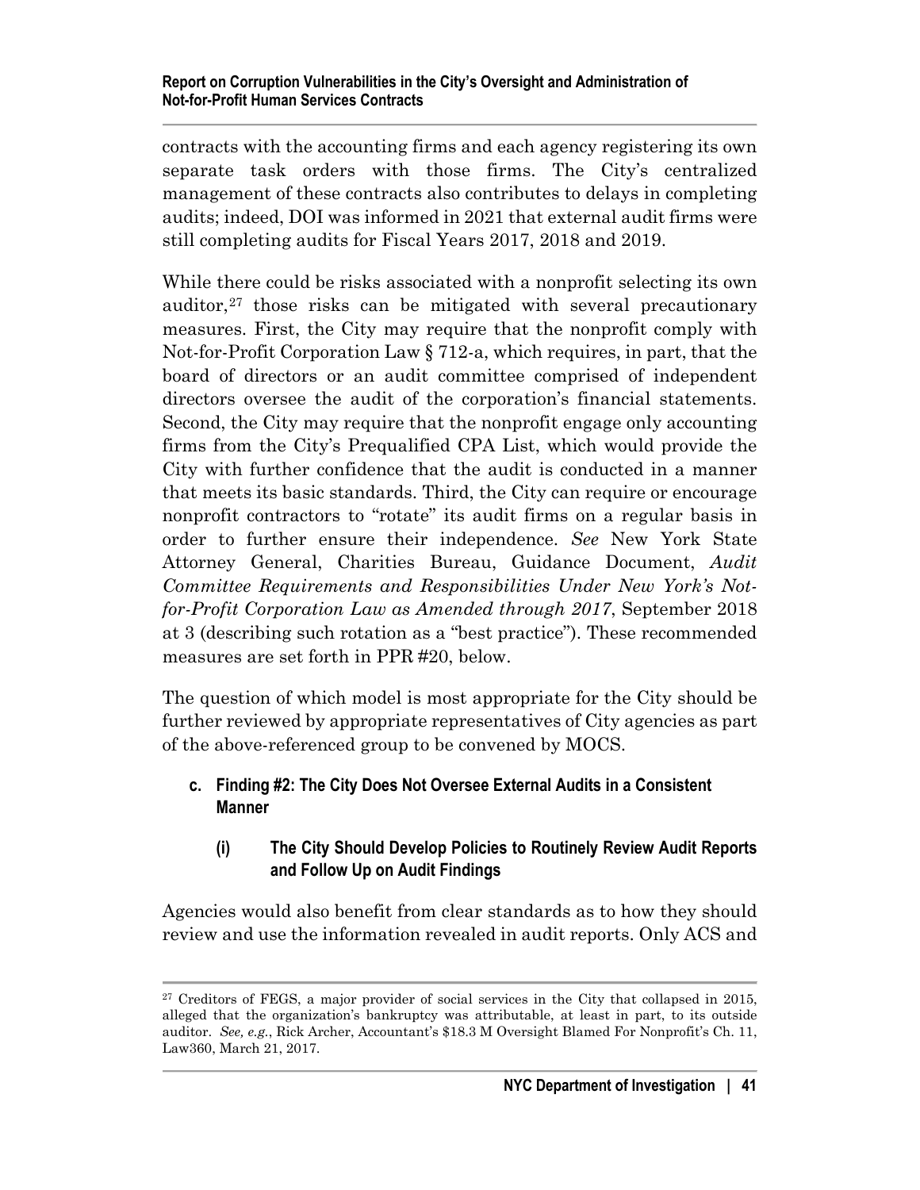contracts with the accounting firms and each agency registering its own separate task orders with those firms. The City's centralized management of these contracts also contributes to delays in completing audits; indeed, DOI was informed in 2021 that external audit firms were still completing audits for Fiscal Years 2017, 2018 and 2019.

While there could be risks associated with a nonprofit selecting its own auditor,[27] those risks can be mitigated with several precautionary measures. First, the City may require that the nonprofit comply with Not-for-Profit Corporation Law § 712-a, which requires, in part, that the board of directors or an audit committee comprised of independent directors oversee the audit of the corporation's financial statements. Second, the City may require that the nonprofit engage only accounting firms from the City's Prequalified CPA List, which would provide the City with further confidence that the audit is conducted in a manner that meets its basic standards. Third, the City can require or encourage nonprofit contractors to "rotate" its audit firms on a regular basis in order to further ensure their independence. *See* New York State Attorney General, Charities Bureau, Guidance Document, *Audit Committee Requirements and Responsibilities Under New York's Not-for-Profit Corporation Law as Amended through 2017*, September 2018 at 3 (describing such rotation as a "best practice"). These recommended measures are set forth in PPR #20, below.

The question of which model is most appropriate for the City should be further reviewed by appropriate representatives of City agencies as part of the above-referenced group to be convened by MOCS.

### c. Finding #2: The City Does Not Oversee External Audits in a Consistent Manner

#### (i) The City Should Develop Policies to Routinely Review Audit Reports and Follow Up on Audit Findings

Agencies would also benefit from clear standards as to how they should review and use the information revealed in audit reports. Only ACS and

---

[27] Creditors of FEGS, a major provider of social services in the City that collapsed in 2015, alleged that the organization's bankruptcy was attributable, at least in part, to its outside auditor. *See, e.g.*, Rick Archer, Accountant's $18.3 M Oversight Blamed For Nonprofit's Ch. 11, Law360, March 21, 2017.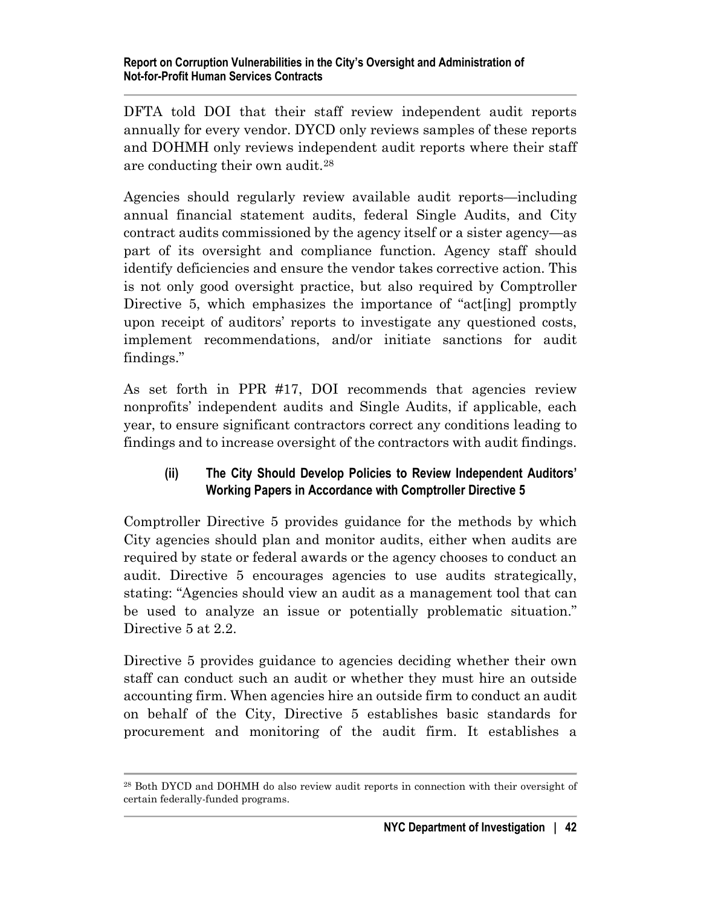DFTA told DOI that their staff review independent audit reports annually for every vendor. DYCD only reviews samples of these reports and DOHMH only reviews independent audit reports where their staff are conducting their own audit.[28]

Agencies should regularly review available audit reports—including annual financial statement audits, federal Single Audits, and City contract audits commissioned by the agency itself or a sister agency—as part of its oversight and compliance function. Agency staff should identify deficiencies and ensure the vendor takes corrective action. This is not only good oversight practice, but also required by Comptroller Directive 5, which emphasizes the importance of "act[ing] promptly upon receipt of auditors' reports to investigate any questioned costs, implement recommendations, and/or initiate sanctions for audit findings."

As set forth in PPR #17, DOI recommends that agencies review nonprofits' independent audits and Single Audits, if applicable, each year, to ensure significant contractors correct any conditions leading to findings and to increase oversight of the contractors with audit findings.

#### (ii) The City Should Develop Policies to Review Independent Auditors' Working Papers in Accordance with Comptroller Directive 5

Comptroller Directive 5 provides guidance for the methods by which City agencies should plan and monitor audits, either when audits are required by state or federal awards or the agency chooses to conduct an audit. Directive 5 encourages agencies to use audits strategically, stating: "Agencies should view an audit as a management tool that can be used to analyze an issue or potentially problematic situation." Directive 5 at 2.2.

Directive 5 provides guidance to agencies deciding whether their own staff can conduct such an audit or whether they must hire an outside accounting firm. When agencies hire an outside firm to conduct an audit on behalf of the City, Directive 5 establishes basic standards for procurement and monitoring of the audit firm. It establishes a

---

[28] Both DYCD and DOHMH do also review audit reports in connection with their oversight of certain federally-funded programs.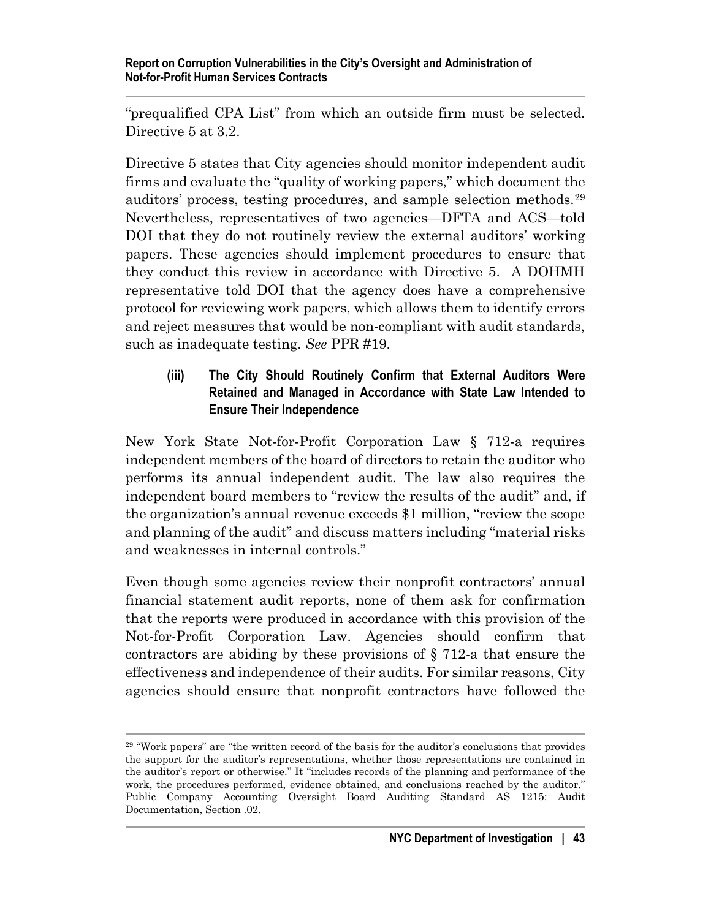"prequalified CPA List" from which an outside firm must be selected. Directive 5 at 3.2.

Directive 5 states that City agencies should monitor independent audit firms and evaluate the "quality of working papers," which document the auditors' process, testing procedures, and sample selection methods.[29] Nevertheless, representatives of two agencies—DFTA and ACS—told DOI that they do not routinely review the external auditors' working papers. These agencies should implement procedures to ensure that they conduct this review in accordance with Directive 5. A DOHMH representative told DOI that the agency does have a comprehensive protocol for reviewing work papers, which allows them to identify errors and reject measures that would be non-compliant with audit standards, such as inadequate testing. *See* PPR #19.

#### (iii) The City Should Routinely Confirm that External Auditors Were Retained and Managed in Accordance with State Law Intended to Ensure Their Independence

New York State Not-for-Profit Corporation Law § 712-a requires independent members of the board of directors to retain the auditor who performs its annual independent audit. The law also requires the independent board members to "review the results of the audit" and, if the organization's annual revenue exceeds $1 million, "review the scope and planning of the audit" and discuss matters including "material risks and weaknesses in internal controls."

Even though some agencies review their nonprofit contractors' annual financial statement audit reports, none of them ask for confirmation that the reports were produced in accordance with this provision of the Not-for-Profit Corporation Law. Agencies should confirm that contractors are abiding by these provisions of § 712-a that ensure the effectiveness and independence of their audits. For similar reasons, City agencies should ensure that nonprofit contractors have followed the

---

[29] "Work papers" are "the written record of the basis for the auditor's conclusions that provides the support for the auditor's representations, whether those representations are contained in the auditor's report or otherwise." It "includes records of the planning and performance of the work, the procedures performed, evidence obtained, and conclusions reached by the auditor." Public Company Accounting Oversight Board Auditing Standard AS 1215: Audit Documentation, Section .02.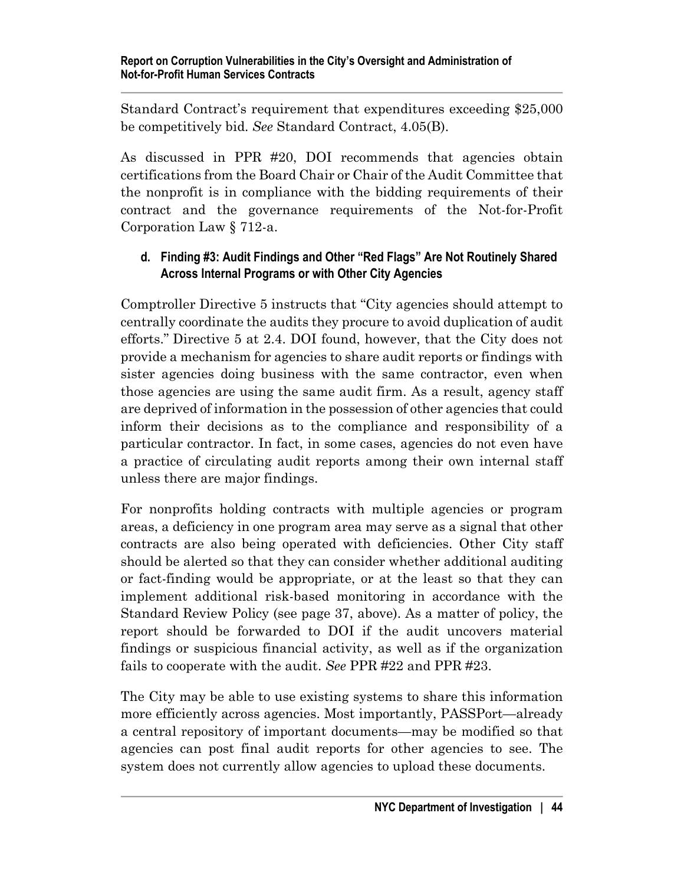Standard Contract's requirement that expenditures exceeding $25,000 be competitively bid. *See* Standard Contract, 4.05(B).

As discussed in PPR #20, DOI recommends that agencies obtain certifications from the Board Chair or Chair of the Audit Committee that the nonprofit is in compliance with the bidding requirements of their contract and the governance requirements of the Not-for-Profit Corporation Law § 712-a.

#### d. Finding #3: Audit Findings and Other "Red Flags" Are Not Routinely Shared Across Internal Programs or with Other City Agencies

Comptroller Directive 5 instructs that "City agencies should attempt to centrally coordinate the audits they procure to avoid duplication of audit efforts." Directive 5 at 2.4. DOI found, however, that the City does not provide a mechanism for agencies to share audit reports or findings with sister agencies doing business with the same contractor, even when those agencies are using the same audit firm. As a result, agency staff are deprived of information in the possession of other agencies that could inform their decisions as to the compliance and responsibility of a particular contractor. In fact, in some cases, agencies do not even have a practice of circulating audit reports among their own internal staff unless there are major findings.

For nonprofits holding contracts with multiple agencies or program areas, a deficiency in one program area may serve as a signal that other contracts are also being operated with deficiencies. Other City staff should be alerted so that they can consider whether additional auditing or fact-finding would be appropriate, or at the least so that they can implement additional risk-based monitoring in accordance with the Standard Review Policy (see page 37, above). As a matter of policy, the report should be forwarded to DOI if the audit uncovers material findings or suspicious financial activity, as well as if the organization fails to cooperate with the audit. *See* PPR #22 and PPR #23.

The City may be able to use existing systems to share this information more efficiently across agencies. Most importantly, PASSPort—already a central repository of important documents—may be modified so that agencies can post final audit reports for other agencies to see. The system does not currently allow agencies to upload these documents.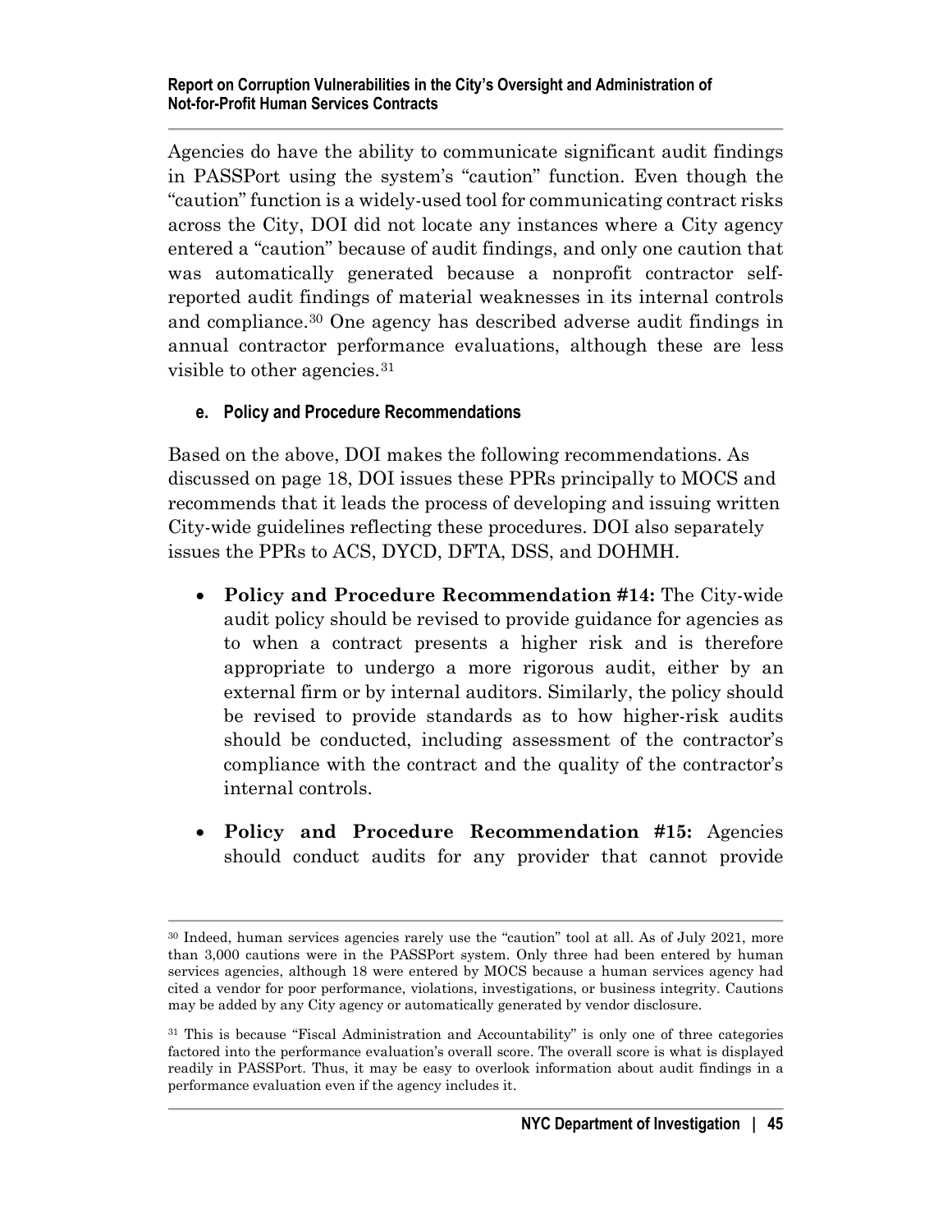Agencies do have the ability to communicate significant audit findings in PASSPort using the system's "caution" function. Even though the "caution" function is a widely-used tool for communicating contract risks across the City, DOI did not locate any instances where a City agency entered a "caution" because of audit findings, and only one caution that was automatically generated because a nonprofit contractor self-reported audit findings of material weaknesses in its internal controls and compliance.[30] One agency has described adverse audit findings in annual contractor performance evaluations, although these are less visible to other agencies.[31]

#### e. Policy and Procedure Recommendations

Based on the above, DOI makes the following recommendations. As discussed on page 18, DOI issues these PPRs principally to MOCS and recommends that it leads the process of developing and issuing written City-wide guidelines reflecting these procedures. DOI also separately issues the PPRs to ACS, DYCD, DFTA, DSS, and DOHMH.

- **Policy and Procedure Recommendation #14:** The City-wide audit policy should be revised to provide guidance for agencies as to when a contract presents a higher risk and is therefore appropriate to undergo a more rigorous audit, either by an external firm or by internal auditors. Similarly, the policy should be revised to provide standards as to how higher-risk audits should be conducted, including assessment of the contractor's compliance with the contract and the quality of the contractor's internal controls.

- **Policy and Procedure Recommendation #15:** Agencies should conduct audits for any provider that cannot provide

---

[30] Indeed, human services agencies rarely use the "caution" tool at all. As of July 2021, more than 3,000 cautions were in the PASSPort system. Only three had been entered by human services agencies, although 18 were entered by MOCS because a human services agency had cited a vendor for poor performance, violations, investigations, or business integrity. Cautions may be added by any City agency or automatically generated by vendor disclosure.

[31] This is because "Fiscal Administration and Accountability" is only one of three categories factored into the performance evaluation's overall score. The overall score is what is displayed readily in PASSPort. Thus, it may be easy to overlook information about audit findings in a performance evaluation even if the agency includes it.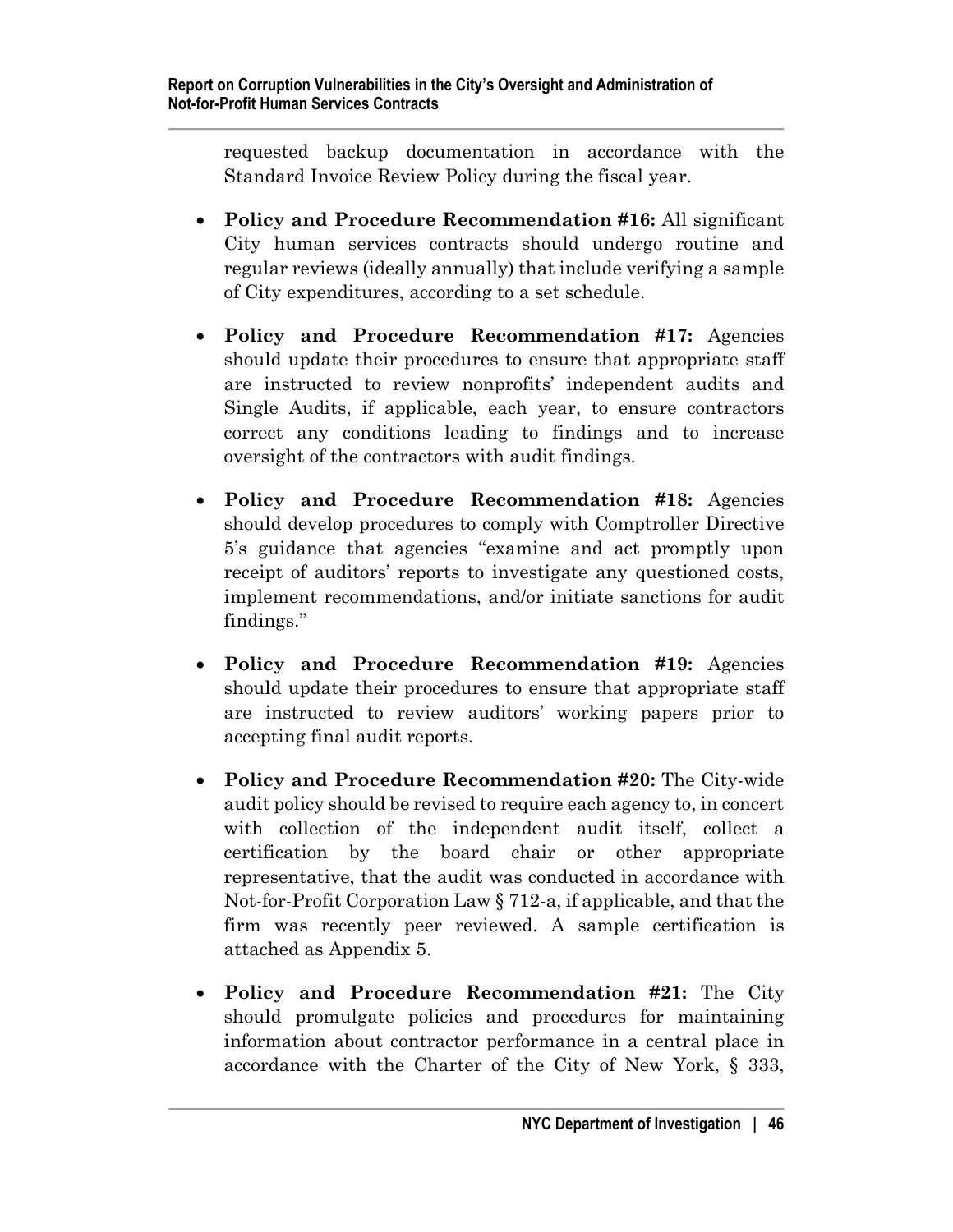requested backup documentation in accordance with the Standard Invoice Review Policy during the fiscal year.

- **Policy and Procedure Recommendation #16:** All significant City human services contracts should undergo routine and regular reviews (ideally annually) that include verifying a sample of City expenditures, according to a set schedule.

- **Policy and Procedure Recommendation #17:** Agencies should update their procedures to ensure that appropriate staff are instructed to review nonprofits' independent audits and Single Audits, if applicable, each year, to ensure contractors correct any conditions leading to findings and to increase oversight of the contractors with audit findings.

- **Policy and Procedure Recommendation #18:** Agencies should develop procedures to comply with Comptroller Directive 5's guidance that agencies "examine and act promptly upon receipt of auditors' reports to investigate any questioned costs, implement recommendations, and/or initiate sanctions for audit findings."

- **Policy and Procedure Recommendation #19:** Agencies should update their procedures to ensure that appropriate staff are instructed to review auditors' working papers prior to accepting final audit reports.

- **Policy and Procedure Recommendation #20:** The City-wide audit policy should be revised to require each agency to, in concert with collection of the independent audit itself, collect a certification by the board chair or other appropriate representative, that the audit was conducted in accordance with Not-for-Profit Corporation Law § 712-a, if applicable, and that the firm was recently peer reviewed. A sample certification is attached as Appendix 5.

- **Policy and Procedure Recommendation #21:** The City should promulgate policies and procedures for maintaining information about contractor performance in a central place in accordance with the Charter of the City of New York, § 333,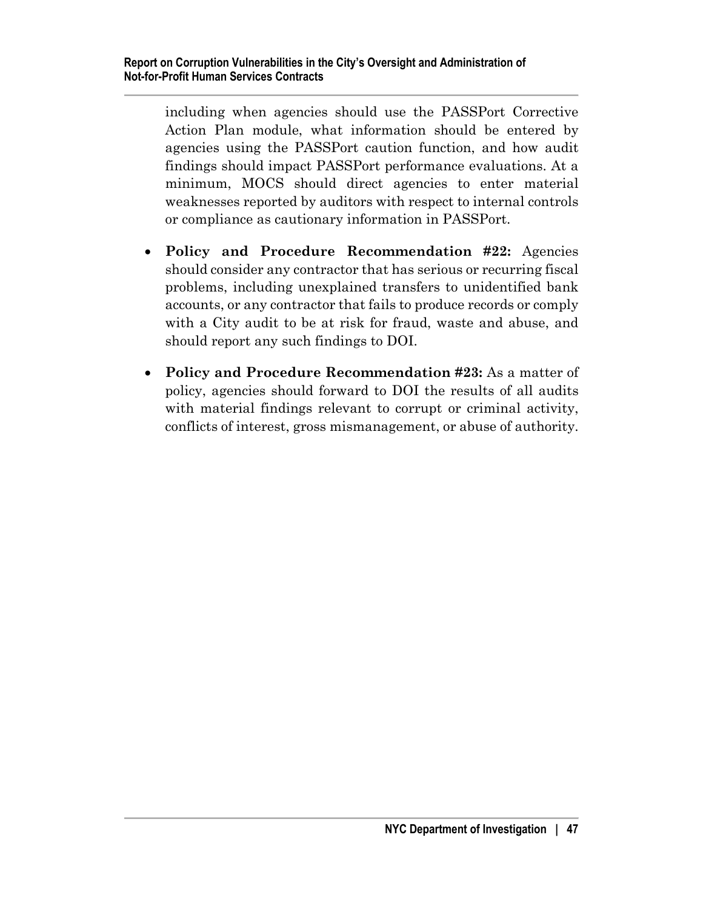including when agencies should use the PASSPort Corrective Action Plan module, what information should be entered by agencies using the PASSPort caution function, and how audit findings should impact PASSPort performance evaluations. At a minimum, MOCS should direct agencies to enter material weaknesses reported by auditors with respect to internal controls or compliance as cautionary information in PASSPort.

- **Policy and Procedure Recommendation #22:** Agencies should consider any contractor that has serious or recurring fiscal problems, including unexplained transfers to unidentified bank accounts, or any contractor that fails to produce records or comply with a City audit to be at risk for fraud, waste and abuse, and should report any such findings to DOI.

- **Policy and Procedure Recommendation #23:** As a matter of policy, agencies should forward to DOI the results of all audits with material findings relevant to corrupt or criminal activity, conflicts of interest, gross mismanagement, or abuse of authority.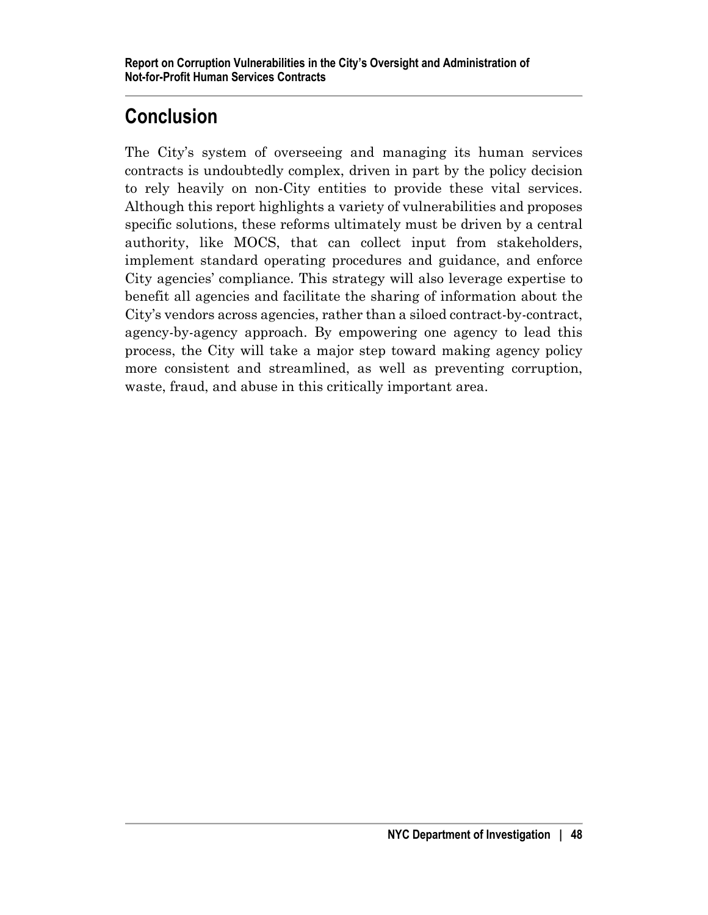# Conclusion

The City's system of overseeing and managing its human services contracts is undoubtedly complex, driven in part by the policy decision to rely heavily on non-City entities to provide these vital services. Although this report highlights a variety of vulnerabilities and proposes specific solutions, these reforms ultimately must be driven by a central authority, like MOCS, that can collect input from stakeholders, implement standard operating procedures and guidance, and enforce City agencies' compliance. This strategy will also leverage expertise to benefit all agencies and facilitate the sharing of information about the City's vendors across agencies, rather than a siloed contract-by-contract, agency-by-agency approach. By empowering one agency to lead this process, the City will take a major step toward making agency policy more consistent and streamlined, as well as preventing corruption, waste, fraud, and abuse in this critically important area.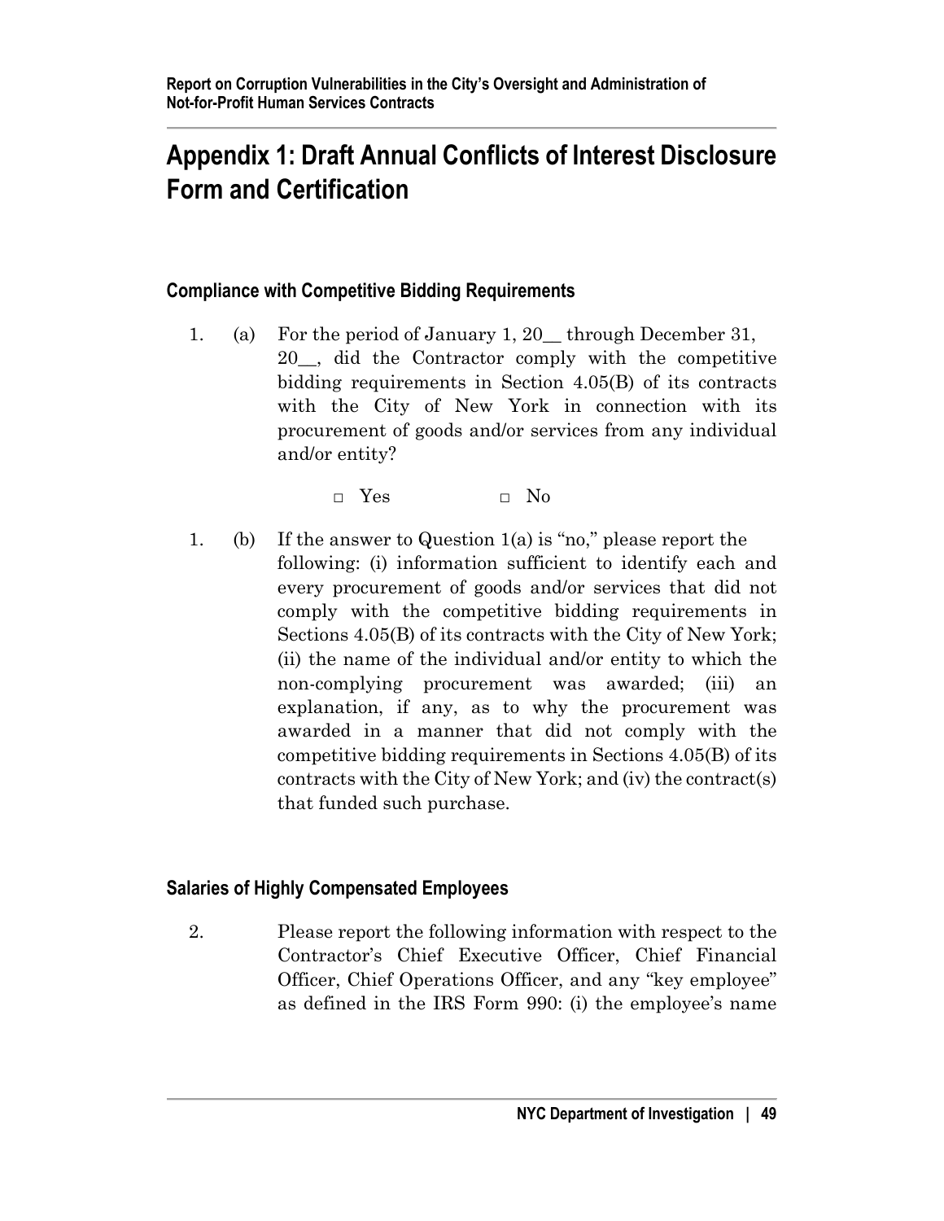# Appendix 1: Draft Annual Conflicts of Interest Disclosure Form and Certification

### Compliance with Competitive Bidding Requirements

1. (a) For the period of January 1, 20__ through December 31, 20__, did the Contractor comply with the competitive bidding requirements in Section 4.05(B) of its contracts with the City of New York in connection with its procurement of goods and/or services from any individual and/or entity?

   □ Yes □ No

1. (b) If the answer to Question 1(a) is "no," please report the following: (i) information sufficient to identify each and every procurement of goods and/or services that did not comply with the competitive bidding requirements in Sections 4.05(B) of its contracts with the City of New York; (ii) the name of the individual and/or entity to which the non-complying procurement was awarded; (iii) an explanation, if any, as to why the procurement was awarded in a manner that did not comply with the competitive bidding requirements in Sections 4.05(B) of its contracts with the City of New York; and (iv) the contract(s) that funded such purchase.

### Salaries of Highly Compensated Employees

2. Please report the following information with respect to the Contractor's Chief Executive Officer, Chief Financial Officer, Chief Operations Officer, and any "key employee" as defined in the IRS Form 990: (i) the employee's name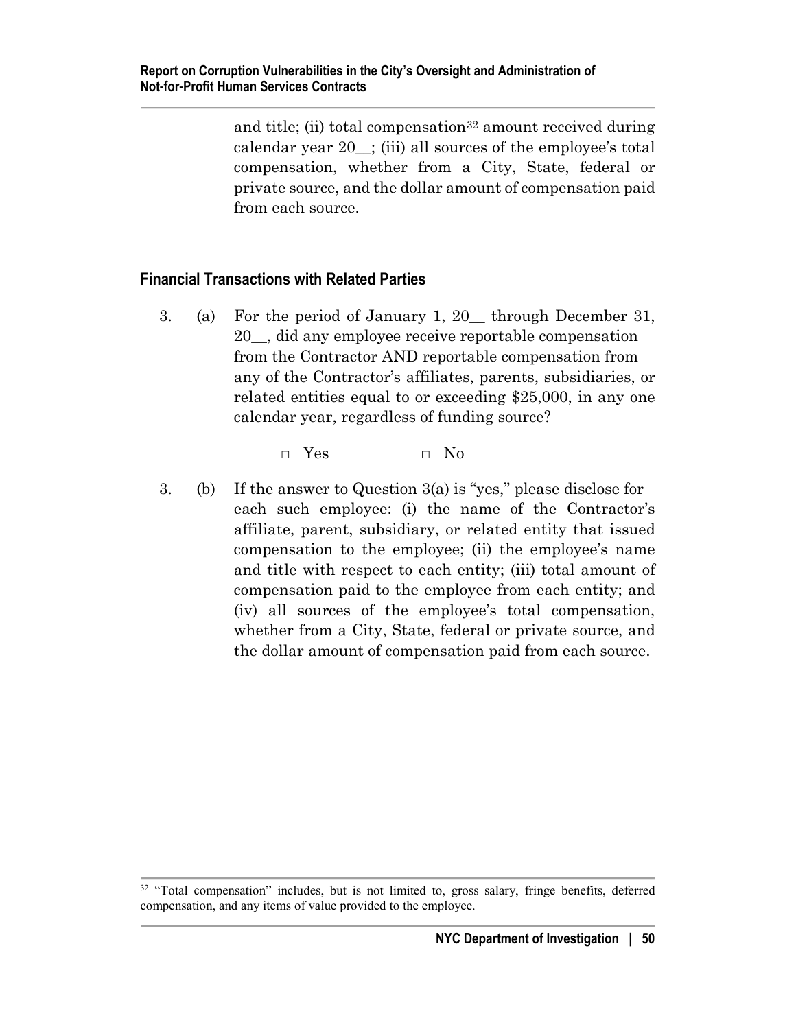and title; (ii) total compensation[32] amount received during calendar year 20__; (iii) all sources of the employee's total compensation, whether from a City, State, federal or private source, and the dollar amount of compensation paid from each source.

## Financial Transactions with Related Parties

3. (a) For the period of January 1, 20__ through December 31, 20__, did any employee receive reportable compensation from the Contractor AND reportable compensation from any of the Contractor's affiliates, parents, subsidiaries, or related entities equal to or exceeding $25,000, in any one calendar year, regardless of funding source?

   □ Yes    □ No

3. (b) If the answer to Question 3(a) is "yes," please disclose for each such employee: (i) the name of the Contractor's affiliate, parent, subsidiary, or related entity that issued compensation to the employee; (ii) the employee's name and title with respect to each entity; (iii) total amount of compensation paid to the employee from each entity; and (iv) all sources of the employee's total compensation, whether from a City, State, federal or private source, and the dollar amount of compensation paid from each source.

---

[32] "Total compensation" includes, but is not limited to, gross salary, fringe benefits, deferred compensation, and any items of value provided to the employee.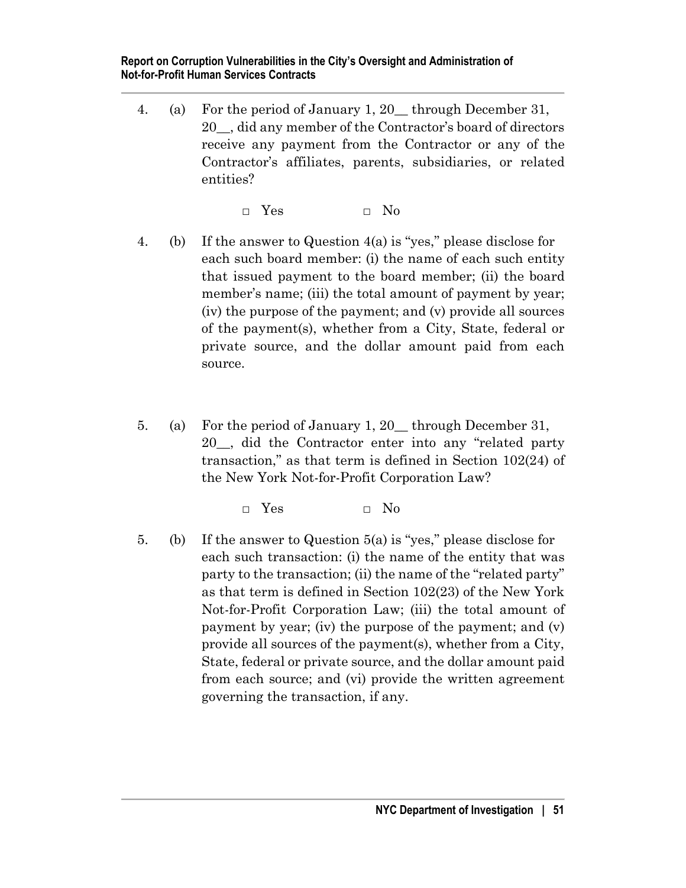4. (a) For the period of January 1, 20__ through December 31, 20__, did any member of the Contractor's board of directors receive any payment from the Contractor or any of the Contractor's affiliates, parents, subsidiaries, or related entities?

   □ Yes □ No

4. (b) If the answer to Question 4(a) is "yes," please disclose for each such board member: (i) the name of each such entity that issued payment to the board member; (ii) the board member's name; (iii) the total amount of payment by year; (iv) the purpose of the payment; and (v) provide all sources of the payment(s), whether from a City, State, federal or private source, and the dollar amount paid from each source.

5. (a) For the period of January 1, 20__ through December 31, 20__, did the Contractor enter into any "related party transaction," as that term is defined in Section 102(24) of the New York Not-for-Profit Corporation Law?

   □ Yes □ No

5. (b) If the answer to Question 5(a) is "yes," please disclose for each such transaction: (i) the name of the entity that was party to the transaction; (ii) the name of the "related party" as that term is defined in Section 102(23) of the New York Not-for-Profit Corporation Law; (iii) the total amount of payment by year; (iv) the purpose of the payment; and (v) provide all sources of the payment(s), whether from a City, State, federal or private source, and the dollar amount paid from each source; and (vi) provide the written agreement governing the transaction, if any.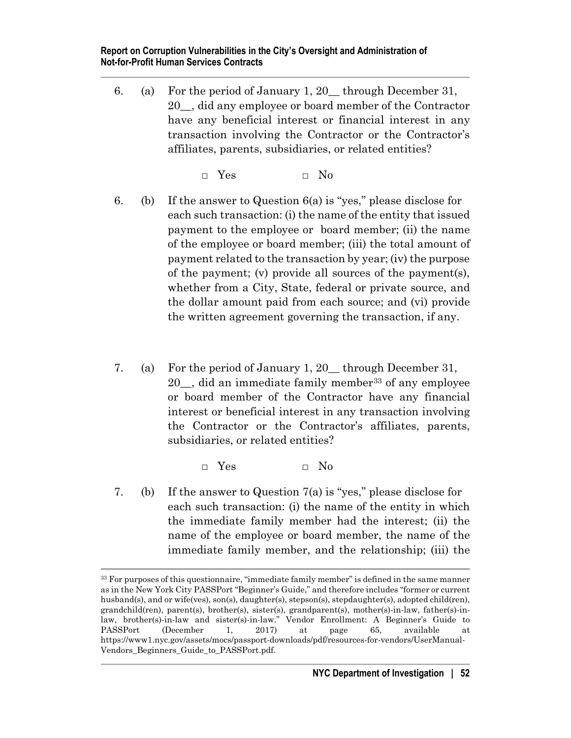6. (a) For the period of January 1, 20__ through December 31, 20__, did any employee or board member of the Contractor have any beneficial interest or financial interest in any transaction involving the Contractor or the Contractor's affiliates, parents, subsidiaries, or related entities?

   □ Yes □ No

6. (b) If the answer to Question 6(a) is "yes," please disclose for each such transaction: (i) the name of the entity that issued payment to the employee or board member; (ii) the name of the employee or board member; (iii) the total amount of payment related to the transaction by year; (iv) the purpose of the payment; (v) provide all sources of the payment(s), whether from a City, State, federal or private source, and the dollar amount paid from each source; and (vi) provide the written agreement governing the transaction, if any.

7. (a) For the period of January 1, 20__ through December 31, 20__, did an immediate family member[33] of any employee or board member of the Contractor have any financial interest or beneficial interest in any transaction involving the Contractor or the Contractor's affiliates, parents, subsidiaries, or related entities?

   □ Yes □ No

7. (b) If the answer to Question 7(a) is "yes," please disclose for each such transaction: (i) the name of the entity in which the immediate family member had the interest; (ii) the name of the employee or board member, the name of the immediate family member, and the relationship; (iii) the

[33] For purposes of this questionnaire, "immediate family member" is defined in the same manner as in the New York City PASSPort "Beginner's Guide," and therefore includes "former or current husband(s), and or wife(ves), son(s), daughter(s), stepson(s), stepdaughter(s), adopted child(ren), grandchild(ren), parent(s), brother(s), sister(s), grandparent(s), mother(s)-in-law, father(s)-in-law, brother(s)-in-law and sister(s)-in-law." Vendor Enrollment: A Beginner's Guide to PASSPort (December 1, 2017) at page 65, available at https://www1.nyc.gov/assets/mocs/passport-downloads/pdf/resources-for-vendors/UserManual-Vendors_Beginners_Guide_to_PASSPort.pdf.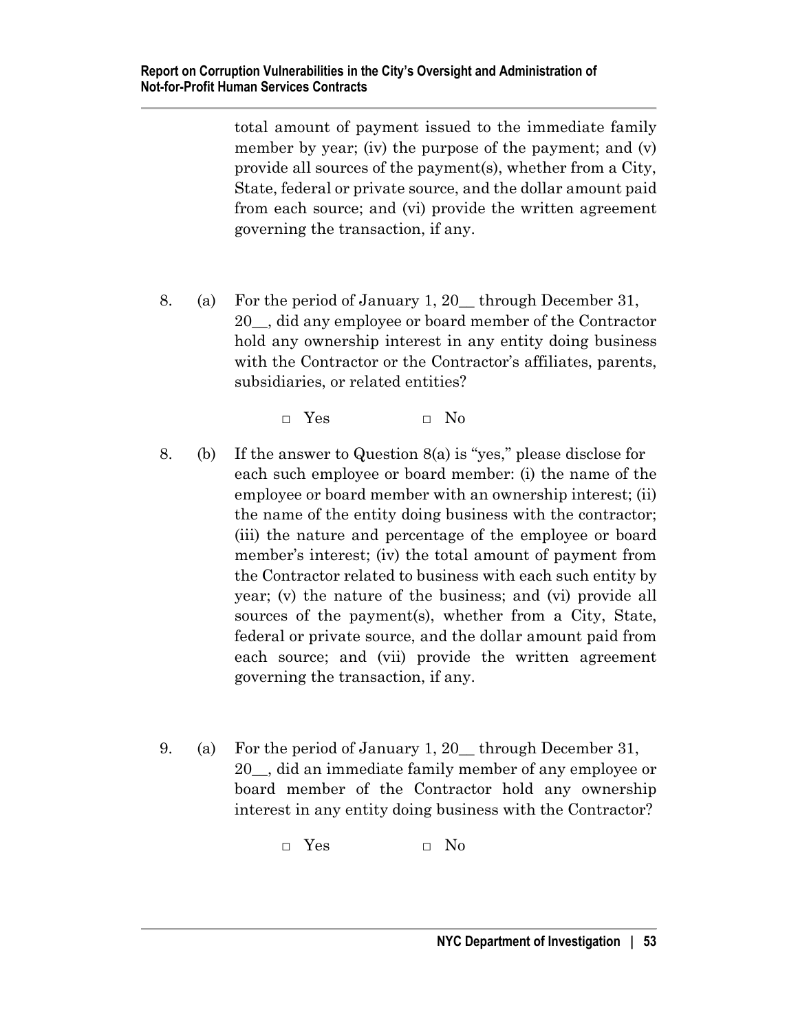total amount of payment issued to the immediate family member by year; (iv) the purpose of the payment; and (v) provide all sources of the payment(s), whether from a City, State, federal or private source, and the dollar amount paid from each source; and (vi) provide the written agreement governing the transaction, if any.

8. (a) For the period of January 1, 20__ through December 31, 20__, did any employee or board member of the Contractor hold any ownership interest in any entity doing business with the Contractor or the Contractor's affiliates, parents, subsidiaries, or related entities?

□ Yes □ No

8. (b) If the answer to Question 8(a) is "yes," please disclose for each such employee or board member: (i) the name of the employee or board member with an ownership interest; (ii) the name of the entity doing business with the contractor; (iii) the nature and percentage of the employee or board member's interest; (iv) the total amount of payment from the Contractor related to business with each such entity by year; (v) the nature of the business; and (vi) provide all sources of the payment(s), whether from a City, State, federal or private source, and the dollar amount paid from each source; and (vii) provide the written agreement governing the transaction, if any.

9. (a) For the period of January 1, 20__ through December 31, 20__, did an immediate family member of any employee or board member of the Contractor hold any ownership interest in any entity doing business with the Contractor?

□ Yes □ No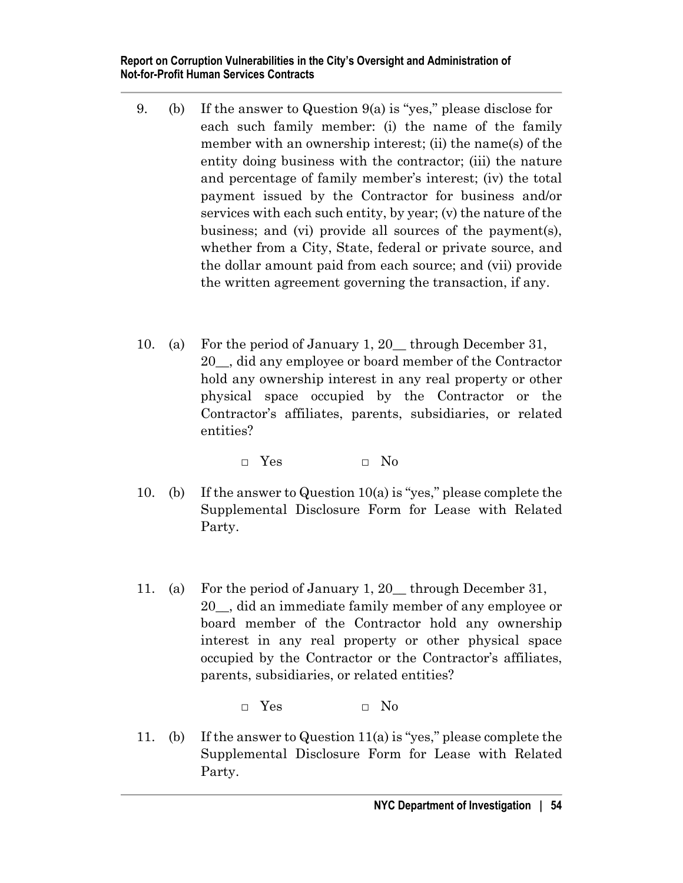9. (b) If the answer to Question 9(a) is "yes," please disclose for each such family member: (i) the name of the family member with an ownership interest; (ii) the name(s) of the entity doing business with the contractor; (iii) the nature and percentage of family member's interest; (iv) the total payment issued by the Contractor for business and/or services with each such entity, by year; (v) the nature of the business; and (vi) provide all sources of the payment(s), whether from a City, State, federal or private source, and the dollar amount paid from each source; and (vii) provide the written agreement governing the transaction, if any.

10. (a) For the period of January 1, 20__ through December 31, 20__, did any employee or board member of the Contractor hold any ownership interest in any real property or other physical space occupied by the Contractor or the Contractor's affiliates, parents, subsidiaries, or related entities?

□ Yes □ No

10. (b) If the answer to Question 10(a) is "yes," please complete the Supplemental Disclosure Form for Lease with Related Party.

11. (a) For the period of January 1, 20__ through December 31, 20__, did an immediate family member of any employee or board member of the Contractor hold any ownership interest in any real property or other physical space occupied by the Contractor or the Contractor's affiliates, parents, subsidiaries, or related entities?

□ Yes □ No

11. (b) If the answer to Question 11(a) is "yes," please complete the Supplemental Disclosure Form for Lease with Related Party.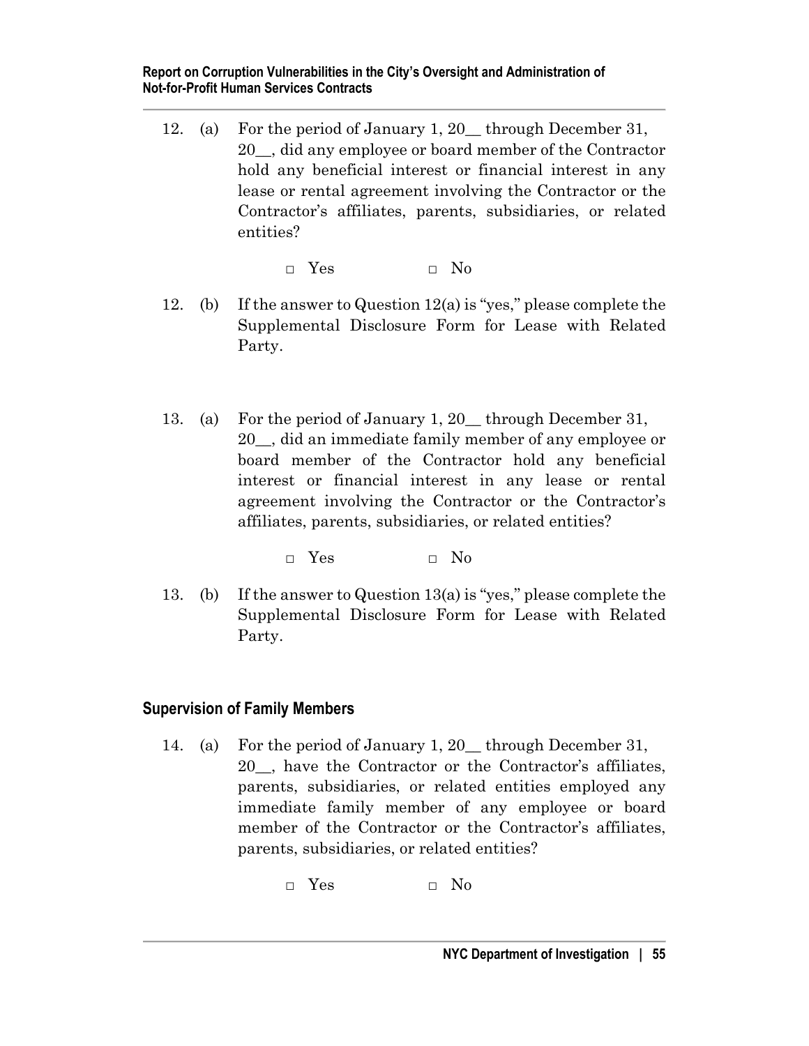12. (a) For the period of January 1, 20__ through December 31, 20__, did any employee or board member of the Contractor hold any beneficial interest or financial interest in any lease or rental agreement involving the Contractor or the Contractor's affiliates, parents, subsidiaries, or related entities?

 □ Yes □ No

12. (b) If the answer to Question 12(a) is "yes," please complete the Supplemental Disclosure Form for Lease with Related Party.

13. (a) For the period of January 1, 20__ through December 31, 20__, did an immediate family member of any employee or board member of the Contractor hold any beneficial interest or financial interest in any lease or rental agreement involving the Contractor or the Contractor's affiliates, parents, subsidiaries, or related entities?

 □ Yes □ No

13. (b) If the answer to Question 13(a) is "yes," please complete the Supplemental Disclosure Form for Lease with Related Party.

## Supervision of Family Members

14. (a) For the period of January 1, 20__ through December 31, 20__, have the Contractor or the Contractor's affiliates, parents, subsidiaries, or related entities employed any immediate family member of any employee or board member of the Contractor or the Contractor's affiliates, parents, subsidiaries, or related entities?

 □ Yes □ No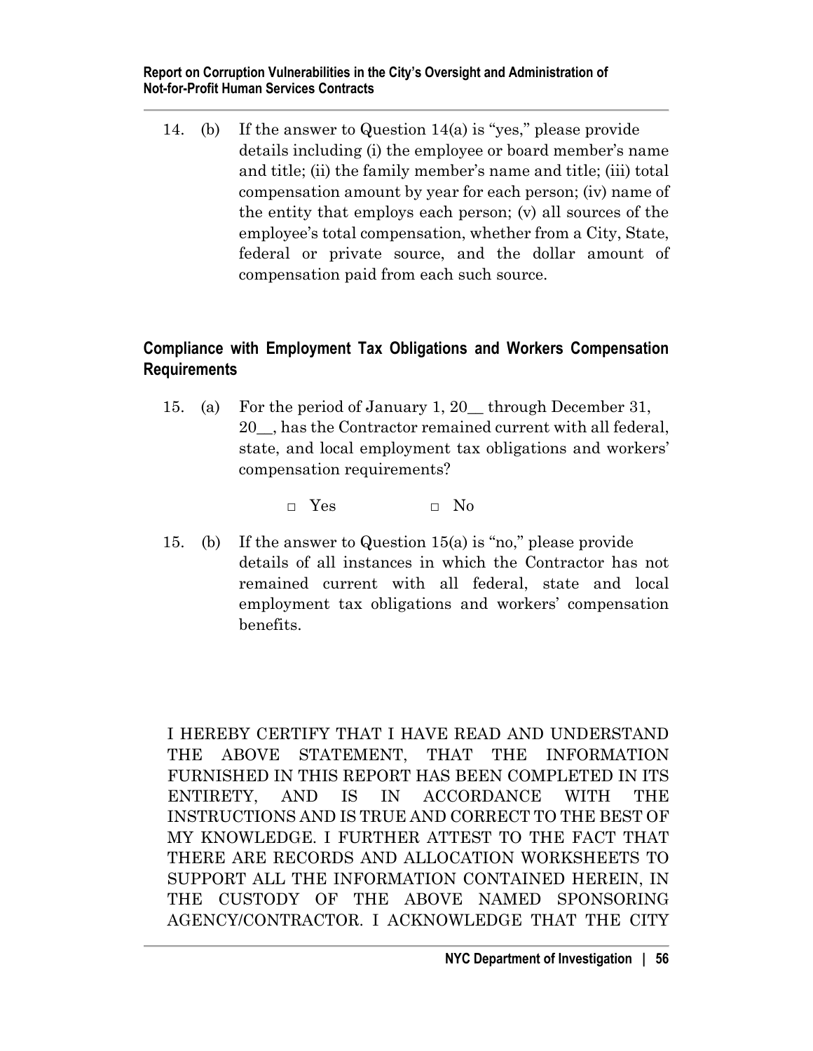14. (b) If the answer to Question 14(a) is "yes," please provide details including (i) the employee or board member's name and title; (ii) the family member's name and title; (iii) total compensation amount by year for each person; (iv) name of the entity that employs each person; (v) all sources of the employee's total compensation, whether from a City, State, federal or private source, and the dollar amount of compensation paid from each such source.

## Compliance with Employment Tax Obligations and Workers Compensation Requirements

15. (a) For the period of January 1, 20__ through December 31, 20__, has the Contractor remained current with all federal, state, and local employment tax obligations and workers' compensation requirements?

    □ Yes □ No

15. (b) If the answer to Question 15(a) is "no," please provide details of all instances in which the Contractor has not remained current with all federal, state and local employment tax obligations and workers' compensation benefits.

I HEREBY CERTIFY THAT I HAVE READ AND UNDERSTAND THE ABOVE STATEMENT, THAT THE INFORMATION FURNISHED IN THIS REPORT HAS BEEN COMPLETED IN ITS ENTIRETY, AND IS IN ACCORDANCE WITH THE INSTRUCTIONS AND IS TRUE AND CORRECT TO THE BEST OF MY KNOWLEDGE. I FURTHER ATTEST TO THE FACT THAT THERE ARE RECORDS AND ALLOCATION WORKSHEETS TO SUPPORT ALL THE INFORMATION CONTAINED HEREIN, IN THE CUSTODY OF THE ABOVE NAMED SPONSORING AGENCY/CONTRACTOR. I ACKNOWLEDGE THAT THE CITY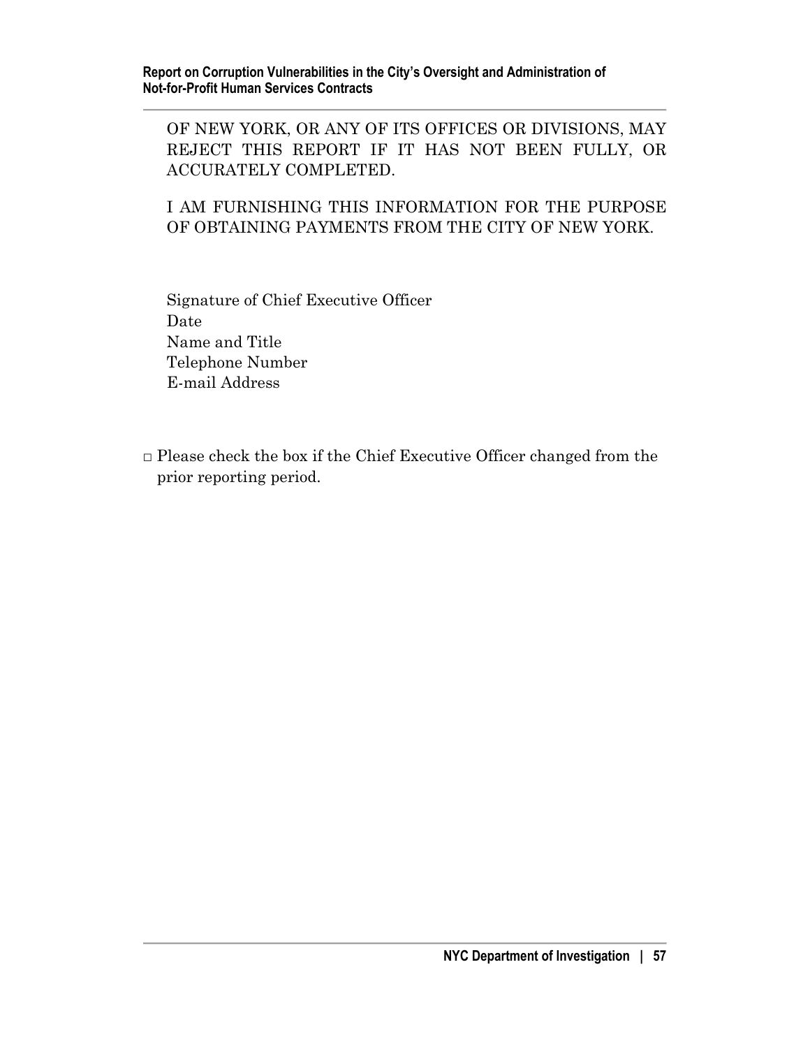OF NEW YORK, OR ANY OF ITS OFFICES OR DIVISIONS, MAY REJECT THIS REPORT IF IT HAS NOT BEEN FULLY, OR ACCURATELY COMPLETED.

I AM FURNISHING THIS INFORMATION FOR THE PURPOSE OF OBTAINING PAYMENTS FROM THE CITY OF NEW YORK.

Signature of Chief Executive Officer
Date
Name and Title
Telephone Number
E-mail Address

□ Please check the box if the Chief Executive Officer changed from the prior reporting period.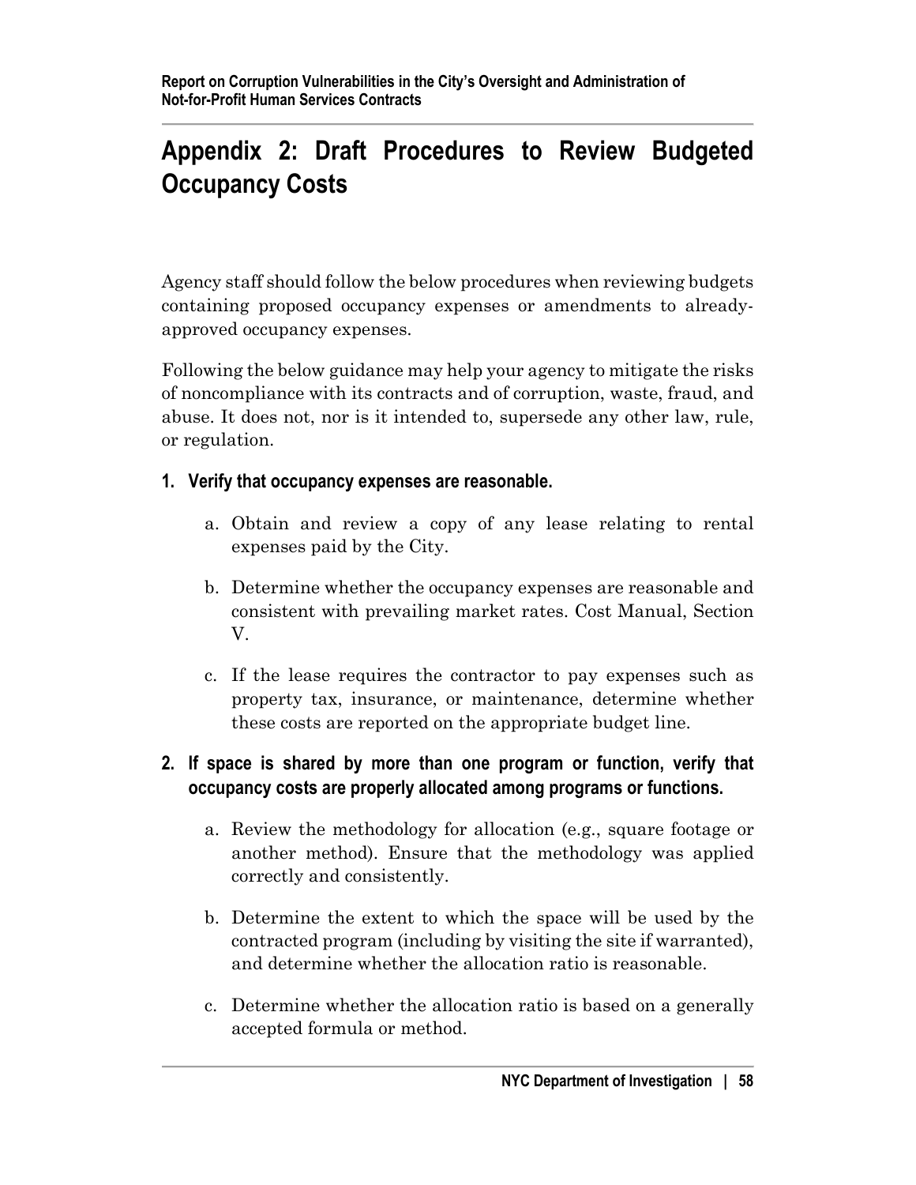# Appendix 2: Draft Procedures to Review Budgeted Occupancy Costs

Agency staff should follow the below procedures when reviewing budgets containing proposed occupancy expenses or amendments to already-approved occupancy expenses.

Following the below guidance may help your agency to mitigate the risks of noncompliance with its contracts and of corruption, waste, fraud, and abuse. It does not, nor is it intended to, supersede any other law, rule, or regulation.

**1. Verify that occupancy expenses are reasonable.**

  a. Obtain and review a copy of any lease relating to rental expenses paid by the City.

  b. Determine whether the occupancy expenses are reasonable and consistent with prevailing market rates. Cost Manual, Section V.

  c. If the lease requires the contractor to pay expenses such as property tax, insurance, or maintenance, determine whether these costs are reported on the appropriate budget line.

**2. If space is shared by more than one program or function, verify that occupancy costs are properly allocated among programs or functions.**

  a. Review the methodology for allocation (e.g., square footage or another method). Ensure that the methodology was applied correctly and consistently.

  b. Determine the extent to which the space will be used by the contracted program (including by visiting the site if warranted), and determine whether the allocation ratio is reasonable.

  c. Determine whether the allocation ratio is based on a generally accepted formula or method.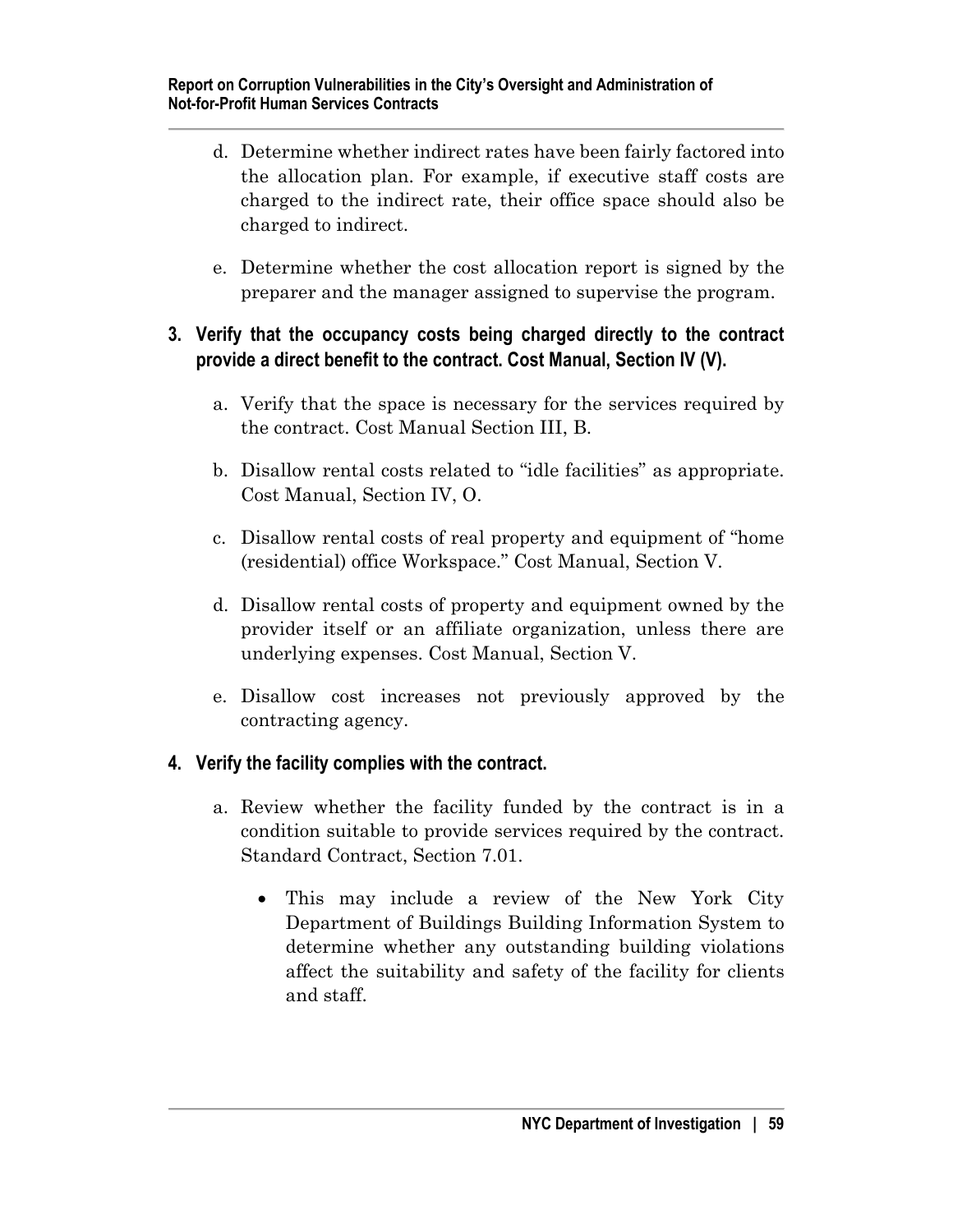d. Determine whether indirect rates have been fairly factored into the allocation plan. For example, if executive staff costs are charged to the indirect rate, their office space should also be charged to indirect.

e. Determine whether the cost allocation report is signed by the preparer and the manager assigned to supervise the program.

**3. Verify that the occupancy costs being charged directly to the contract provide a direct benefit to the contract. Cost Manual, Section IV (V).**

a. Verify that the space is necessary for the services required by the contract. Cost Manual Section III, B.

b. Disallow rental costs related to "idle facilities" as appropriate. Cost Manual, Section IV, O.

c. Disallow rental costs of real property and equipment of "home (residential) office Workspace." Cost Manual, Section V.

d. Disallow rental costs of property and equipment owned by the provider itself or an affiliate organization, unless there are underlying expenses. Cost Manual, Section V.

e. Disallow cost increases not previously approved by the contracting agency.

**4. Verify the facility complies with the contract.**

a. Review whether the facility funded by the contract is in a condition suitable to provide services required by the contract. Standard Contract, Section 7.01.

- This may include a review of the New York City Department of Buildings Building Information System to determine whether any outstanding building violations affect the suitability and safety of the facility for clients and staff.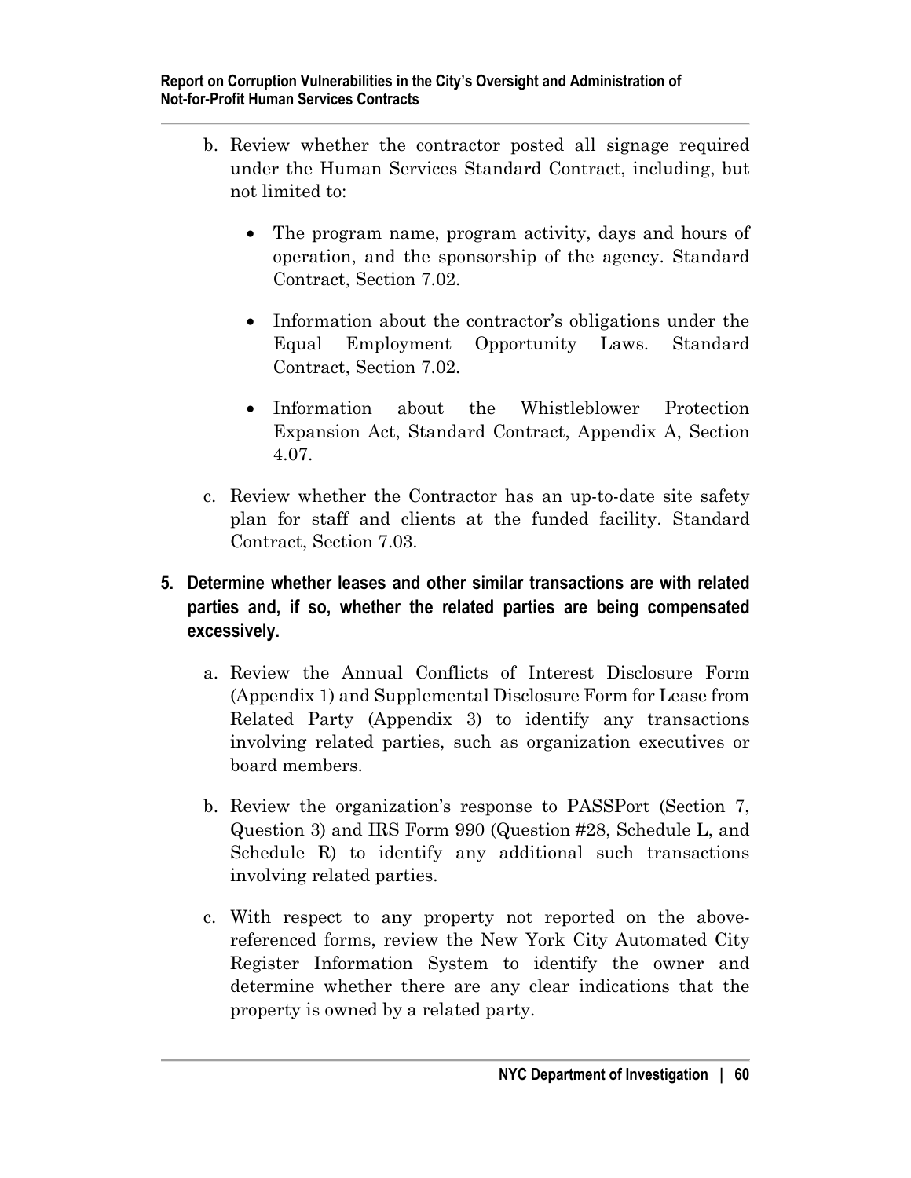b. Review whether the contractor posted all signage required under the Human Services Standard Contract, including, but not limited to:

   - The program name, program activity, days and hours of operation, and the sponsorship of the agency. Standard Contract, Section 7.02.
   - Information about the contractor's obligations under the Equal Employment Opportunity Laws. Standard Contract, Section 7.02.
   - Information about the Whistleblower Protection Expansion Act, Standard Contract, Appendix A, Section 4.07.

c. Review whether the Contractor has an up-to-date site safety plan for staff and clients at the funded facility. Standard Contract, Section 7.03.

**5. Determine whether leases and other similar transactions are with related parties and, if so, whether the related parties are being compensated excessively.**

a. Review the Annual Conflicts of Interest Disclosure Form (Appendix 1) and Supplemental Disclosure Form for Lease from Related Party (Appendix 3) to identify any transactions involving related parties, such as organization executives or board members.

b. Review the organization's response to PASSPort (Section 7, Question 3) and IRS Form 990 (Question #28, Schedule L, and Schedule R) to identify any additional such transactions involving related parties.

c. With respect to any property not reported on the above-referenced forms, review the New York City Automated City Register Information System to identify the owner and determine whether there are any clear indications that the property is owned by a related party.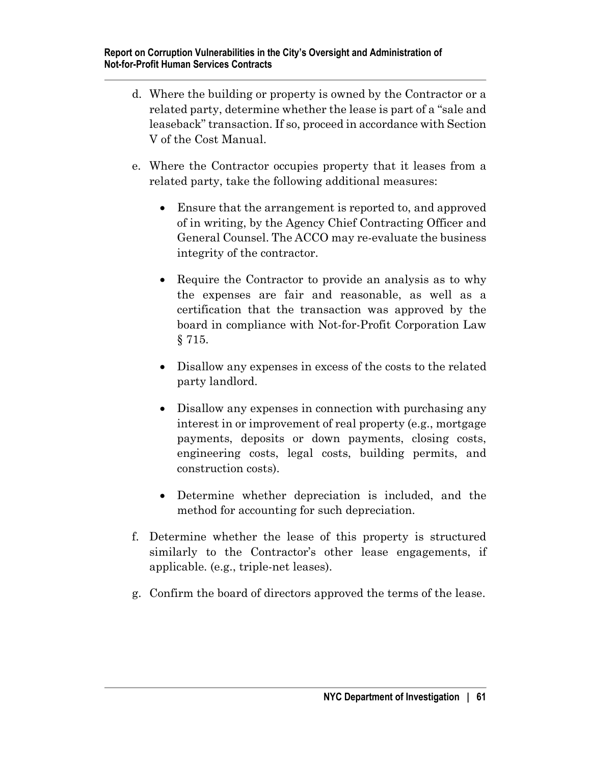d. Where the building or property is owned by the Contractor or a related party, determine whether the lease is part of a "sale and leaseback" transaction. If so, proceed in accordance with Section V of the Cost Manual.

e. Where the Contractor occupies property that it leases from a related party, take the following additional measures:

   - Ensure that the arrangement is reported to, and approved of in writing, by the Agency Chief Contracting Officer and General Counsel. The ACCO may re-evaluate the business integrity of the contractor.

   - Require the Contractor to provide an analysis as to why the expenses are fair and reasonable, as well as a certification that the transaction was approved by the board in compliance with Not-for-Profit Corporation Law § 715.

   - Disallow any expenses in excess of the costs to the related party landlord.

   - Disallow any expenses in connection with purchasing any interest in or improvement of real property (e.g., mortgage payments, deposits or down payments, closing costs, engineering costs, legal costs, building permits, and construction costs).

   - Determine whether depreciation is included, and the method for accounting for such depreciation.

f. Determine whether the lease of this property is structured similarly to the Contractor's other lease engagements, if applicable. (e.g., triple-net leases).

g. Confirm the board of directors approved the terms of the lease.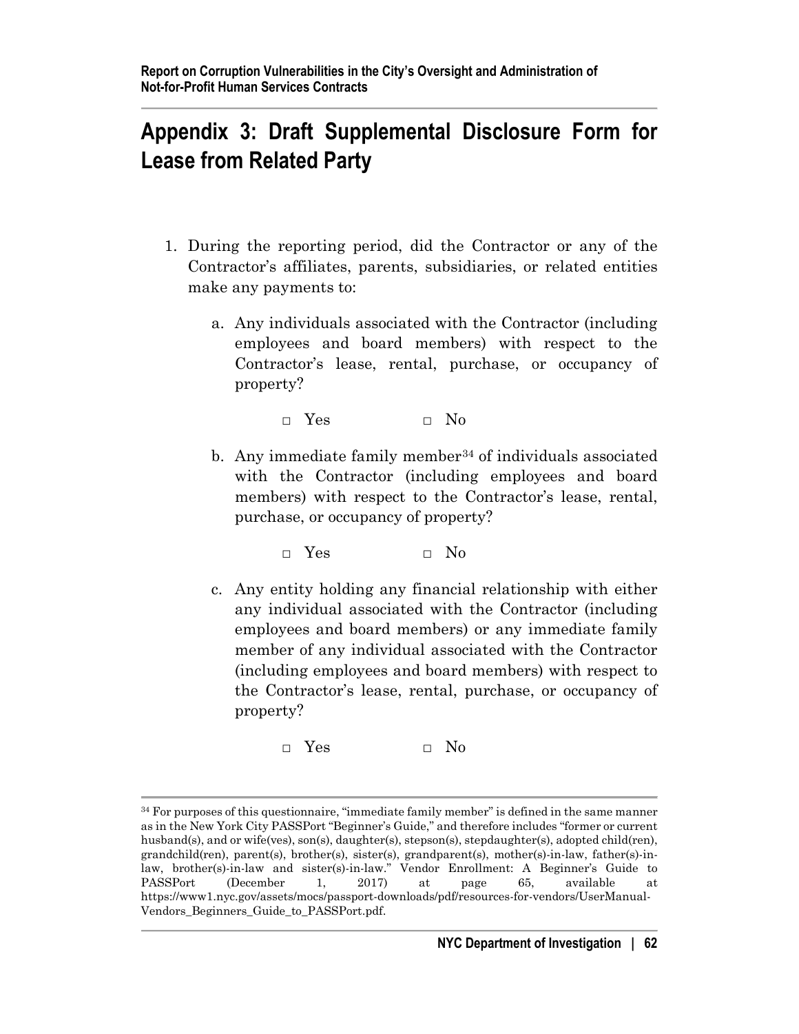# Appendix 3: Draft Supplemental Disclosure Form for Lease from Related Party

1. During the reporting period, did the Contractor or any of the Contractor's affiliates, parents, subsidiaries, or related entities make any payments to:

   a. Any individuals associated with the Contractor (including employees and board members) with respect to the Contractor's lease, rental, purchase, or occupancy of property?

      □ Yes □ No

   b. Any immediate family member[34] of individuals associated with the Contractor (including employees and board members) with respect to the Contractor's lease, rental, purchase, or occupancy of property?

      □ Yes □ No

   c. Any entity holding any financial relationship with either any individual associated with the Contractor (including employees and board members) or any immediate family member of any individual associated with the Contractor (including employees and board members) with respect to the Contractor's lease, rental, purchase, or occupancy of property?

      □ Yes □ No

---

[34] For purposes of this questionnaire, "immediate family member" is defined in the same manner as in the New York City PASSPort "Beginner's Guide," and therefore includes "former or current husband(s), and or wife(ves), son(s), daughter(s), stepson(s), stepdaughter(s), adopted child(ren), grandchild(ren), parent(s), brother(s), sister(s), grandparent(s), mother(s)-in-law, father(s)-in-law, brother(s)-in-law and sister(s)-in-law." Vendor Enrollment: A Beginner's Guide to PASSPort (December 1, 2017) at page 65, available at https://www1.nyc.gov/assets/mocs/passport-downloads/pdf/resources-for-vendors/UserManual-Vendors_Beginners_Guide_to_PASSPort.pdf.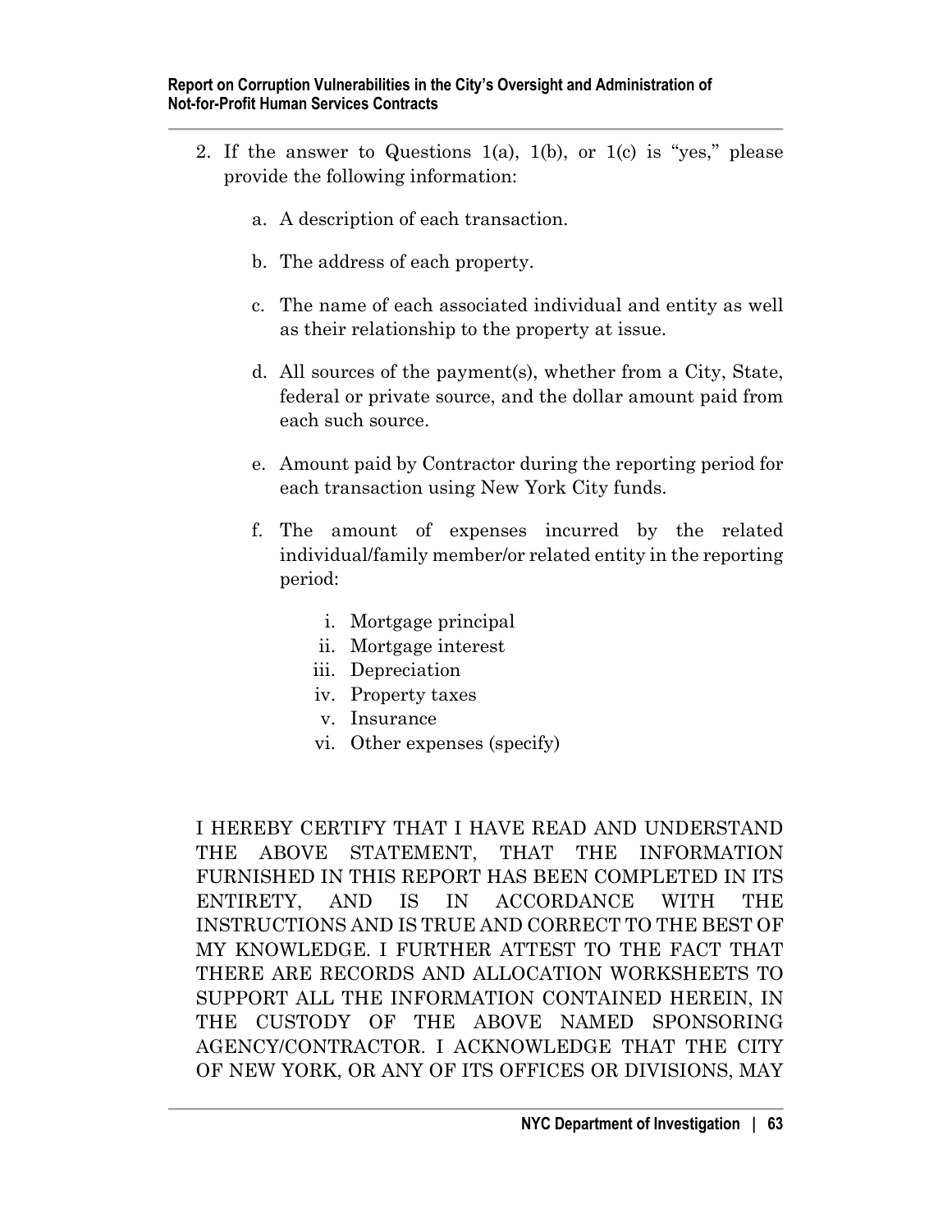2. If the answer to Questions 1(a), 1(b), or 1(c) is "yes," please provide the following information:

    a. A description of each transaction.

    b. The address of each property.

    c. The name of each associated individual and entity as well as their relationship to the property at issue.

    d. All sources of the payment(s), whether from a City, State, federal or private source, and the dollar amount paid from each such source.

    e. Amount paid by Contractor during the reporting period for each transaction using New York City funds.

    f. The amount of expenses incurred by the related individual/family member/or related entity in the reporting period:

        i. Mortgage principal
        ii. Mortgage interest
        iii. Depreciation
        iv. Property taxes
        v. Insurance
        vi. Other expenses (specify)

I HEREBY CERTIFY THAT I HAVE READ AND UNDERSTAND THE ABOVE STATEMENT, THAT THE INFORMATION FURNISHED IN THIS REPORT HAS BEEN COMPLETED IN ITS ENTIRETY, AND IS IN ACCORDANCE WITH THE INSTRUCTIONS AND IS TRUE AND CORRECT TO THE BEST OF MY KNOWLEDGE. I FURTHER ATTEST TO THE FACT THAT THERE ARE RECORDS AND ALLOCATION WORKSHEETS TO SUPPORT ALL THE INFORMATION CONTAINED HEREIN, IN THE CUSTODY OF THE ABOVE NAMED SPONSORING AGENCY/CONTRACTOR. I ACKNOWLEDGE THAT THE CITY OF NEW YORK, OR ANY OF ITS OFFICES OR DIVISIONS, MAY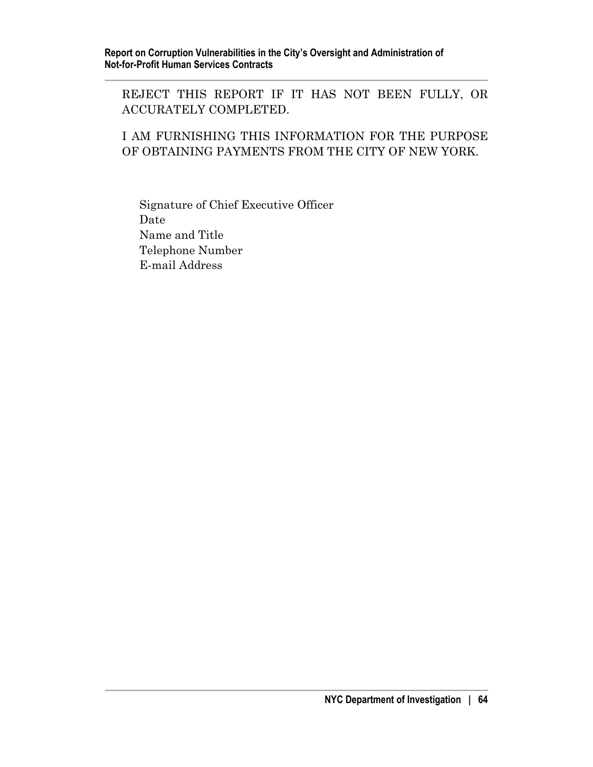REJECT THIS REPORT IF IT HAS NOT BEEN FULLY, OR ACCURATELY COMPLETED.

I AM FURNISHING THIS INFORMATION FOR THE PURPOSE OF OBTAINING PAYMENTS FROM THE CITY OF NEW YORK.

Signature of Chief Executive Officer
Date
Name and Title
Telephone Number
E-mail Address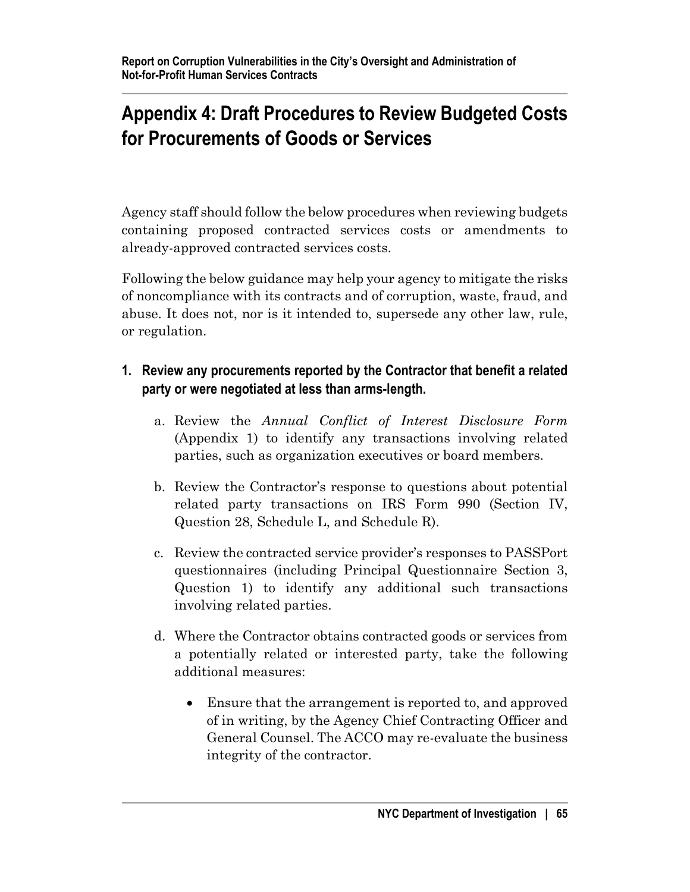# Appendix 4: Draft Procedures to Review Budgeted Costs for Procurements of Goods or Services

Agency staff should follow the below procedures when reviewing budgets containing proposed contracted services costs or amendments to already-approved contracted services costs.

Following the below guidance may help your agency to mitigate the risks of noncompliance with its contracts and of corruption, waste, fraud, and abuse. It does not, nor is it intended to, supersede any other law, rule, or regulation.

1. **Review any procurements reported by the Contractor that benefit a related party or were negotiated at less than arms-length.**

    a. Review the *Annual Conflict of Interest Disclosure Form* (Appendix 1) to identify any transactions involving related parties, such as organization executives or board members.

    b. Review the Contractor's response to questions about potential related party transactions on IRS Form 990 (Section IV, Question 28, Schedule L, and Schedule R).

    c. Review the contracted service provider's responses to PASSPort questionnaires (including Principal Questionnaire Section 3, Question 1) to identify any additional such transactions involving related parties.

    d. Where the Contractor obtains contracted goods or services from a potentially related or interested party, take the following additional measures:

        - Ensure that the arrangement is reported to, and approved of in writing, by the Agency Chief Contracting Officer and General Counsel. The ACCO may re-evaluate the business integrity of the contractor.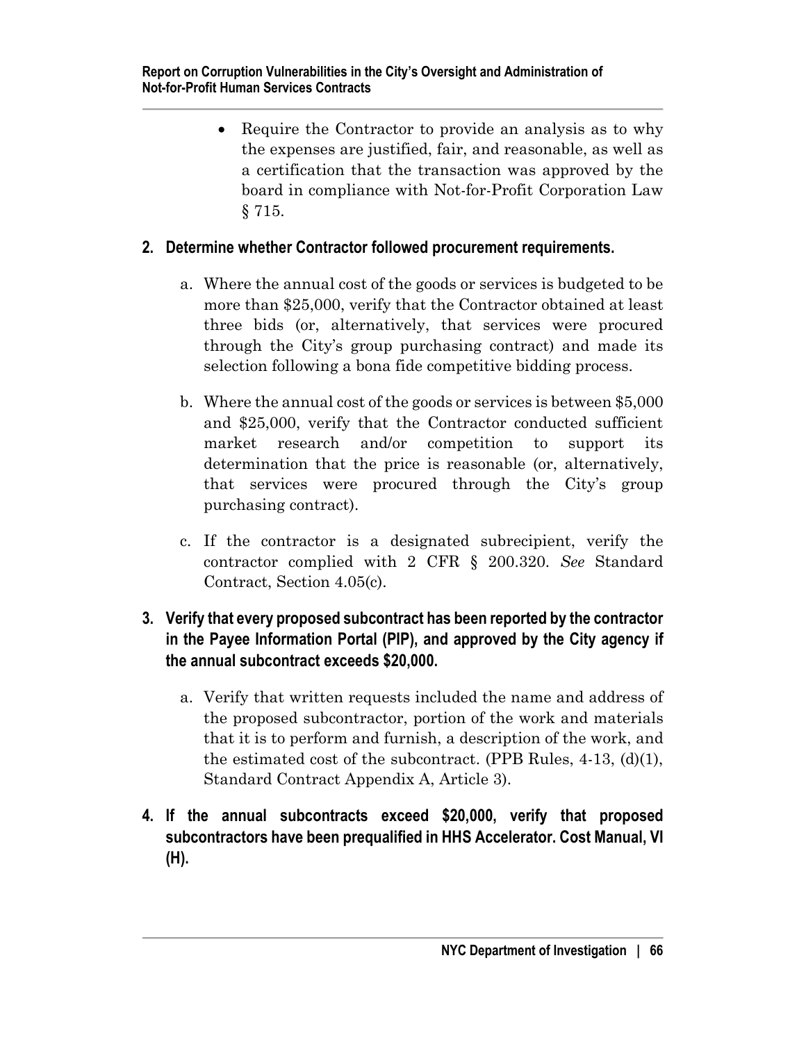- Require the Contractor to provide an analysis as to why the expenses are justified, fair, and reasonable, as well as a certification that the transaction was approved by the board in compliance with Not-for-Profit Corporation Law § 715.

**2. Determine whether Contractor followed procurement requirements.**

a. Where the annual cost of the goods or services is budgeted to be more than $25,000, verify that the Contractor obtained at least three bids (or, alternatively, that services were procured through the City's group purchasing contract) and made its selection following a bona fide competitive bidding process.

b. Where the annual cost of the goods or services is between $5,000 and $25,000, verify that the Contractor conducted sufficient market research and/or competition to support its determination that the price is reasonable (or, alternatively, that services were procured through the City's group purchasing contract).

c. If the contractor is a designated subrecipient, verify the contractor complied with 2 CFR § 200.320. *See* Standard Contract, Section 4.05(c).

**3. Verify that every proposed subcontract has been reported by the contractor in the Payee Information Portal (PIP), and approved by the City agency if the annual subcontract exceeds $20,000.**

a. Verify that written requests included the name and address of the proposed subcontractor, portion of the work and materials that it is to perform and furnish, a description of the work, and the estimated cost of the subcontract. (PPB Rules, 4-13, (d)(1), Standard Contract Appendix A, Article 3).

**4. If the annual subcontracts exceed $20,000, verify that proposed subcontractors have been prequalified in HHS Accelerator. Cost Manual, VI (H).**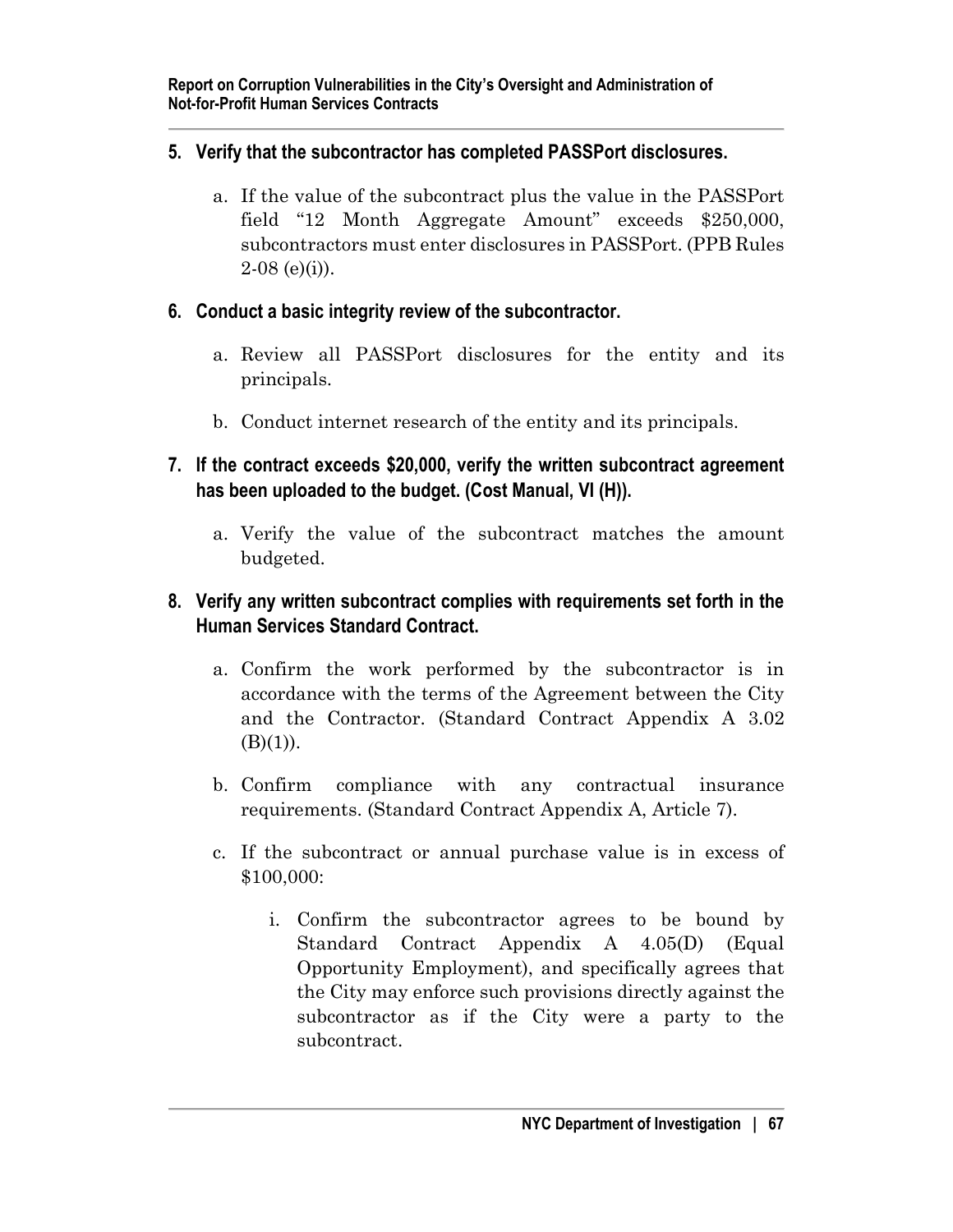**5. Verify that the subcontractor has completed PASSPort disclosures.**

a. If the value of the subcontract plus the value in the PASSPort field "12 Month Aggregate Amount" exceeds $250,000, subcontractors must enter disclosures in PASSPort. (PPB Rules 2-08 (e)(i)).

**6. Conduct a basic integrity review of the subcontractor.**

a. Review all PASSPort disclosures for the entity and its principals.

b. Conduct internet research of the entity and its principals.

**7. If the contract exceeds $20,000, verify the written subcontract agreement has been uploaded to the budget. (Cost Manual, VI (H)).**

a. Verify the value of the subcontract matches the amount budgeted.

**8. Verify any written subcontract complies with requirements set forth in the Human Services Standard Contract.**

a. Confirm the work performed by the subcontractor is in accordance with the terms of the Agreement between the City and the Contractor. (Standard Contract Appendix A 3.02 (B)(1)).

b. Confirm compliance with any contractual insurance requirements. (Standard Contract Appendix A, Article 7).

c. If the subcontract or annual purchase value is in excess of $100,000:

i. Confirm the subcontractor agrees to be bound by Standard Contract Appendix A 4.05(D) (Equal Opportunity Employment), and specifically agrees that the City may enforce such provisions directly against the subcontractor as if the City were a party to the subcontract.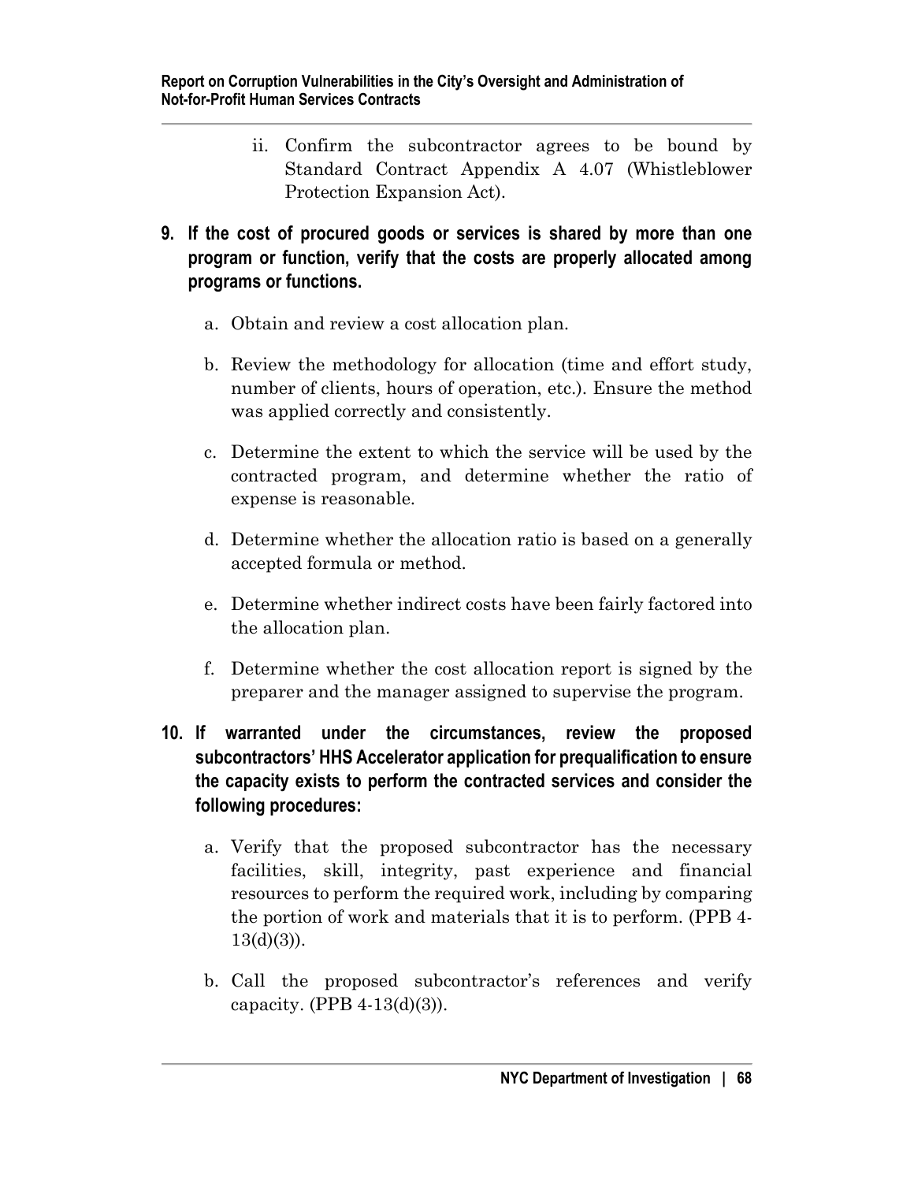ii. Confirm the subcontractor agrees to be bound by Standard Contract Appendix A 4.07 (Whistleblower Protection Expansion Act).

**9. If the cost of procured goods or services is shared by more than one program or function, verify that the costs are properly allocated among programs or functions.**

   a. Obtain and review a cost allocation plan.

   b. Review the methodology for allocation (time and effort study, number of clients, hours of operation, etc.). Ensure the method was applied correctly and consistently.

   c. Determine the extent to which the service will be used by the contracted program, and determine whether the ratio of expense is reasonable.

   d. Determine whether the allocation ratio is based on a generally accepted formula or method.

   e. Determine whether indirect costs have been fairly factored into the allocation plan.

   f. Determine whether the cost allocation report is signed by the preparer and the manager assigned to supervise the program.

**10. If warranted under the circumstances, review the proposed subcontractors' HHS Accelerator application for prequalification to ensure the capacity exists to perform the contracted services and consider the following procedures:**

   a. Verify that the proposed subcontractor has the necessary facilities, skill, integrity, past experience and financial resources to perform the required work, including by comparing the portion of work and materials that it is to perform. (PPB 4-13(d)(3)).

   b. Call the proposed subcontractor's references and verify capacity. (PPB 4-13(d)(3)).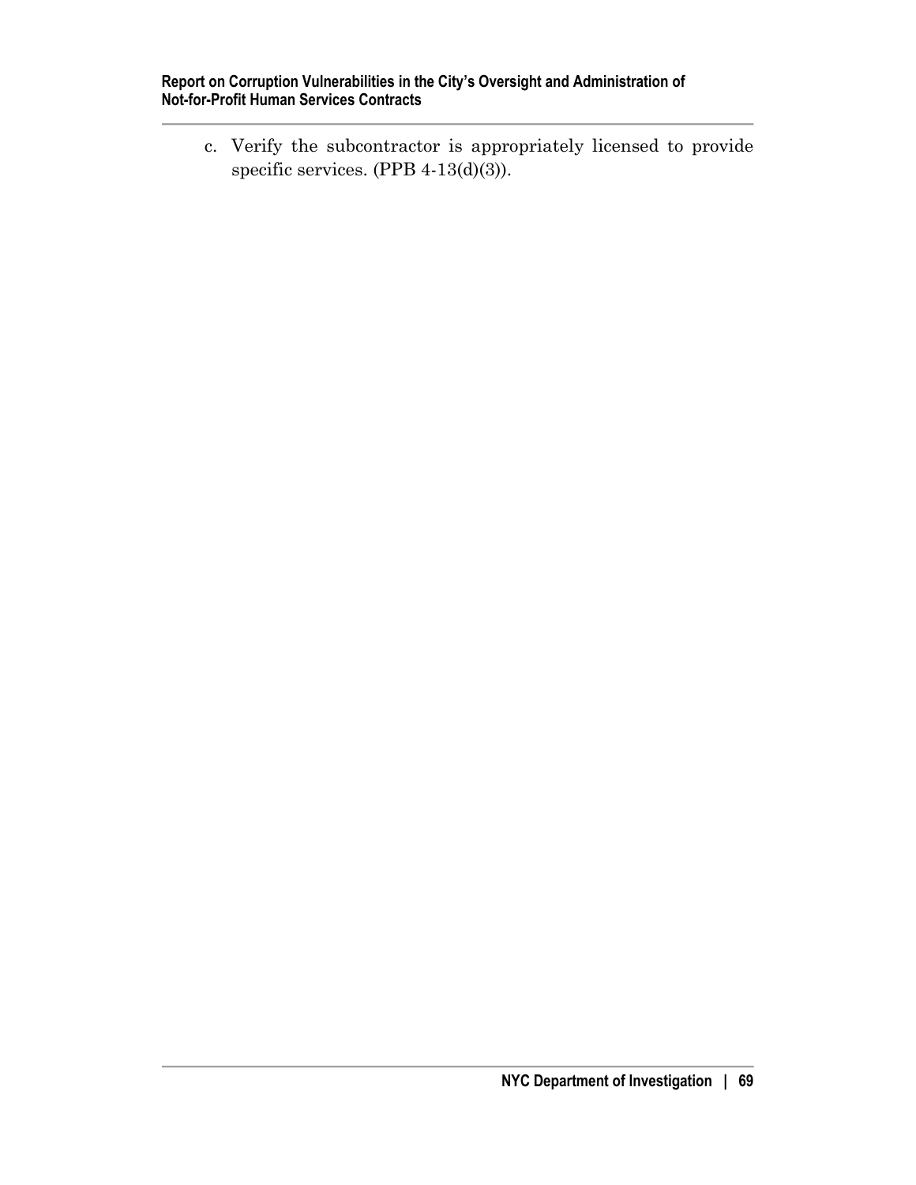c. Verify the subcontractor is appropriately licensed to provide specific services. (PPB 4-13(d)(3)).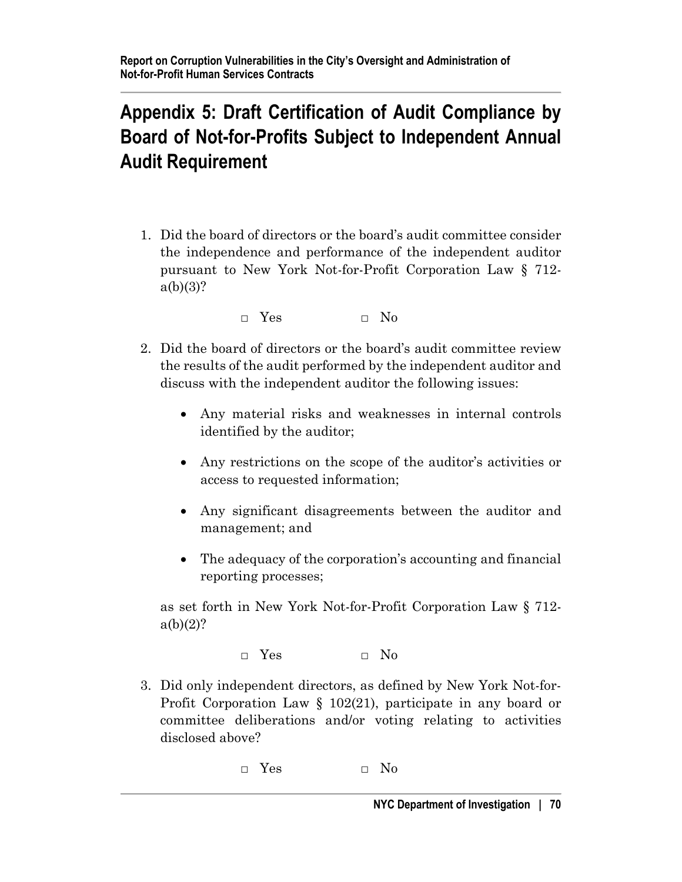# Appendix 5: Draft Certification of Audit Compliance by Board of Not-for-Profits Subject to Independent Annual Audit Requirement

1. Did the board of directors or the board's audit committee consider the independence and performance of the independent auditor pursuant to New York Not-for-Profit Corporation Law § 712-a(b)(3)?

   □ Yes □ No

2. Did the board of directors or the board's audit committee review the results of the audit performed by the independent auditor and discuss with the independent auditor the following issues:

   - Any material risks and weaknesses in internal controls identified by the auditor;
   - Any restrictions on the scope of the auditor's activities or access to requested information;
   - Any significant disagreements between the auditor and management; and
   - The adequacy of the corporation's accounting and financial reporting processes;

   as set forth in New York Not-for-Profit Corporation Law § 712-a(b)(2)?

   □ Yes □ No

3. Did only independent directors, as defined by New York Not-for-Profit Corporation Law § 102(21), participate in any board or committee deliberations and/or voting relating to activities disclosed above?

   □ Yes □ No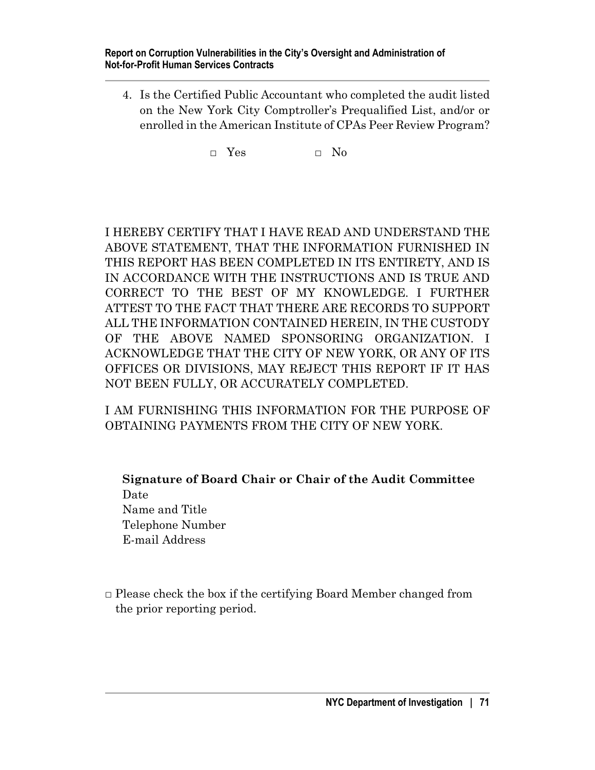4. Is the Certified Public Accountant who completed the audit listed on the New York City Comptroller's Prequalified List, and/or or enrolled in the American Institute of CPAs Peer Review Program?

   □ Yes □ No

I HEREBY CERTIFY THAT I HAVE READ AND UNDERSTAND THE ABOVE STATEMENT, THAT THE INFORMATION FURNISHED IN THIS REPORT HAS BEEN COMPLETED IN ITS ENTIRETY, AND IS IN ACCORDANCE WITH THE INSTRUCTIONS AND IS TRUE AND CORRECT TO THE BEST OF MY KNOWLEDGE. I FURTHER ATTEST TO THE FACT THAT THERE ARE RECORDS TO SUPPORT ALL THE INFORMATION CONTAINED HEREIN, IN THE CUSTODY OF THE ABOVE NAMED SPONSORING ORGANIZATION. I ACKNOWLEDGE THAT THE CITY OF NEW YORK, OR ANY OF ITS OFFICES OR DIVISIONS, MAY REJECT THIS REPORT IF IT HAS NOT BEEN FULLY, OR ACCURATELY COMPLETED.

I AM FURNISHING THIS INFORMATION FOR THE PURPOSE OF OBTAINING PAYMENTS FROM THE CITY OF NEW YORK.

**Signature of Board Chair or Chair of the Audit Committee**
Date
Name and Title
Telephone Number
E-mail Address

□ Please check the box if the certifying Board Member changed from the prior reporting period.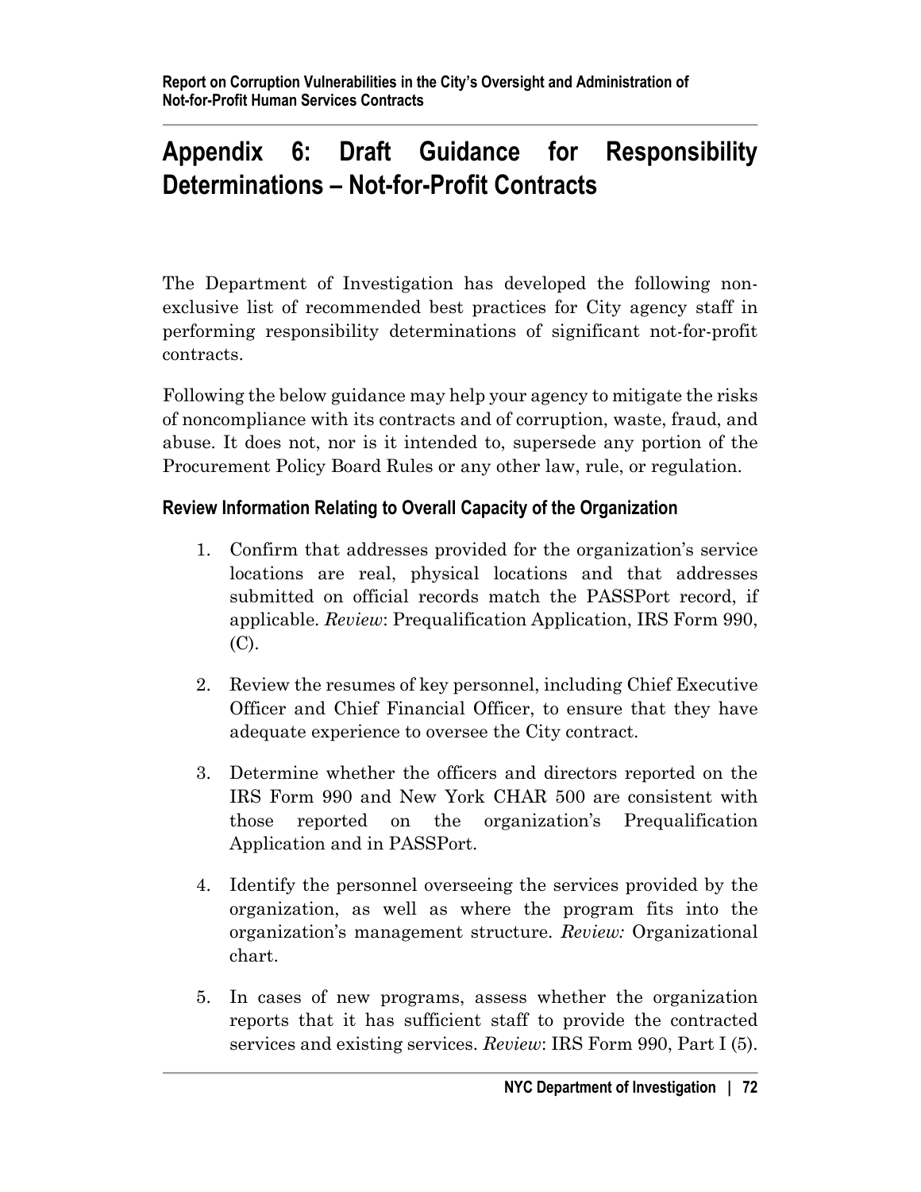# Appendix 6: Draft Guidance for Responsibility Determinations – Not-for-Profit Contracts

The Department of Investigation has developed the following non-exclusive list of recommended best practices for City agency staff in performing responsibility determinations of significant not-for-profit contracts.

Following the below guidance may help your agency to mitigate the risks of noncompliance with its contracts and of corruption, waste, fraud, and abuse. It does not, nor is it intended to, supersede any portion of the Procurement Policy Board Rules or any other law, rule, or regulation.

### Review Information Relating to Overall Capacity of the Organization

1. Confirm that addresses provided for the organization's service locations are real, physical locations and that addresses submitted on official records match the PASSPort record, if applicable. *Review*: Prequalification Application, IRS Form 990, (C).

2. Review the resumes of key personnel, including Chief Executive Officer and Chief Financial Officer, to ensure that they have adequate experience to oversee the City contract.

3. Determine whether the officers and directors reported on the IRS Form 990 and New York CHAR 500 are consistent with those reported on the organization's Prequalification Application and in PASSPort.

4. Identify the personnel overseeing the services provided by the organization, as well as where the program fits into the organization's management structure. *Review:* Organizational chart.

5. In cases of new programs, assess whether the organization reports that it has sufficient staff to provide the contracted services and existing services. *Review*: IRS Form 990, Part I (5).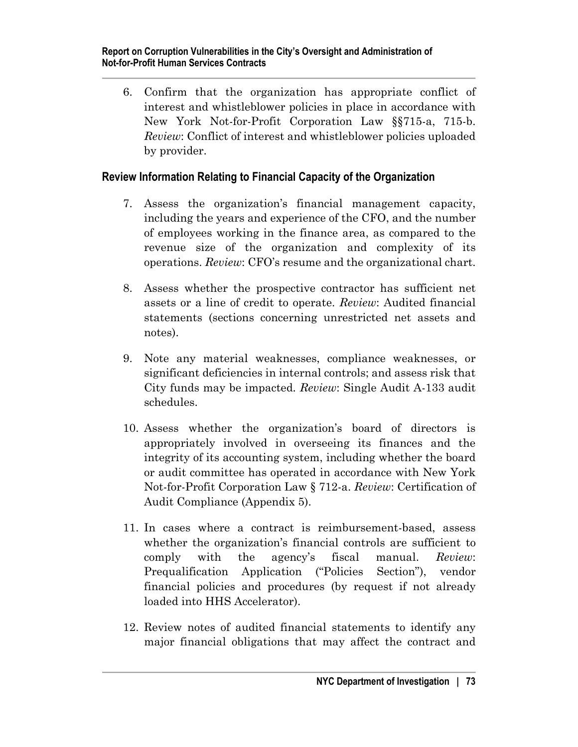6. Confirm that the organization has appropriate conflict of interest and whistleblower policies in place in accordance with New York Not-for-Profit Corporation Law §§715-a, 715-b. *Review*: Conflict of interest and whistleblower policies uploaded by provider.

## Review Information Relating to Financial Capacity of the Organization

7. Assess the organization's financial management capacity, including the years and experience of the CFO, and the number of employees working in the finance area, as compared to the revenue size of the organization and complexity of its operations. *Review*: CFO's resume and the organizational chart.

8. Assess whether the prospective contractor has sufficient net assets or a line of credit to operate. *Review*: Audited financial statements (sections concerning unrestricted net assets and notes).

9. Note any material weaknesses, compliance weaknesses, or significant deficiencies in internal controls; and assess risk that City funds may be impacted. *Review*: Single Audit A-133 audit schedules.

10. Assess whether the organization's board of directors is appropriately involved in overseeing its finances and the integrity of its accounting system, including whether the board or audit committee has operated in accordance with New York Not-for-Profit Corporation Law § 712-a. *Review*: Certification of Audit Compliance (Appendix 5).

11. In cases where a contract is reimbursement-based, assess whether the organization's financial controls are sufficient to comply with the agency's fiscal manual. *Review*: Prequalification Application ("Policies Section"), vendor financial policies and procedures (by request if not already loaded into HHS Accelerator).

12. Review notes of audited financial statements to identify any major financial obligations that may affect the contract and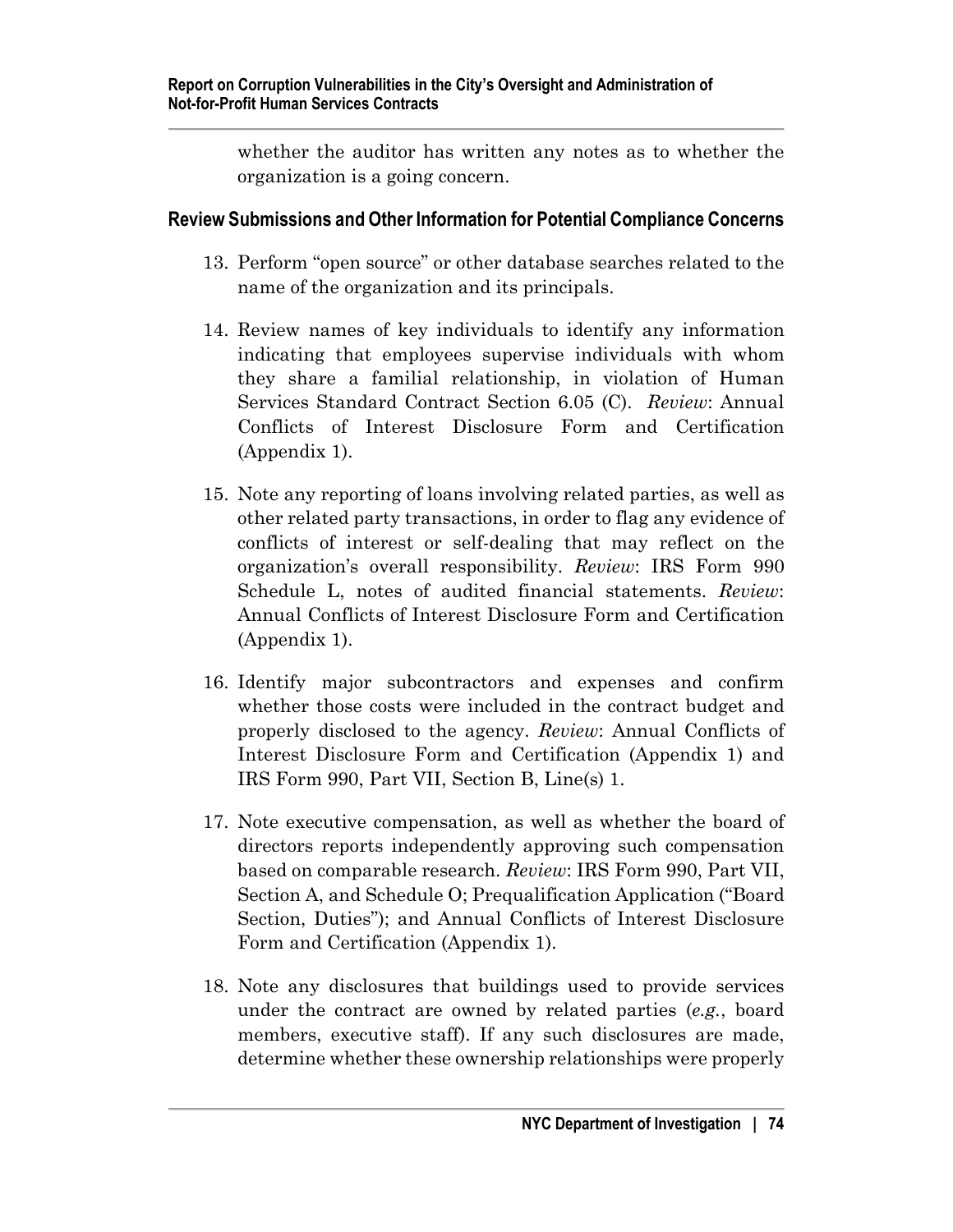whether the auditor has written any notes as to whether the organization is a going concern.

### Review Submissions and Other Information for Potential Compliance Concerns

13. Perform "open source" or other database searches related to the name of the organization and its principals.

14. Review names of key individuals to identify any information indicating that employees supervise individuals with whom they share a familial relationship, in violation of Human Services Standard Contract Section 6.05 (C). *Review*: Annual Conflicts of Interest Disclosure Form and Certification (Appendix 1).

15. Note any reporting of loans involving related parties, as well as other related party transactions, in order to flag any evidence of conflicts of interest or self-dealing that may reflect on the organization's overall responsibility. *Review*: IRS Form 990 Schedule L, notes of audited financial statements. *Review*: Annual Conflicts of Interest Disclosure Form and Certification (Appendix 1).

16. Identify major subcontractors and expenses and confirm whether those costs were included in the contract budget and properly disclosed to the agency. *Review*: Annual Conflicts of Interest Disclosure Form and Certification (Appendix 1) and IRS Form 990, Part VII, Section B, Line(s) 1.

17. Note executive compensation, as well as whether the board of directors reports independently approving such compensation based on comparable research. *Review*: IRS Form 990, Part VII, Section A, and Schedule O; Prequalification Application ("Board Section, Duties"); and Annual Conflicts of Interest Disclosure Form and Certification (Appendix 1).

18. Note any disclosures that buildings used to provide services under the contract are owned by related parties (*e.g.*, board members, executive staff). If any such disclosures are made, determine whether these ownership relationships were properly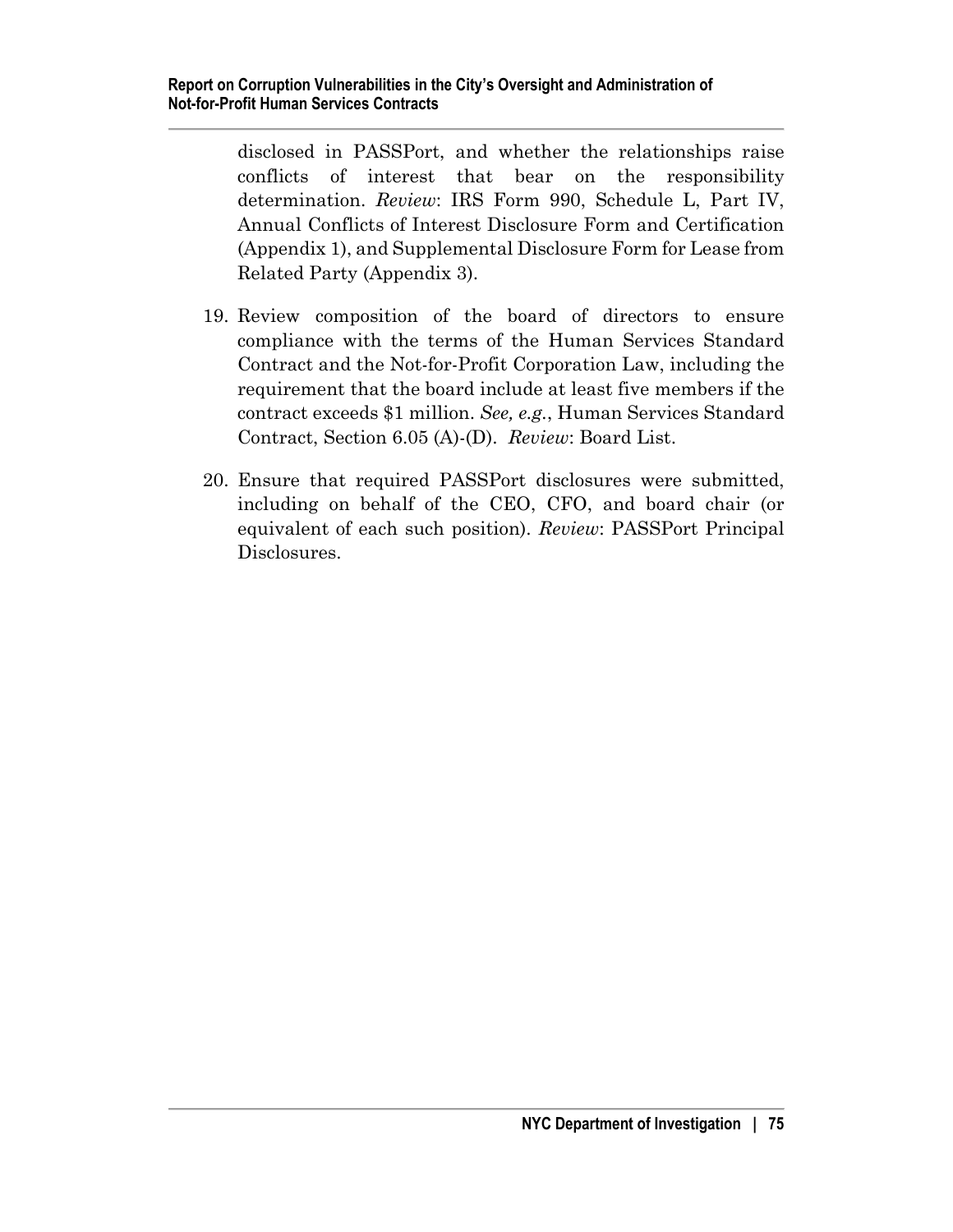disclosed in PASSPort, and whether the relationships raise conflicts of interest that bear on the responsibility determination. *Review*: IRS Form 990, Schedule L, Part IV, Annual Conflicts of Interest Disclosure Form and Certification (Appendix 1), and Supplemental Disclosure Form for Lease from Related Party (Appendix 3).

19. Review composition of the board of directors to ensure compliance with the terms of the Human Services Standard Contract and the Not-for-Profit Corporation Law, including the requirement that the board include at least five members if the contract exceeds $1 million. *See, e.g.*, Human Services Standard Contract, Section 6.05 (A)-(D). *Review*: Board List.

20. Ensure that required PASSPort disclosures were submitted, including on behalf of the CEO, CFO, and board chair (or equivalent of each such position). *Review*: PASSPort Principal Disclosures.